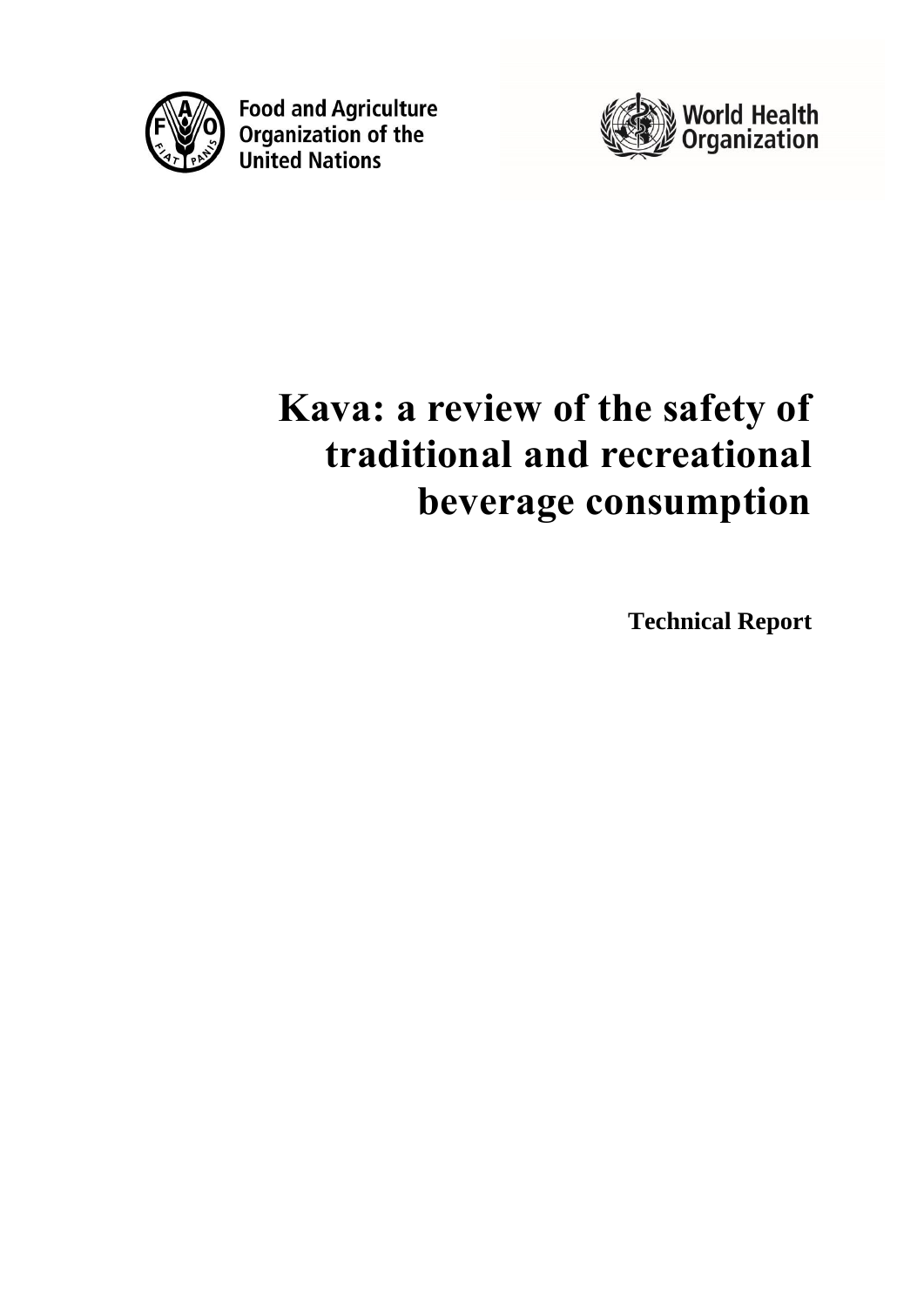Food and Agriculture Organization of the United Nations

World Health Organization

# Kava: a review of the safety of traditional and recreational beverage consumption

**Technical Report**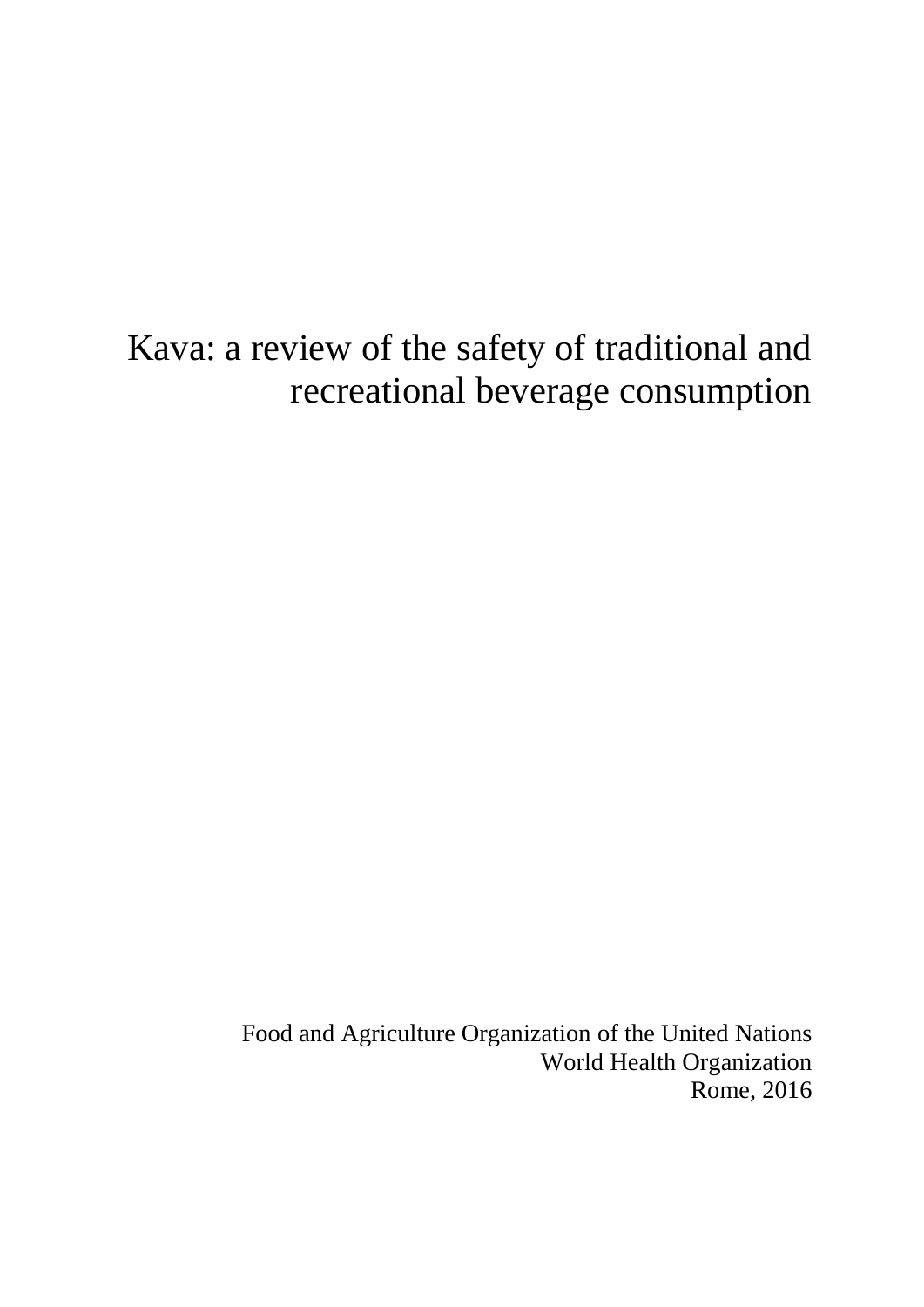# Kava: a review of the safety of traditional and recreational beverage consumption

Food and Agriculture Organization of the United Nations
World Health Organization
Rome, 2016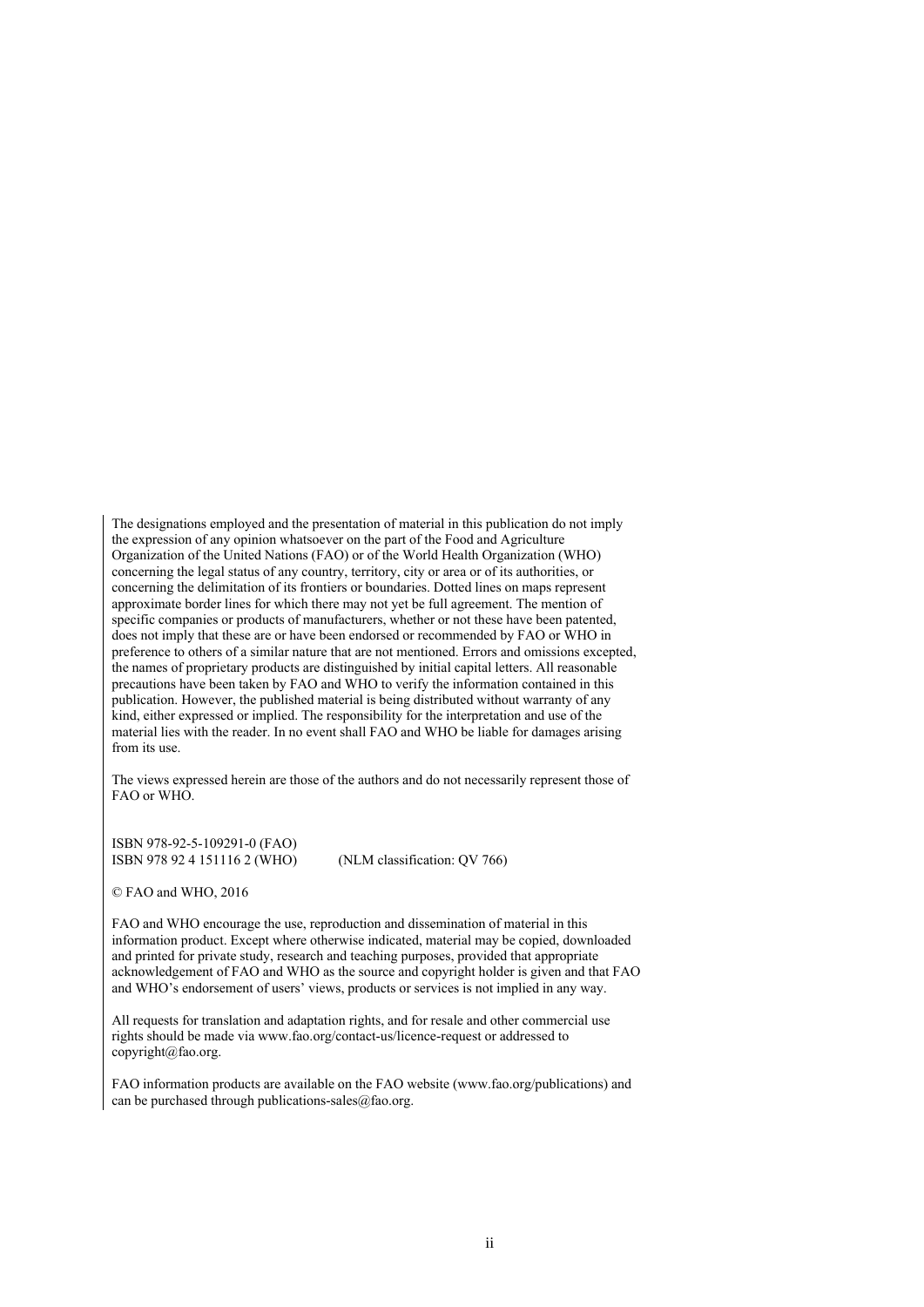The designations employed and the presentation of material in this publication do not imply the expression of any opinion whatsoever on the part of the Food and Agriculture Organization of the United Nations (FAO) or of the World Health Organization (WHO) concerning the legal status of any country, territory, city or area or of its authorities, or concerning the delimitation of its frontiers or boundaries. Dotted lines on maps represent approximate border lines for which there may not yet be full agreement. The mention of specific companies or products of manufacturers, whether or not these have been patented, does not imply that these are or have been endorsed or recommended by FAO or WHO in preference to others of a similar nature that are not mentioned. Errors and omissions excepted, the names of proprietary products are distinguished by initial capital letters. All reasonable precautions have been taken by FAO and WHO to verify the information contained in this publication. However, the published material is being distributed without warranty of any kind, either expressed or implied. The responsibility for the interpretation and use of the material lies with the reader. In no event shall FAO and WHO be liable for damages arising from its use.

The views expressed herein are those of the authors and do not necessarily represent those of FAO or WHO.

ISBN 978-92-5-109291-0 (FAO)
ISBN 978 92 4 151116 2 (WHO) (NLM classification: QV 766)

© FAO and WHO, 2016

FAO and WHO encourage the use, reproduction and dissemination of material in this information product. Except where otherwise indicated, material may be copied, downloaded and printed for private study, research and teaching purposes, provided that appropriate acknowledgement of FAO and WHO as the source and copyright holder is given and that FAO and WHO's endorsement of users' views, products or services is not implied in any way.

All requests for translation and adaptation rights, and for resale and other commercial use rights should be made via www.fao.org/contact-us/licence-request or addressed to copyright@fao.org.

FAO information products are available on the FAO website (www.fao.org/publications) and can be purchased through publications-sales@fao.org.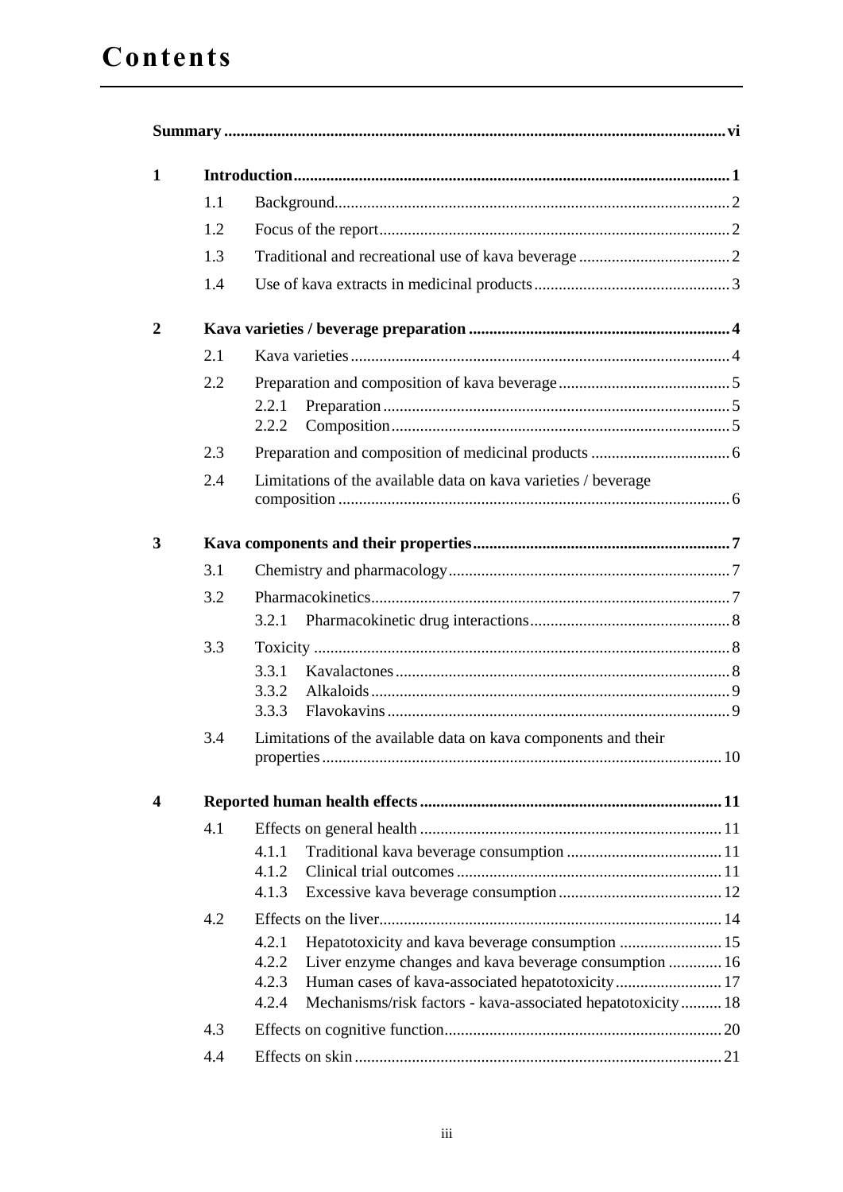# Contents

**Summary** vi

**1 Introduction** 1

- 1.1 Background 2
- 1.2 Focus of the report 2
- 1.3 Traditional and recreational use of kava beverage 2
- 1.4 Use of kava extracts in medicinal products 3

**2 Kava varieties / beverage preparation** 4

- 2.1 Kava varieties 4
- 2.2 Preparation and composition of kava beverage 5
  - 2.2.1 Preparation 5
  - 2.2.2 Composition 5
- 2.3 Preparation and composition of medicinal products 6
- 2.4 Limitations of the available data on kava varieties / beverage composition 6

**3 Kava components and their properties** 7

- 3.1 Chemistry and pharmacology 7
- 3.2 Pharmacokinetics 7
  - 3.2.1 Pharmacokinetic drug interactions 8
- 3.3 Toxicity 8
  - 3.3.1 Kavalactones 8
  - 3.3.2 Alkaloids 9
  - 3.3.3 Flavokavins 9
- 3.4 Limitations of the available data on kava components and their properties 10

**4 Reported human health effects** 11

- 4.1 Effects on general health 11
  - 4.1.1 Traditional kava beverage consumption 11
  - 4.1.2 Clinical trial outcomes 11
  - 4.1.3 Excessive kava beverage consumption 12
- 4.2 Effects on the liver 14
  - 4.2.1 Hepatotoxicity and kava beverage consumption 15
  - 4.2.2 Liver enzyme changes and kava beverage consumption 16
  - 4.2.3 Human cases of kava-associated hepatotoxicity 17
  - 4.2.4 Mechanisms/risk factors - kava-associated hepatotoxicity 18
- 4.3 Effects on cognitive function 20
- 4.4 Effects on skin 21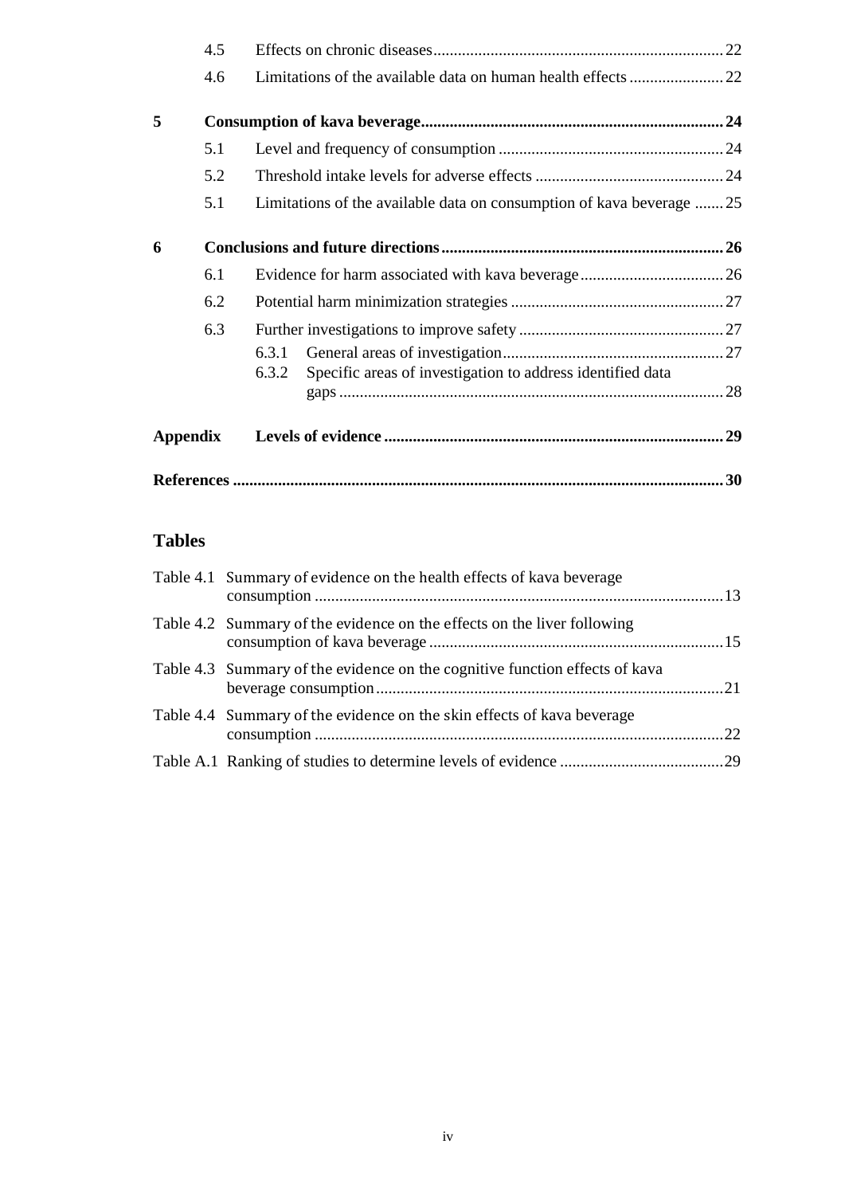| | | |
|---|---|---|
| 4.5 | Effects on chronic diseases | 22 |
| 4.6 | Limitations of the available data on human health effects | 22 |
| **5** | **Consumption of kava beverage** | **24** |
| 5.1 | Level and frequency of consumption | 24 |
| 5.2 | Threshold intake levels for adverse effects | 24 |
| 5.1 | Limitations of the available data on consumption of kava beverage | 25 |
| **6** | **Conclusions and future directions** | **26** |
| 6.1 | Evidence for harm associated with kava beverage | 26 |
| 6.2 | Potential harm minimization strategies | 27 |
| 6.3 | Further investigations to improve safety | 27 |
| 6.3.1 | General areas of investigation | 27 |
| 6.3.2 | Specific areas of investigation to address identified data gaps | 28 |
| **Appendix** | **Levels of evidence** | **29** |
| **References** | | **30** |

## Tables

| | | |
|---|---|---|
| Table 4.1 | Summary of evidence on the health effects of kava beverage consumption | 13 |
| Table 4.2 | Summary of the evidence on the effects on the liver following consumption of kava beverage | 15 |
| Table 4.3 | Summary of the evidence on the cognitive function effects of kava beverage consumption | 21 |
| Table 4.4 | Summary of the evidence on the skin effects of kava beverage consumption | 22 |
| Table A.1 | Ranking of studies to determine levels of evidence | 29 |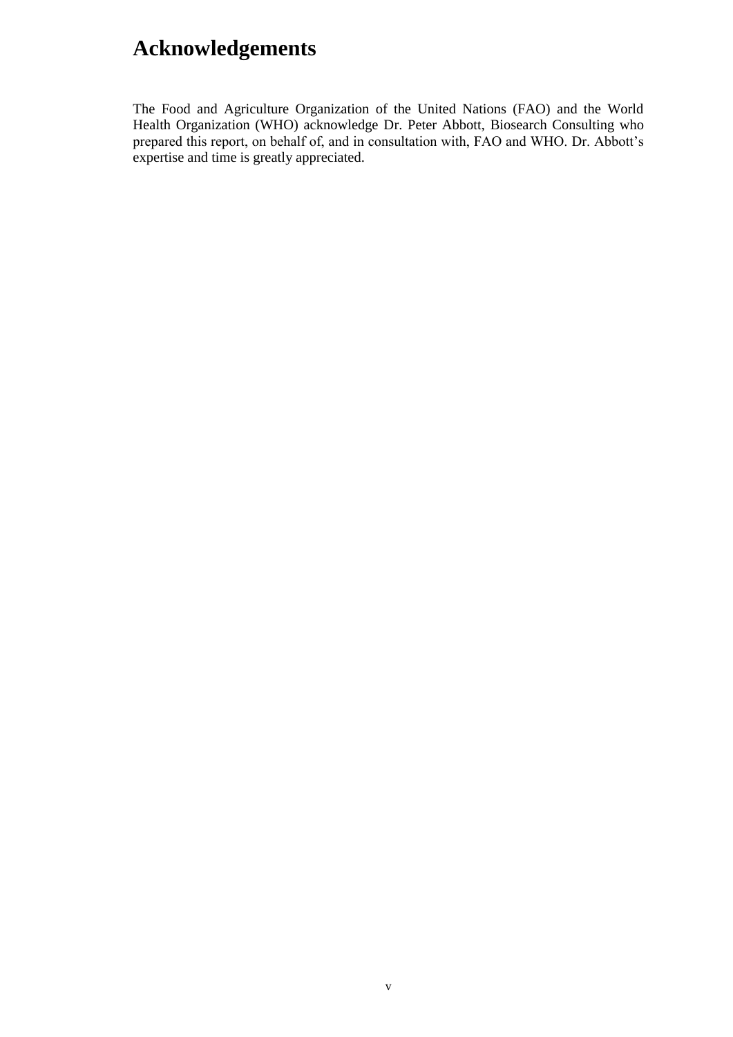# Acknowledgements

The Food and Agriculture Organization of the United Nations (FAO) and the World Health Organization (WHO) acknowledge Dr. Peter Abbott, Biosearch Consulting who prepared this report, on behalf of, and in consultation with, FAO and WHO. Dr. Abbott's expertise and time is greatly appreciated.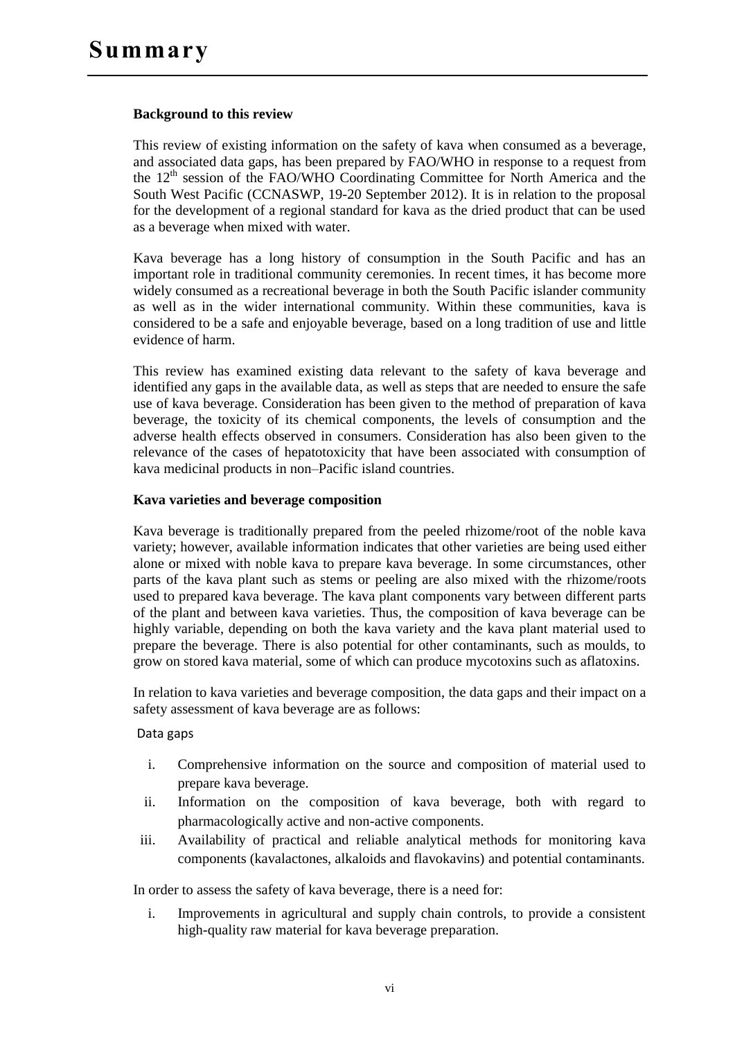# Summary

**Background to this review**

This review of existing information on the safety of kava when consumed as a beverage, and associated data gaps, has been prepared by FAO/WHO in response to a request from the 12th session of the FAO/WHO Coordinating Committee for North America and the South West Pacific (CCNASWP, 19-20 September 2012). It is in relation to the proposal for the development of a regional standard for kava as the dried product that can be used as a beverage when mixed with water.

Kava beverage has a long history of consumption in the South Pacific and has an important role in traditional community ceremonies. In recent times, it has become more widely consumed as a recreational beverage in both the South Pacific islander community as well as in the wider international community. Within these communities, kava is considered to be a safe and enjoyable beverage, based on a long tradition of use and little evidence of harm.

This review has examined existing data relevant to the safety of kava beverage and identified any gaps in the available data, as well as steps that are needed to ensure the safe use of kava beverage. Consideration has been given to the method of preparation of kava beverage, the toxicity of its chemical components, the levels of consumption and the adverse health effects observed in consumers. Consideration has also been given to the relevance of the cases of hepatotoxicity that have been associated with consumption of kava medicinal products in non–Pacific island countries.

**Kava varieties and beverage composition**

Kava beverage is traditionally prepared from the peeled rhizome/root of the noble kava variety; however, available information indicates that other varieties are being used either alone or mixed with noble kava to prepare kava beverage. In some circumstances, other parts of the kava plant such as stems or peeling are also mixed with the rhizome/roots used to prepared kava beverage. The kava plant components vary between different parts of the plant and between kava varieties. Thus, the composition of kava beverage can be highly variable, depending on both the kava variety and the kava plant material used to prepare the beverage. There is also potential for other contaminants, such as moulds, to grow on stored kava material, some of which can produce mycotoxins such as aflatoxins.

In relation to kava varieties and beverage composition, the data gaps and their impact on a safety assessment of kava beverage are as follows:

Data gaps

i. Comprehensive information on the source and composition of material used to prepare kava beverage.
ii. Information on the composition of kava beverage, both with regard to pharmacologically active and non-active components.
iii. Availability of practical and reliable analytical methods for monitoring kava components (kavalactones, alkaloids and flavokavins) and potential contaminants.

In order to assess the safety of kava beverage, there is a need for:

i. Improvements in agricultural and supply chain controls, to provide a consistent high-quality raw material for kava beverage preparation.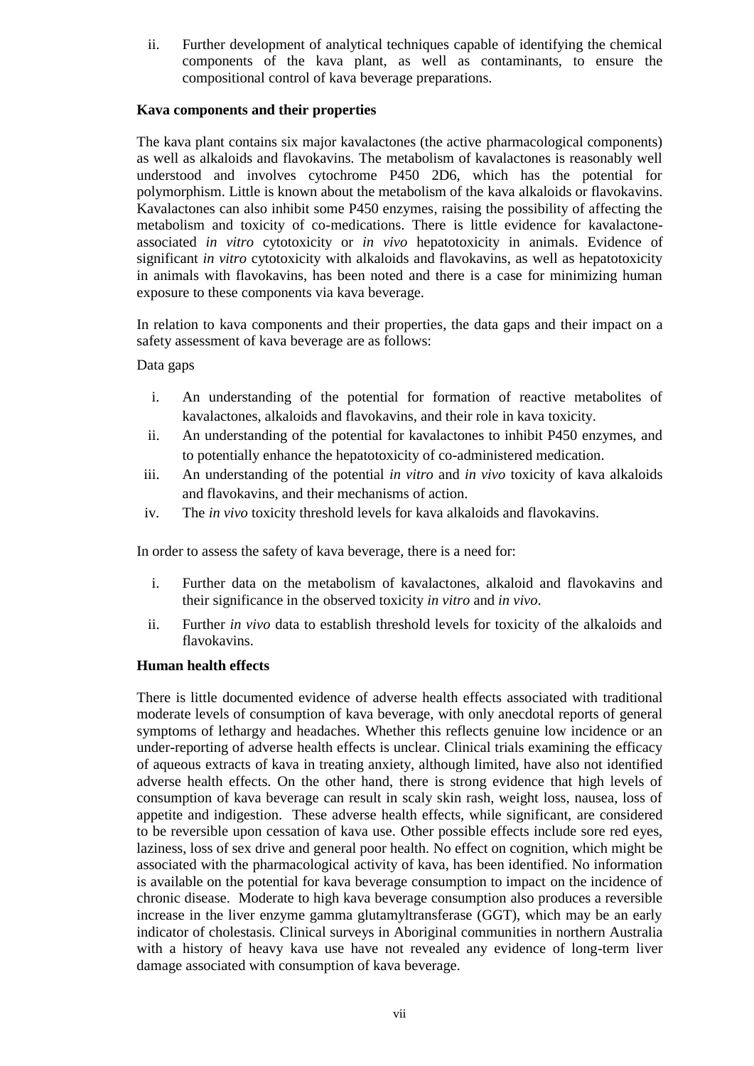ii. Further development of analytical techniques capable of identifying the chemical components of the kava plant, as well as contaminants, to ensure the compositional control of kava beverage preparations.

**Kava components and their properties**

The kava plant contains six major kavalactones (the active pharmacological components) as well as alkaloids and flavokavins. The metabolism of kavalactones is reasonably well understood and involves cytochrome P450 2D6, which has the potential for polymorphism. Little is known about the metabolism of the kava alkaloids or flavokavins. Kavalactones can also inhibit some P450 enzymes, raising the possibility of affecting the metabolism and toxicity of co-medications. There is little evidence for kavalactone-associated *in vitro* cytotoxicity or *in vivo* hepatotoxicity in animals. Evidence of significant *in vitro* cytotoxicity with alkaloids and flavokavins, as well as hepatotoxicity in animals with flavokavins, has been noted and there is a case for minimizing human exposure to these components via kava beverage.

In relation to kava components and their properties, the data gaps and their impact on a safety assessment of kava beverage are as follows:

Data gaps

i. An understanding of the potential for formation of reactive metabolites of kavalactones, alkaloids and flavokavins, and their role in kava toxicity.
ii. An understanding of the potential for kavalactones to inhibit P450 enzymes, and to potentially enhance the hepatotoxicity of co-administered medication.
iii. An understanding of the potential *in vitro* and *in vivo* toxicity of kava alkaloids and flavokavins, and their mechanisms of action.
iv. The *in vivo* toxicity threshold levels for kava alkaloids and flavokavins.

In order to assess the safety of kava beverage, there is a need for:

i. Further data on the metabolism of kavalactones, alkaloid and flavokavins and their significance in the observed toxicity *in vitro* and *in vivo*.
ii. Further *in vivo* data to establish threshold levels for toxicity of the alkaloids and flavokavins.

**Human health effects**

There is little documented evidence of adverse health effects associated with traditional moderate levels of consumption of kava beverage, with only anecdotal reports of general symptoms of lethargy and headaches. Whether this reflects genuine low incidence or an under-reporting of adverse health effects is unclear. Clinical trials examining the efficacy of aqueous extracts of kava in treating anxiety, although limited, have also not identified adverse health effects. On the other hand, there is strong evidence that high levels of consumption of kava beverage can result in scaly skin rash, weight loss, nausea, loss of appetite and indigestion. These adverse health effects, while significant, are considered to be reversible upon cessation of kava use. Other possible effects include sore red eyes, laziness, loss of sex drive and general poor health. No effect on cognition, which might be associated with the pharmacological activity of kava, has been identified. No information is available on the potential for kava beverage consumption to impact on the incidence of chronic disease. Moderate to high kava beverage consumption also produces a reversible increase in the liver enzyme gamma glutamyltransferase (GGT), which may be an early indicator of cholestasis. Clinical surveys in Aboriginal communities in northern Australia with a history of heavy kava use have not revealed any evidence of long-term liver damage associated with consumption of kava beverage.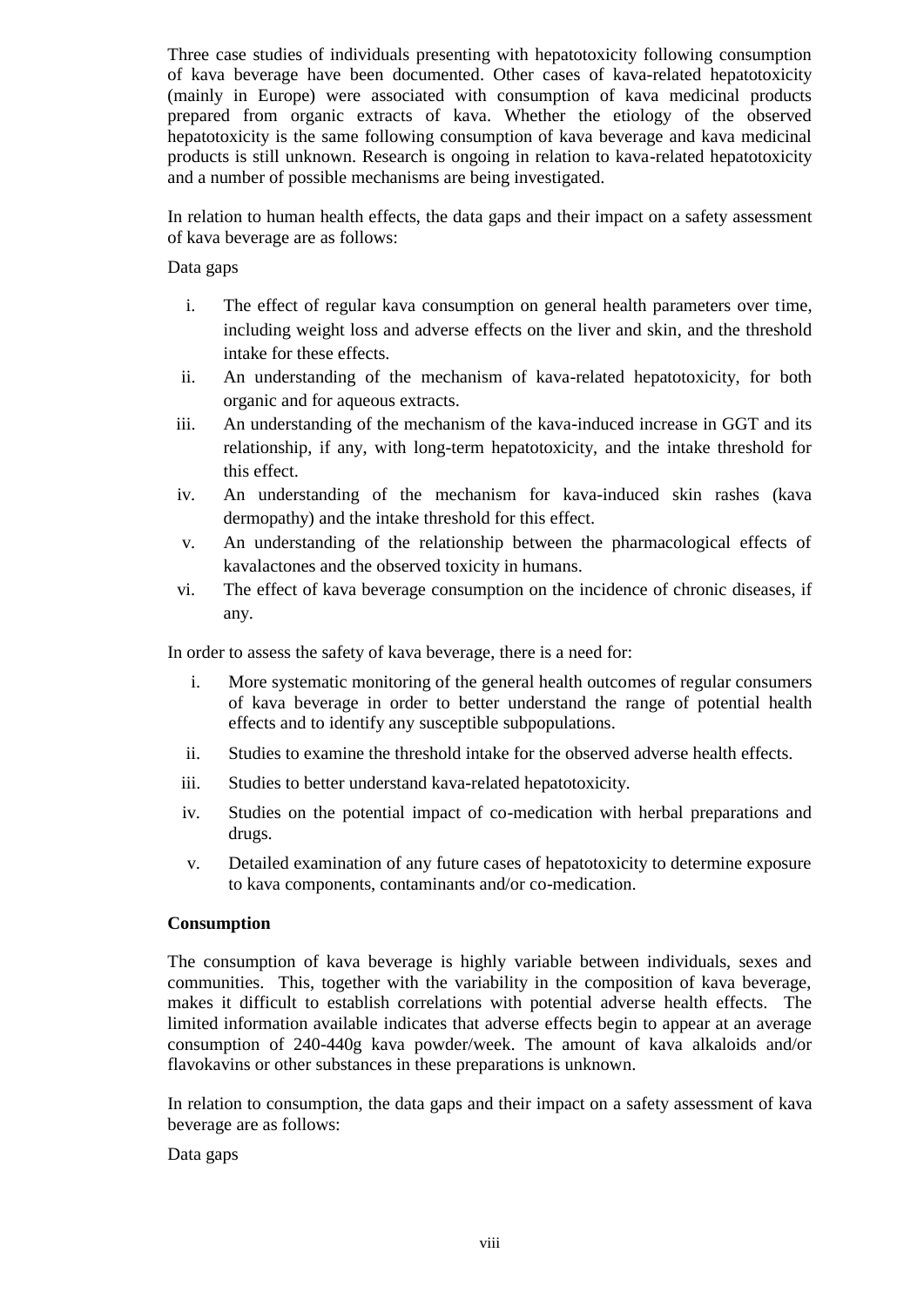Three case studies of individuals presenting with hepatotoxicity following consumption of kava beverage have been documented. Other cases of kava-related hepatotoxicity (mainly in Europe) were associated with consumption of kava medicinal products prepared from organic extracts of kava. Whether the etiology of the observed hepatotoxicity is the same following consumption of kava beverage and kava medicinal products is still unknown. Research is ongoing in relation to kava-related hepatotoxicity and a number of possible mechanisms are being investigated.

In relation to human health effects, the data gaps and their impact on a safety assessment of kava beverage are as follows:

Data gaps

i. The effect of regular kava consumption on general health parameters over time, including weight loss and adverse effects on the liver and skin, and the threshold intake for these effects.
ii. An understanding of the mechanism of kava-related hepatotoxicity, for both organic and for aqueous extracts.
iii. An understanding of the mechanism of the kava-induced increase in GGT and its relationship, if any, with long-term hepatotoxicity, and the intake threshold for this effect.
iv. An understanding of the mechanism for kava-induced skin rashes (kava dermopathy) and the intake threshold for this effect.
v. An understanding of the relationship between the pharmacological effects of kavalactones and the observed toxicity in humans.
vi. The effect of kava beverage consumption on the incidence of chronic diseases, if any.

In order to assess the safety of kava beverage, there is a need for:

i. More systematic monitoring of the general health outcomes of regular consumers of kava beverage in order to better understand the range of potential health effects and to identify any susceptible subpopulations.
ii. Studies to examine the threshold intake for the observed adverse health effects.
iii. Studies to better understand kava-related hepatotoxicity.
iv. Studies on the potential impact of co-medication with herbal preparations and drugs.
v. Detailed examination of any future cases of hepatotoxicity to determine exposure to kava components, contaminants and/or co-medication.

**Consumption**

The consumption of kava beverage is highly variable between individuals, sexes and communities. This, together with the variability in the composition of kava beverage, makes it difficult to establish correlations with potential adverse health effects. The limited information available indicates that adverse effects begin to appear at an average consumption of 240-440g kava powder/week. The amount of kava alkaloids and/or flavokavins or other substances in these preparations is unknown.

In relation to consumption, the data gaps and their impact on a safety assessment of kava beverage are as follows:

Data gaps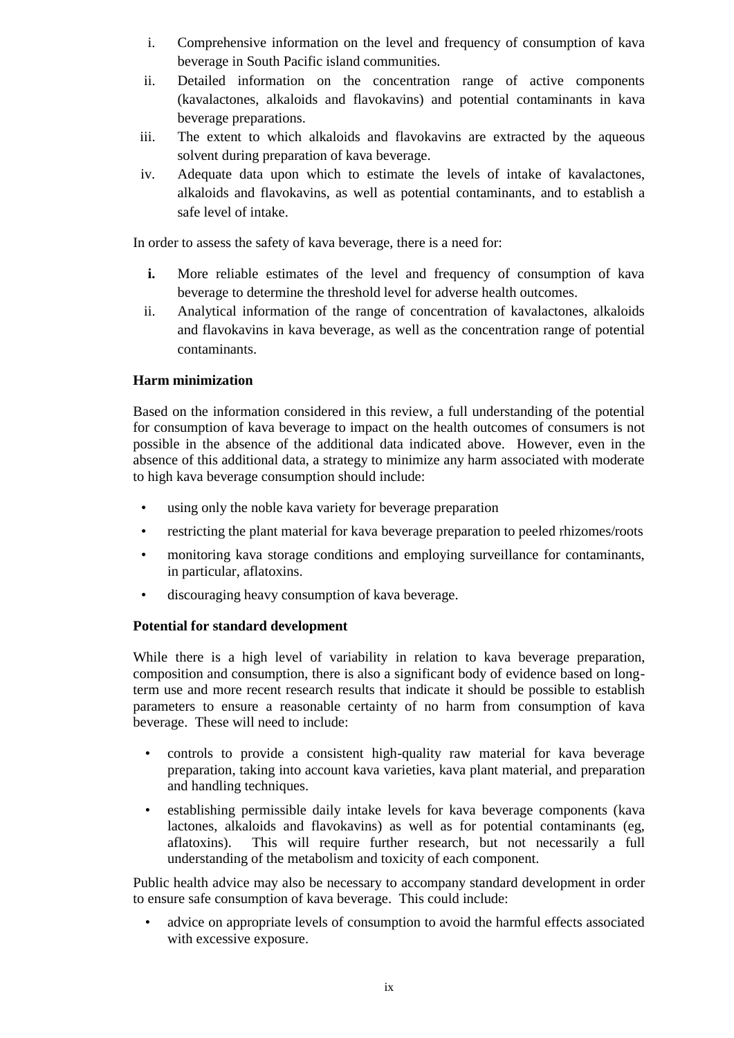i. Comprehensive information on the level and frequency of consumption of kava beverage in South Pacific island communities.
ii. Detailed information on the concentration range of active components (kavalactones, alkaloids and flavokavins) and potential contaminants in kava beverage preparations.
iii. The extent to which alkaloids and flavokavins are extracted by the aqueous solvent during preparation of kava beverage.
iv. Adequate data upon which to estimate the levels of intake of kavalactones, alkaloids and flavokavins, as well as potential contaminants, and to establish a safe level of intake.

In order to assess the safety of kava beverage, there is a need for:

**i.** More reliable estimates of the level and frequency of consumption of kava beverage to determine the threshold level for adverse health outcomes.
ii. Analytical information of the range of concentration of kavalactones, alkaloids and flavokavins in kava beverage, as well as the concentration range of potential contaminants.

**Harm minimization**

Based on the information considered in this review, a full understanding of the potential for consumption of kava beverage to impact on the health outcomes of consumers is not possible in the absence of the additional data indicated above. However, even in the absence of this additional data, a strategy to minimize any harm associated with moderate to high kava beverage consumption should include:

- using only the noble kava variety for beverage preparation
- restricting the plant material for kava beverage preparation to peeled rhizomes/roots
- monitoring kava storage conditions and employing surveillance for contaminants, in particular, aflatoxins.
- discouraging heavy consumption of kava beverage.

**Potential for standard development**

While there is a high level of variability in relation to kava beverage preparation, composition and consumption, there is also a significant body of evidence based on long-term use and more recent research results that indicate it should be possible to establish parameters to ensure a reasonable certainty of no harm from consumption of kava beverage. These will need to include:

- controls to provide a consistent high-quality raw material for kava beverage preparation, taking into account kava varieties, kava plant material, and preparation and handling techniques.
- establishing permissible daily intake levels for kava beverage components (kava lactones, alkaloids and flavokavins) as well as for potential contaminants (eg, aflatoxins). This will require further research, but not necessarily a full understanding of the metabolism and toxicity of each component.

Public health advice may also be necessary to accompany standard development in order to ensure safe consumption of kava beverage. This could include:

- advice on appropriate levels of consumption to avoid the harmful effects associated with excessive exposure.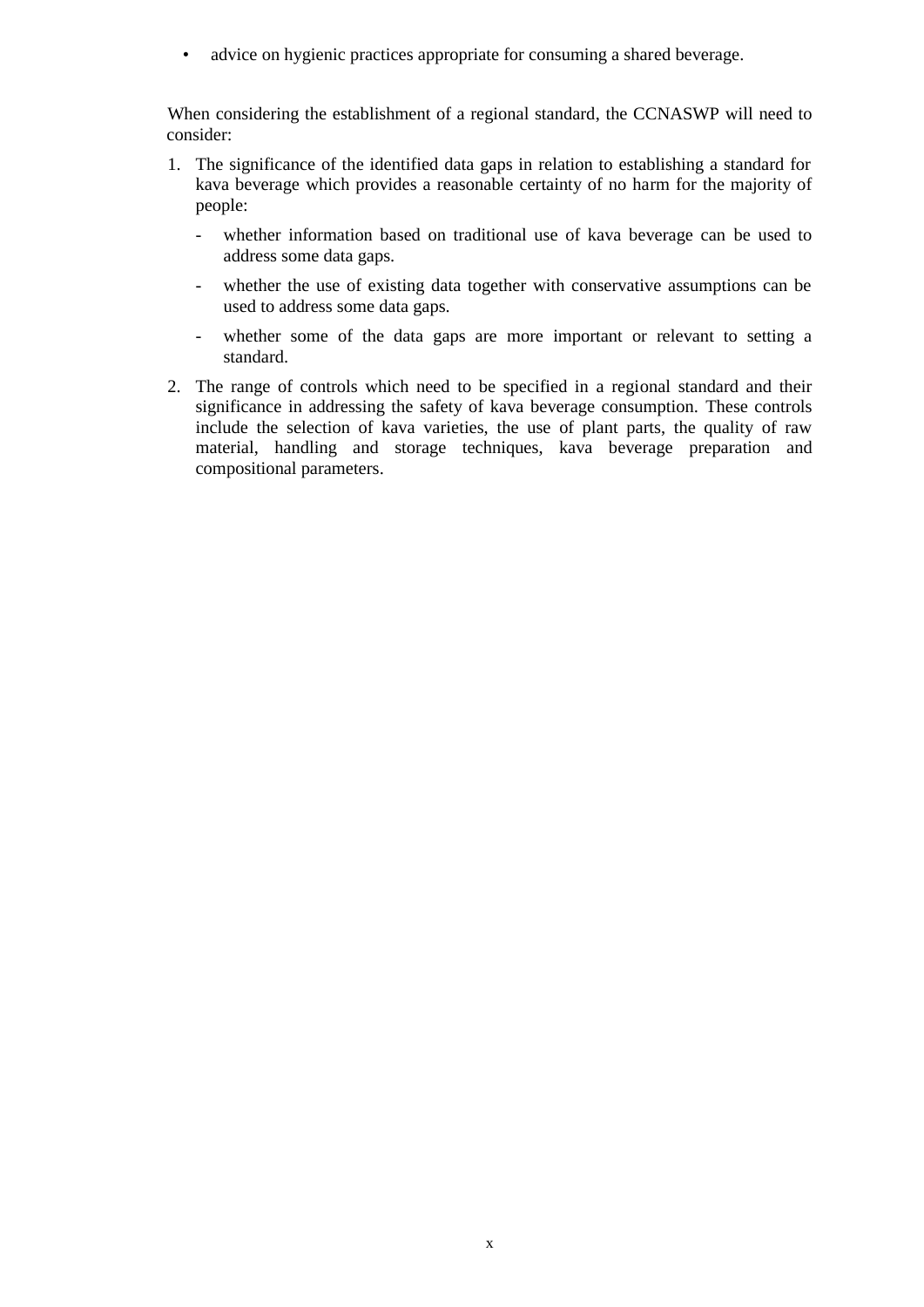- advice on hygienic practices appropriate for consuming a shared beverage.

When considering the establishment of a regional standard, the CCNASWP will need to consider:

1. The significance of the identified data gaps in relation to establishing a standard for kava beverage which provides a reasonable certainty of no harm for the majority of people:
   - whether information based on traditional use of kava beverage can be used to address some data gaps.
   - whether the use of existing data together with conservative assumptions can be used to address some data gaps.
   - whether some of the data gaps are more important or relevant to setting a standard.
2. The range of controls which need to be specified in a regional standard and their significance in addressing the safety of kava beverage consumption. These controls include the selection of kava varieties, the use of plant parts, the quality of raw material, handling and storage techniques, kava beverage preparation and compositional parameters.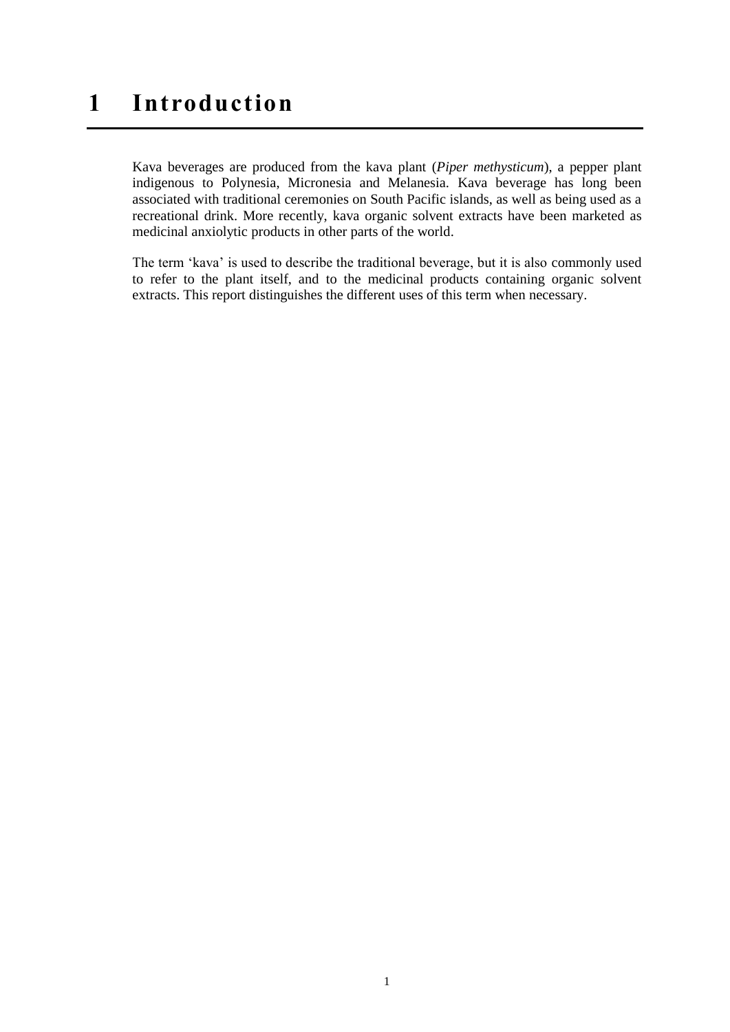# 1 Introduction

Kava beverages are produced from the kava plant (*Piper methysticum*), a pepper plant indigenous to Polynesia, Micronesia and Melanesia. Kava beverage has long been associated with traditional ceremonies on South Pacific islands, as well as being used as a recreational drink. More recently, kava organic solvent extracts have been marketed as medicinal anxiolytic products in other parts of the world.

The term 'kava' is used to describe the traditional beverage, but it is also commonly used to refer to the plant itself, and to the medicinal products containing organic solvent extracts. This report distinguishes the different uses of this term when necessary.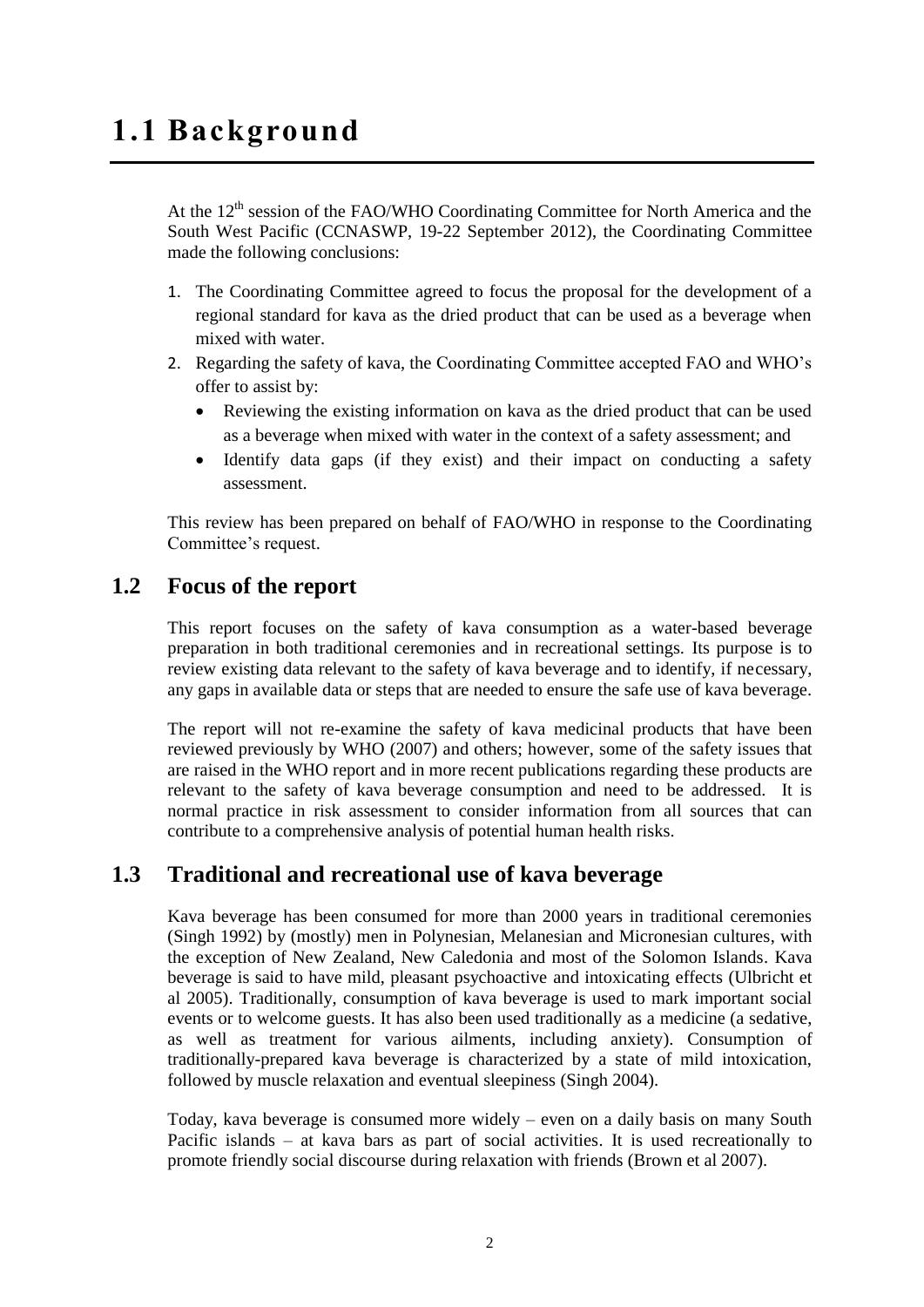# 1.1 Background

At the 12th session of the FAO/WHO Coordinating Committee for North America and the South West Pacific (CCNASWP, 19-22 September 2012), the Coordinating Committee made the following conclusions:

1. The Coordinating Committee agreed to focus the proposal for the development of a regional standard for kava as the dried product that can be used as a beverage when mixed with water.
2. Regarding the safety of kava, the Coordinating Committee accepted FAO and WHO's offer to assist by:
   - Reviewing the existing information on kava as the dried product that can be used as a beverage when mixed with water in the context of a safety assessment; and
   - Identify data gaps (if they exist) and their impact on conducting a safety assessment.

This review has been prepared on behalf of FAO/WHO in response to the Coordinating Committee's request.

## 1.2 Focus of the report

This report focuses on the safety of kava consumption as a water-based beverage preparation in both traditional ceremonies and in recreational settings. Its purpose is to review existing data relevant to the safety of kava beverage and to identify, if necessary, any gaps in available data or steps that are needed to ensure the safe use of kava beverage.

The report will not re-examine the safety of kava medicinal products that have been reviewed previously by WHO (2007) and others; however, some of the safety issues that are raised in the WHO report and in more recent publications regarding these products are relevant to the safety of kava beverage consumption and need to be addressed. It is normal practice in risk assessment to consider information from all sources that can contribute to a comprehensive analysis of potential human health risks.

## 1.3 Traditional and recreational use of kava beverage

Kava beverage has been consumed for more than 2000 years in traditional ceremonies (Singh 1992) by (mostly) men in Polynesian, Melanesian and Micronesian cultures, with the exception of New Zealand, New Caledonia and most of the Solomon Islands. Kava beverage is said to have mild, pleasant psychoactive and intoxicating effects (Ulbricht et al 2005). Traditionally, consumption of kava beverage is used to mark important social events or to welcome guests. It has also been used traditionally as a medicine (a sedative, as well as treatment for various ailments, including anxiety). Consumption of traditionally-prepared kava beverage is characterized by a state of mild intoxication, followed by muscle relaxation and eventual sleepiness (Singh 2004).

Today, kava beverage is consumed more widely – even on a daily basis on many South Pacific islands – at kava bars as part of social activities. It is used recreationally to promote friendly social discourse during relaxation with friends (Brown et al 2007).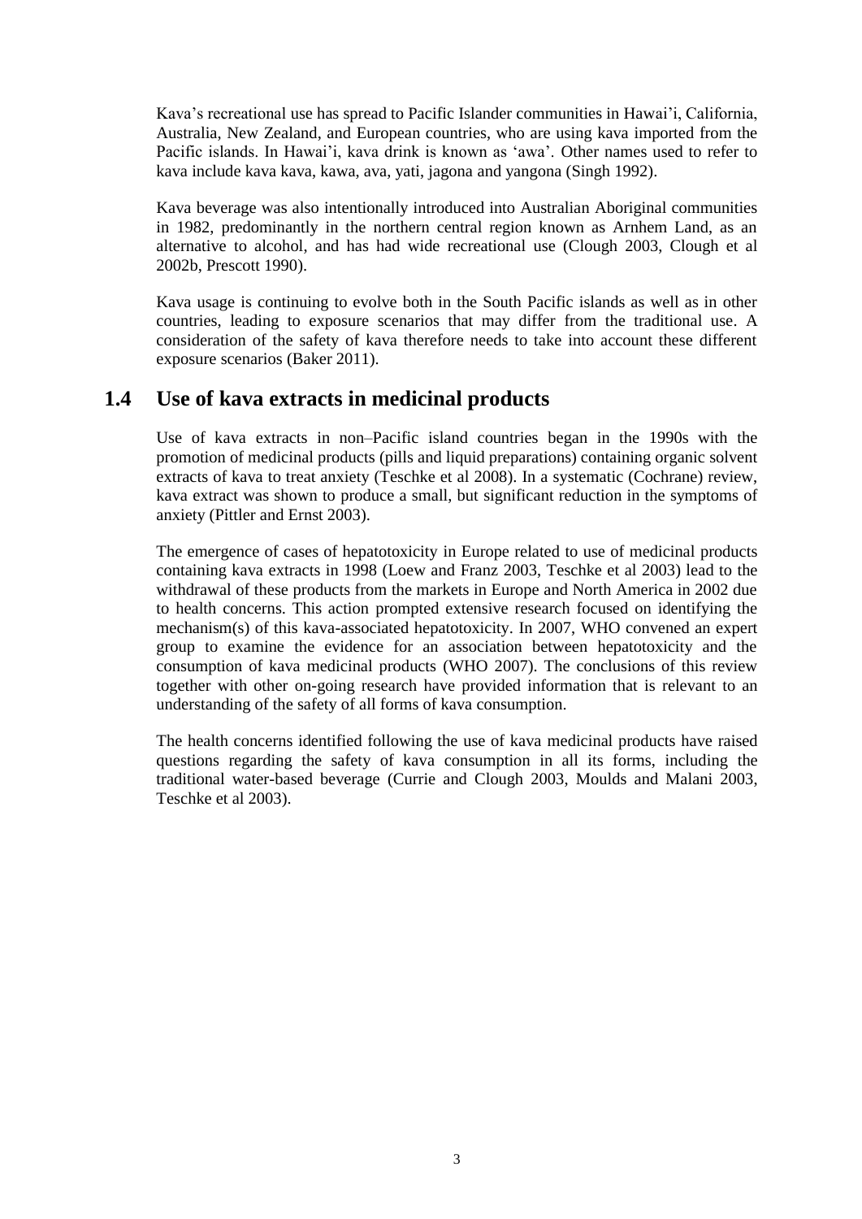Kava's recreational use has spread to Pacific Islander communities in Hawai'i, California, Australia, New Zealand, and European countries, who are using kava imported from the Pacific islands. In Hawai'i, kava drink is known as 'awa'. Other names used to refer to kava include kava kava, kawa, ava, yati, jagona and yangona (Singh 1992).

Kava beverage was also intentionally introduced into Australian Aboriginal communities in 1982, predominantly in the northern central region known as Arnhem Land, as an alternative to alcohol, and has had wide recreational use (Clough 2003, Clough et al 2002b, Prescott 1990).

Kava usage is continuing to evolve both in the South Pacific islands as well as in other countries, leading to exposure scenarios that may differ from the traditional use. A consideration of the safety of kava therefore needs to take into account these different exposure scenarios (Baker 2011).

## 1.4 Use of kava extracts in medicinal products

Use of kava extracts in non–Pacific island countries began in the 1990s with the promotion of medicinal products (pills and liquid preparations) containing organic solvent extracts of kava to treat anxiety (Teschke et al 2008). In a systematic (Cochrane) review, kava extract was shown to produce a small, but significant reduction in the symptoms of anxiety (Pittler and Ernst 2003).

The emergence of cases of hepatotoxicity in Europe related to use of medicinal products containing kava extracts in 1998 (Loew and Franz 2003, Teschke et al 2003) lead to the withdrawal of these products from the markets in Europe and North America in 2002 due to health concerns. This action prompted extensive research focused on identifying the mechanism(s) of this kava-associated hepatotoxicity. In 2007, WHO convened an expert group to examine the evidence for an association between hepatotoxicity and the consumption of kava medicinal products (WHO 2007). The conclusions of this review together with other on-going research have provided information that is relevant to an understanding of the safety of all forms of kava consumption.

The health concerns identified following the use of kava medicinal products have raised questions regarding the safety of kava consumption in all its forms, including the traditional water-based beverage (Currie and Clough 2003, Moulds and Malani 2003, Teschke et al 2003).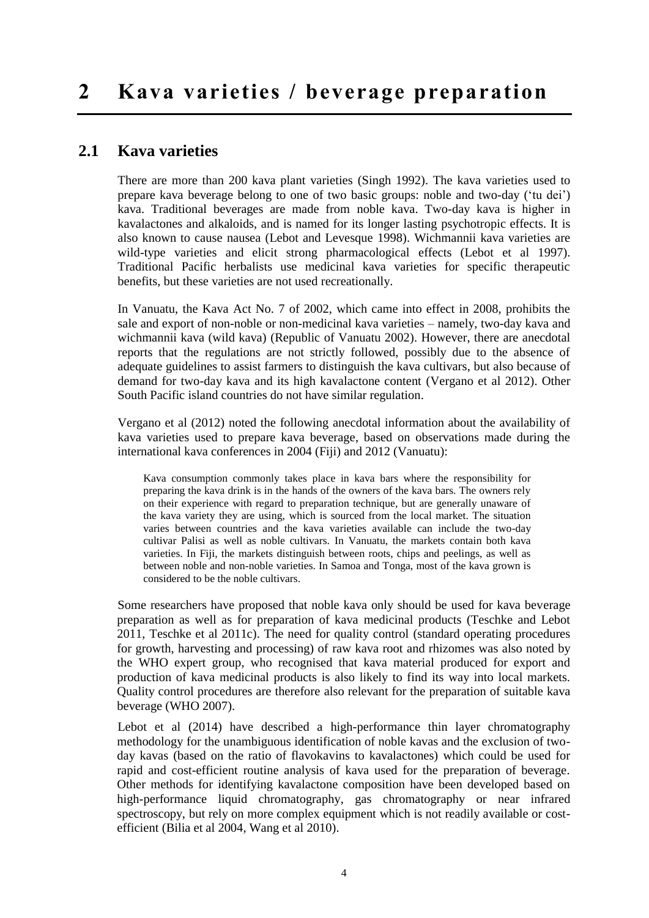# 2 Kava varieties / beverage preparation

## 2.1 Kava varieties

There are more than 200 kava plant varieties (Singh 1992). The kava varieties used to prepare kava beverage belong to one of two basic groups: noble and two-day ('tu dei') kava. Traditional beverages are made from noble kava. Two-day kava is higher in kavalactones and alkaloids, and is named for its longer lasting psychotropic effects. It is also known to cause nausea (Lebot and Levesque 1998). Wichmannii kava varieties are wild-type varieties and elicit strong pharmacological effects (Lebot et al 1997). Traditional Pacific herbalists use medicinal kava varieties for specific therapeutic benefits, but these varieties are not used recreationally.

In Vanuatu, the Kava Act No. 7 of 2002, which came into effect in 2008, prohibits the sale and export of non-noble or non-medicinal kava varieties – namely, two-day kava and wichmannii kava (wild kava) (Republic of Vanuatu 2002). However, there are anecdotal reports that the regulations are not strictly followed, possibly due to the absence of adequate guidelines to assist farmers to distinguish the kava cultivars, but also because of demand for two-day kava and its high kavalactone content (Vergano et al 2012). Other South Pacific island countries do not have similar regulation.

Vergano et al (2012) noted the following anecdotal information about the availability of kava varieties used to prepare kava beverage, based on observations made during the international kava conferences in 2004 (Fiji) and 2012 (Vanuatu):

> Kava consumption commonly takes place in kava bars where the responsibility for preparing the kava drink is in the hands of the owners of the kava bars. The owners rely on their experience with regard to preparation technique, but are generally unaware of the kava variety they are using, which is sourced from the local market. The situation varies between countries and the kava varieties available can include the two-day cultivar Palisi as well as noble cultivars. In Vanuatu, the markets contain both kava varieties. In Fiji, the markets distinguish between roots, chips and peelings, as well as between noble and non-noble varieties. In Samoa and Tonga, most of the kava grown is considered to be the noble cultivars.

Some researchers have proposed that noble kava only should be used for kava beverage preparation as well as for preparation of kava medicinal products (Teschke and Lebot 2011, Teschke et al 2011c). The need for quality control (standard operating procedures for growth, harvesting and processing) of raw kava root and rhizomes was also noted by the WHO expert group, who recognised that kava material produced for export and production of kava medicinal products is also likely to find its way into local markets. Quality control procedures are therefore also relevant for the preparation of suitable kava beverage (WHO 2007).

Lebot et al (2014) have described a high-performance thin layer chromatography methodology for the unambiguous identification of noble kavas and the exclusion of two-day kavas (based on the ratio of flavokavins to kavalactones) which could be used for rapid and cost-efficient routine analysis of kava used for the preparation of beverage. Other methods for identifying kavalactone composition have been developed based on high-performance liquid chromatography, gas chromatography or near infrared spectroscopy, but rely on more complex equipment which is not readily available or cost-efficient (Bilia et al 2004, Wang et al 2010).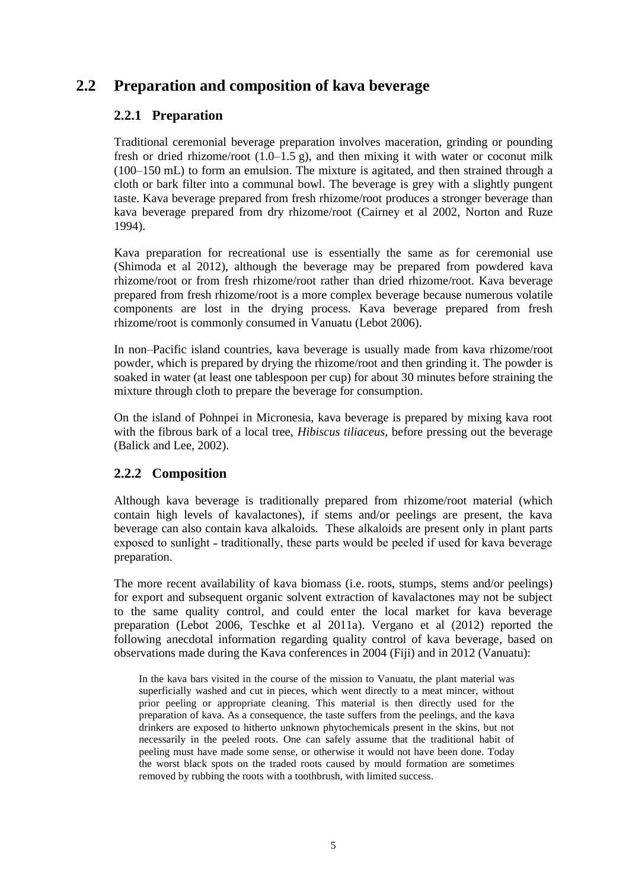## 2.2 Preparation and composition of kava beverage

### 2.2.1 Preparation

Traditional ceremonial beverage preparation involves maceration, grinding or pounding fresh or dried rhizome/root (1.0–1.5 g), and then mixing it with water or coconut milk (100–150 mL) to form an emulsion. The mixture is agitated, and then strained through a cloth or bark filter into a communal bowl. The beverage is grey with a slightly pungent taste. Kava beverage prepared from fresh rhizome/root produces a stronger beverage than kava beverage prepared from dry rhizome/root (Cairney et al 2002, Norton and Ruze 1994).

Kava preparation for recreational use is essentially the same as for ceremonial use (Shimoda et al 2012), although the beverage may be prepared from powdered kava rhizome/root or from fresh rhizome/root rather than dried rhizome/root. Kava beverage prepared from fresh rhizome/root is a more complex beverage because numerous volatile components are lost in the drying process. Kava beverage prepared from fresh rhizome/root is commonly consumed in Vanuatu (Lebot 2006).

In non–Pacific island countries, kava beverage is usually made from kava rhizome/root powder, which is prepared by drying the rhizome/root and then grinding it. The powder is soaked in water (at least one tablespoon per cup) for about 30 minutes before straining the mixture through cloth to prepare the beverage for consumption.

On the island of Pohnpei in Micronesia, kava beverage is prepared by mixing kava root with the fibrous bark of a local tree, *Hibiscus tiliaceus*, before pressing out the beverage (Balick and Lee, 2002).

### 2.2.2 Composition

Although kava beverage is traditionally prepared from rhizome/root material (which contain high levels of kavalactones), if stems and/or peelings are present, the kava beverage can also contain kava alkaloids. These alkaloids are present only in plant parts exposed to sunlight - traditionally, these parts would be peeled if used for kava beverage preparation.

The more recent availability of kava biomass (i.e. roots, stumps, stems and/or peelings) for export and subsequent organic solvent extraction of kavalactones may not be subject to the same quality control, and could enter the local market for kava beverage preparation (Lebot 2006, Teschke et al 2011a). Vergano et al (2012) reported the following anecdotal information regarding quality control of kava beverage, based on observations made during the Kava conferences in 2004 (Fiji) and in 2012 (Vanuatu):

> In the kava bars visited in the course of the mission to Vanuatu, the plant material was superficially washed and cut in pieces, which went directly to a meat mincer, without prior peeling or appropriate cleaning. This material is then directly used for the preparation of kava. As a consequence, the taste suffers from the peelings, and the kava drinkers are exposed to hitherto unknown phytochemicals present in the skins, but not necessarily in the peeled roots. One can safely assume that the traditional habit of peeling must have made some sense, or otherwise it would not have been done. Today the worst black spots on the traded roots caused by mould formation are sometimes removed by rubbing the roots with a toothbrush, with limited success.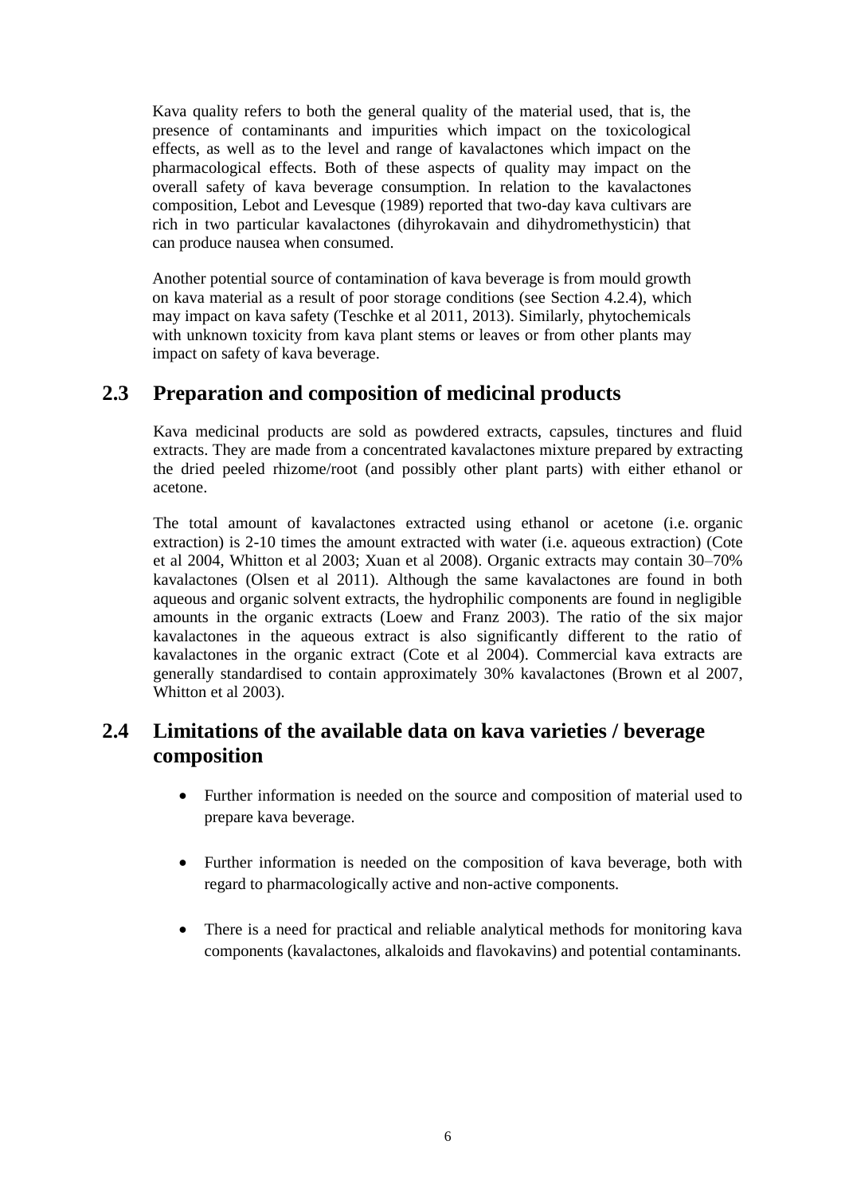Kava quality refers to both the general quality of the material used, that is, the presence of contaminants and impurities which impact on the toxicological effects, as well as to the level and range of kavalactones which impact on the pharmacological effects. Both of these aspects of quality may impact on the overall safety of kava beverage consumption. In relation to the kavalactones composition, Lebot and Levesque (1989) reported that two-day kava cultivars are rich in two particular kavalactones (dihyrokavain and dihydromethysticin) that can produce nausea when consumed.

Another potential source of contamination of kava beverage is from mould growth on kava material as a result of poor storage conditions (see Section 4.2.4), which may impact on kava safety (Teschke et al 2011, 2013). Similarly, phytochemicals with unknown toxicity from kava plant stems or leaves or from other plants may impact on safety of kava beverage.

## 2.3 Preparation and composition of medicinal products

Kava medicinal products are sold as powdered extracts, capsules, tinctures and fluid extracts. They are made from a concentrated kavalactones mixture prepared by extracting the dried peeled rhizome/root (and possibly other plant parts) with either ethanol or acetone.

The total amount of kavalactones extracted using ethanol or acetone (i.e. organic extraction) is 2-10 times the amount extracted with water (i.e. aqueous extraction) (Cote et al 2004, Whitton et al 2003; Xuan et al 2008). Organic extracts may contain 30–70% kavalactones (Olsen et al 2011). Although the same kavalactones are found in both aqueous and organic solvent extracts, the hydrophilic components are found in negligible amounts in the organic extracts (Loew and Franz 2003). The ratio of the six major kavalactones in the aqueous extract is also significantly different to the ratio of kavalactones in the organic extract (Cote et al 2004). Commercial kava extracts are generally standardised to contain approximately 30% kavalactones (Brown et al 2007, Whitton et al 2003).

## 2.4 Limitations of the available data on kava varieties / beverage composition

- Further information is needed on the source and composition of material used to prepare kava beverage.
- Further information is needed on the composition of kava beverage, both with regard to pharmacologically active and non-active components.
- There is a need for practical and reliable analytical methods for monitoring kava components (kavalactones, alkaloids and flavokavins) and potential contaminants.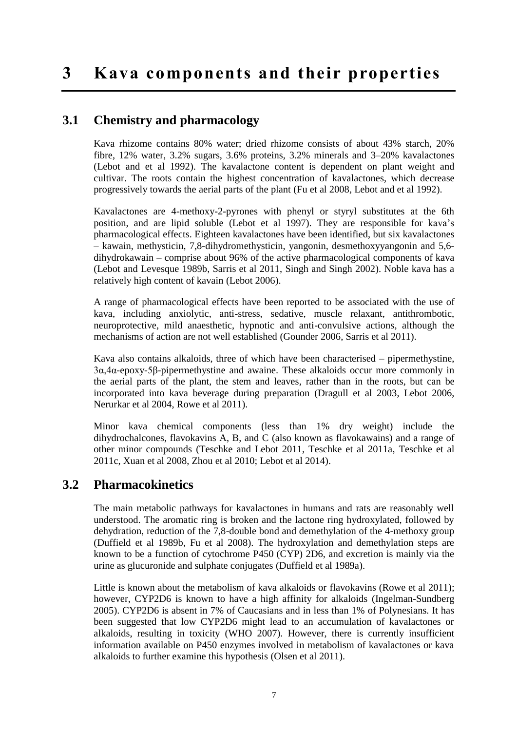# 3 Kava components and their properties

## 3.1 Chemistry and pharmacology

Kava rhizome contains 80% water; dried rhizome consists of about 43% starch, 20% fibre, 12% water, 3.2% sugars, 3.6% proteins, 3.2% minerals and 3–20% kavalactones (Lebot and et al 1992). The kavalactone content is dependent on plant weight and cultivar. The roots contain the highest concentration of kavalactones, which decrease progressively towards the aerial parts of the plant (Fu et al 2008, Lebot and et al 1992).

Kavalactones are 4-methoxy-2-pyrones with phenyl or styryl substitutes at the 6th position, and are lipid soluble (Lebot et al 1997). They are responsible for kava's pharmacological effects. Eighteen kavalactones have been identified, but six kavalactones – kawain, methysticin, 7,8-dihydromethysticin, yangonin, desmethoxyyangonin and 5,6-dihydrokawain – comprise about 96% of the active pharmacological components of kava (Lebot and Levesque 1989b, Sarris et al 2011, Singh and Singh 2002). Noble kava has a relatively high content of kavain (Lebot 2006).

A range of pharmacological effects have been reported to be associated with the use of kava, including anxiolytic, anti-stress, sedative, muscle relaxant, antithrombotic, neuroprotective, mild anaesthetic, hypnotic and anti-convulsive actions, although the mechanisms of action are not well established (Gounder 2006, Sarris et al 2011).

Kava also contains alkaloids, three of which have been characterised – pipermethystine, 3α,4α-epoxy-5β-pipermethystine and awaine. These alkaloids occur more commonly in the aerial parts of the plant, the stem and leaves, rather than in the roots, but can be incorporated into kava beverage during preparation (Dragull et al 2003, Lebot 2006, Nerurkar et al 2004, Rowe et al 2011).

Minor kava chemical components (less than 1% dry weight) include the dihydrochalcones, flavokavins A, B, and C (also known as flavokawains) and a range of other minor compounds (Teschke and Lebot 2011, Teschke et al 2011a, Teschke et al 2011c, Xuan et al 2008, Zhou et al 2010; Lebot et al 2014).

## 3.2 Pharmacokinetics

The main metabolic pathways for kavalactones in humans and rats are reasonably well understood. The aromatic ring is broken and the lactone ring hydroxylated, followed by dehydration, reduction of the 7,8-double bond and demethylation of the 4-methoxy group (Duffield et al 1989b, Fu et al 2008). The hydroxylation and demethylation steps are known to be a function of cytochrome P450 (CYP) 2D6, and excretion is mainly via the urine as glucuronide and sulphate conjugates (Duffield et al 1989a).

Little is known about the metabolism of kava alkaloids or flavokavins (Rowe et al 2011); however, CYP2D6 is known to have a high affinity for alkaloids (Ingelman-Sundberg 2005). CYP2D6 is absent in 7% of Caucasians and in less than 1% of Polynesians. It has been suggested that low CYP2D6 might lead to an accumulation of kavalactones or alkaloids, resulting in toxicity (WHO 2007). However, there is currently insufficient information available on P450 enzymes involved in metabolism of kavalactones or kava alkaloids to further examine this hypothesis (Olsen et al 2011).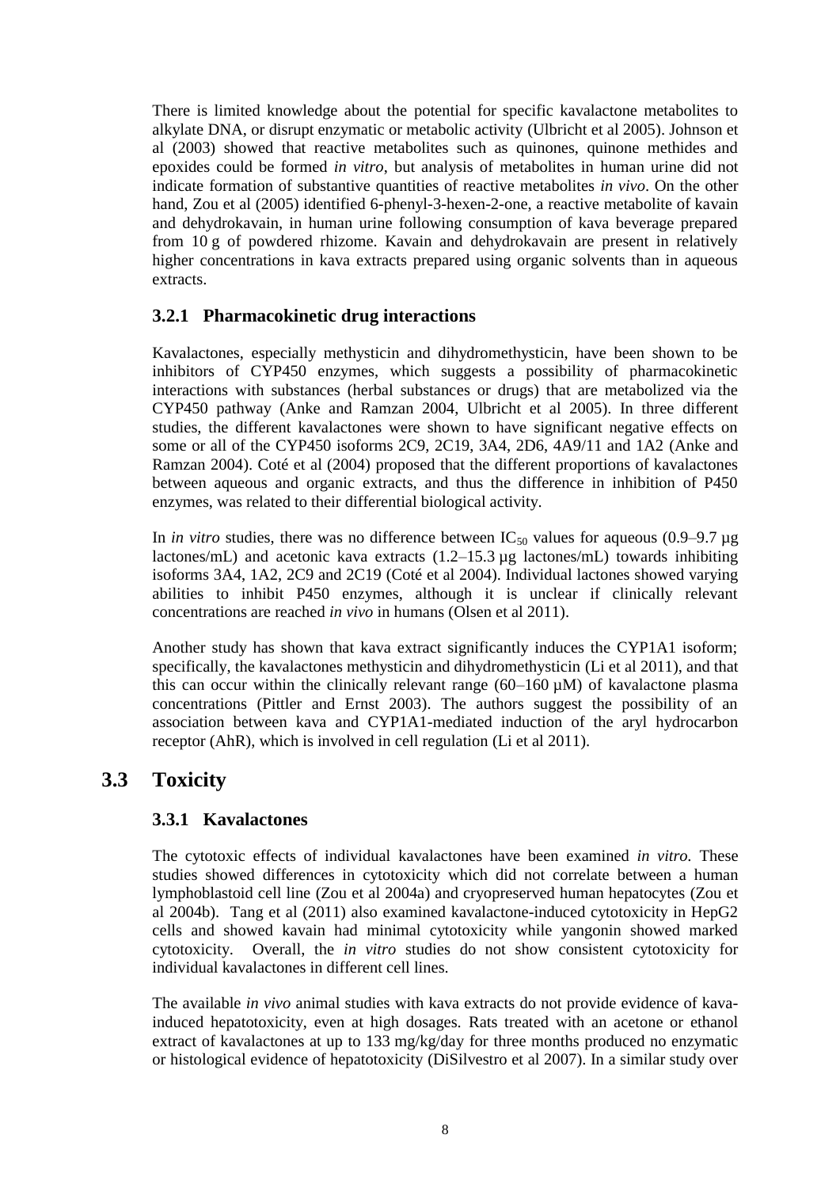There is limited knowledge about the potential for specific kavalactone metabolites to alkylate DNA, or disrupt enzymatic or metabolic activity (Ulbricht et al 2005). Johnson et al (2003) showed that reactive metabolites such as quinones, quinone methides and epoxides could be formed *in vitro*, but analysis of metabolites in human urine did not indicate formation of substantive quantities of reactive metabolites *in vivo*. On the other hand, Zou et al (2005) identified 6-phenyl-3-hexen-2-one, a reactive metabolite of kavain and dehydrokavain, in human urine following consumption of kava beverage prepared from 10 g of powdered rhizome. Kavain and dehydrokavain are present in relatively higher concentrations in kava extracts prepared using organic solvents than in aqueous extracts.

### 3.2.1 Pharmacokinetic drug interactions

Kavalactones, especially methysticin and dihydromethysticin, have been shown to be inhibitors of CYP450 enzymes, which suggests a possibility of pharmacokinetic interactions with substances (herbal substances or drugs) that are metabolized via the CYP450 pathway (Anke and Ramzan 2004, Ulbricht et al 2005). In three different studies, the different kavalactones were shown to have significant negative effects on some or all of the CYP450 isoforms 2C9, 2C19, 3A4, 2D6, 4A9/11 and 1A2 (Anke and Ramzan 2004). Coté et al (2004) proposed that the different proportions of kavalactones between aqueous and organic extracts, and thus the difference in inhibition of P450 enzymes, was related to their differential biological activity.

In *in vitro* studies, there was no difference between $IC_{50}$ values for aqueous (0.9–9.7 µg lactones/mL) and acetonic kava extracts (1.2–15.3 µg lactones/mL) towards inhibiting isoforms 3A4, 1A2, 2C9 and 2C19 (Coté et al 2004). Individual lactones showed varying abilities to inhibit P450 enzymes, although it is unclear if clinically relevant concentrations are reached *in vivo* in humans (Olsen et al 2011).

Another study has shown that kava extract significantly induces the CYP1A1 isoform; specifically, the kavalactones methysticin and dihydromethysticin (Li et al 2011), and that this can occur within the clinically relevant range (60–160 µM) of kavalactone plasma concentrations (Pittler and Ernst 2003). The authors suggest the possibility of an association between kava and CYP1A1-mediated induction of the aryl hydrocarbon receptor (AhR), which is involved in cell regulation (Li et al 2011).

## 3.3 Toxicity

### 3.3.1 Kavalactones

The cytotoxic effects of individual kavalactones have been examined *in vitro*. These studies showed differences in cytotoxicity which did not correlate between a human lymphoblastoid cell line (Zou et al 2004a) and cryopreserved human hepatocytes (Zou et al 2004b). Tang et al (2011) also examined kavalactone-induced cytotoxicity in HepG2 cells and showed kavain had minimal cytotoxicity while yangonin showed marked cytotoxicity. Overall, the *in vitro* studies do not show consistent cytotoxicity for individual kavalactones in different cell lines.

The available *in vivo* animal studies with kava extracts do not provide evidence of kava-induced hepatotoxicity, even at high dosages. Rats treated with an acetone or ethanol extract of kavalactones at up to 133 mg/kg/day for three months produced no enzymatic or histological evidence of hepatotoxicity (DiSilvestro et al 2007). In a similar study over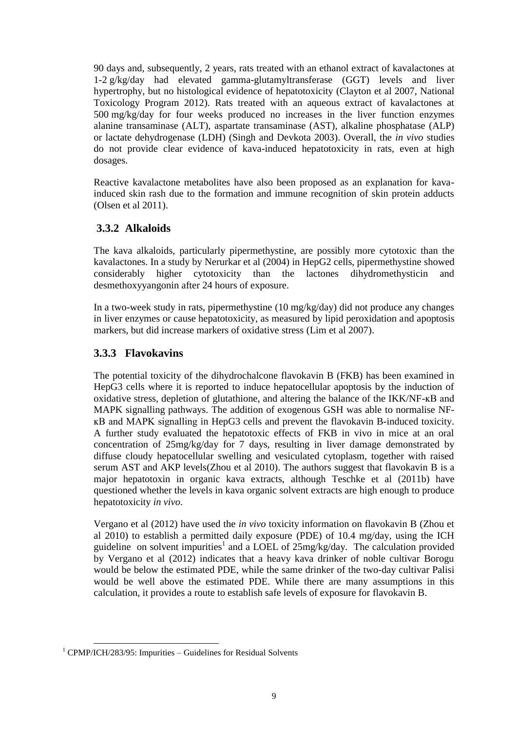90 days and, subsequently, 2 years, rats treated with an ethanol extract of kavalactones at 1-2 g/kg/day had elevated gamma-glutamyltransferase (GGT) levels and liver hypertrophy, but no histological evidence of hepatotoxicity (Clayton et al 2007, National Toxicology Program 2012). Rats treated with an aqueous extract of kavalactones at 500 mg/kg/day for four weeks produced no increases in the liver function enzymes alanine transaminase (ALT), aspartate transaminase (AST), alkaline phosphatase (ALP) or lactate dehydrogenase (LDH) (Singh and Devkota 2003). Overall, the *in vivo* studies do not provide clear evidence of kava-induced hepatotoxicity in rats, even at high dosages.

Reactive kavalactone metabolites have also been proposed as an explanation for kava-induced skin rash due to the formation and immune recognition of skin protein adducts (Olsen et al 2011).

### 3.3.2 Alkaloids

The kava alkaloids, particularly pipermethystine, are possibly more cytotoxic than the kavalactones. In a study by Nerurkar et al (2004) in HepG2 cells, pipermethystine showed considerably higher cytotoxicity than the lactones dihydromethysticin and desmethoxyyangonin after 24 hours of exposure.

In a two-week study in rats, pipermethystine (10 mg/kg/day) did not produce any changes in liver enzymes or cause hepatotoxicity, as measured by lipid peroxidation and apoptosis markers, but did increase markers of oxidative stress (Lim et al 2007).

### 3.3.3 Flavokavins

The potential toxicity of the dihydrochalcone flavokavin B (FKB) has been examined in HepG3 cells where it is reported to induce hepatocellular apoptosis by the induction of oxidative stress, depletion of glutathione, and altering the balance of the IKK/NF-κB and MAPK signalling pathways. The addition of exogenous GSH was able to normalise NF-κB and MAPK signalling in HepG3 cells and prevent the flavokavin B-induced toxicity. A further study evaluated the hepatotoxic effects of FKB in vivo in mice at an oral concentration of 25mg/kg/day for 7 days, resulting in liver damage demonstrated by diffuse cloudy hepatocellular swelling and vesiculated cytoplasm, together with raised serum AST and AKP levels(Zhou et al 2010). The authors suggest that flavokavin B is a major hepatotoxin in organic kava extracts, although Teschke et al (2011b) have questioned whether the levels in kava organic solvent extracts are high enough to produce hepatotoxicity *in vivo*.

Vergano et al (2012) have used the *in vivo* toxicity information on flavokavin B (Zhou et al 2010) to establish a permitted daily exposure (PDE) of 10.4 mg/day, using the ICH guideline on solvent impurities[1] and a LOEL of 25mg/kg/day. The calculation provided by Vergano et al (2012) indicates that a heavy kava drinker of noble cultivar Borogu would be below the estimated PDE, while the same drinker of the two-day cultivar Palisi would be well above the estimated PDE. While there are many assumptions in this calculation, it provides a route to establish safe levels of exposure for flavokavin B.

[1] CPMP/ICH/283/95: Impurities – Guidelines for Residual Solvents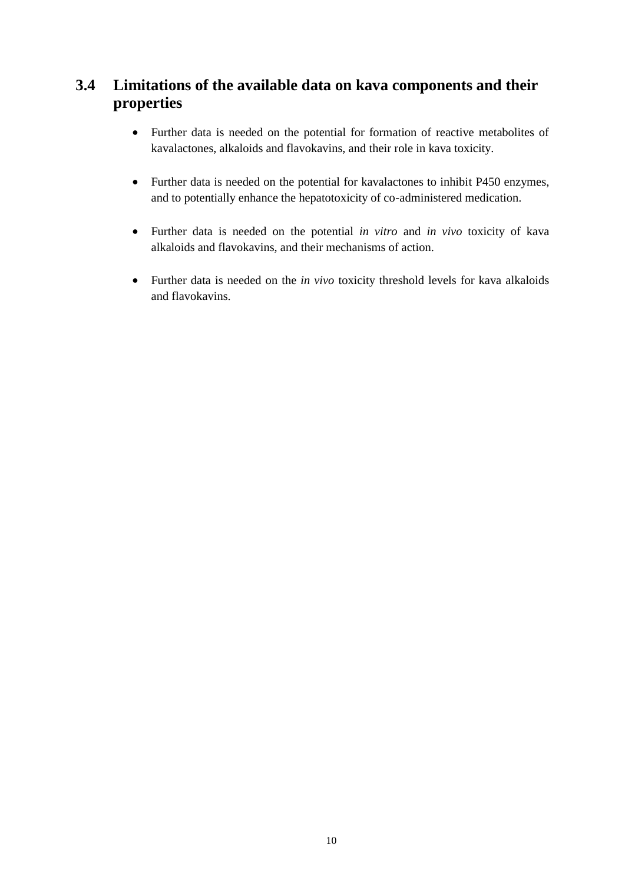## 3.4 Limitations of the available data on kava components and their properties

- Further data is needed on the potential for formation of reactive metabolites of kavalactones, alkaloids and flavokavins, and their role in kava toxicity.
- Further data is needed on the potential for kavalactones to inhibit P450 enzymes, and to potentially enhance the hepatotoxicity of co-administered medication.
- Further data is needed on the potential *in vitro* and *in vivo* toxicity of kava alkaloids and flavokavins, and their mechanisms of action.
- Further data is needed on the *in vivo* toxicity threshold levels for kava alkaloids and flavokavins.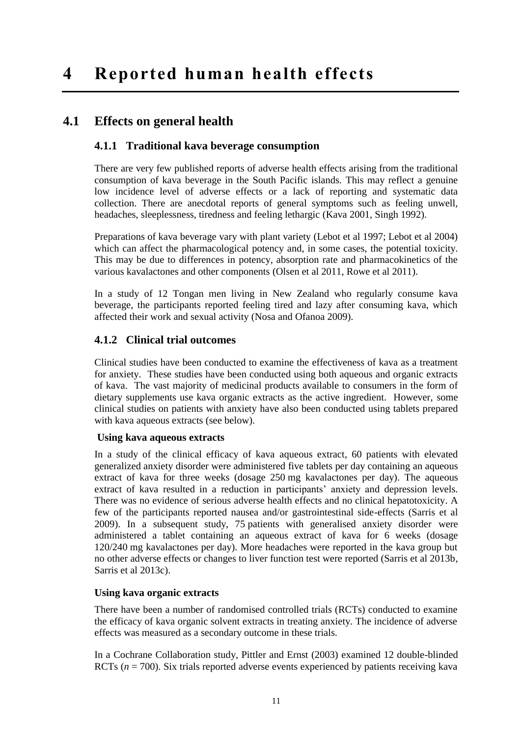# 4 Reported human health effects

## 4.1 Effects on general health

### 4.1.1 Traditional kava beverage consumption

There are very few published reports of adverse health effects arising from the traditional consumption of kava beverage in the South Pacific islands. This may reflect a genuine low incidence level of adverse effects or a lack of reporting and systematic data collection. There are anecdotal reports of general symptoms such as feeling unwell, headaches, sleeplessness, tiredness and feeling lethargic (Kava 2001, Singh 1992).

Preparations of kava beverage vary with plant variety (Lebot et al 1997; Lebot et al 2004) which can affect the pharmacological potency and, in some cases, the potential toxicity. This may be due to differences in potency, absorption rate and pharmacokinetics of the various kavalactones and other components (Olsen et al 2011, Rowe et al 2011).

In a study of 12 Tongan men living in New Zealand who regularly consume kava beverage, the participants reported feeling tired and lazy after consuming kava, which affected their work and sexual activity (Nosa and Ofanoa 2009).

### 4.1.2 Clinical trial outcomes

Clinical studies have been conducted to examine the effectiveness of kava as a treatment for anxiety. These studies have been conducted using both aqueous and organic extracts of kava. The vast majority of medicinal products available to consumers in the form of dietary supplements use kava organic extracts as the active ingredient. However, some clinical studies on patients with anxiety have also been conducted using tablets prepared with kava aqueous extracts (see below).

**Using kava aqueous extracts**

In a study of the clinical efficacy of kava aqueous extract, 60 patients with elevated generalized anxiety disorder were administered five tablets per day containing an aqueous extract of kava for three weeks (dosage 250 mg kavalactones per day). The aqueous extract of kava resulted in a reduction in participants' anxiety and depression levels. There was no evidence of serious adverse health effects and no clinical hepatotoxicity. A few of the participants reported nausea and/or gastrointestinal side-effects (Sarris et al 2009). In a subsequent study, 75 patients with generalised anxiety disorder were administered a tablet containing an aqueous extract of kava for 6 weeks (dosage 120/240 mg kavalactones per day). More headaches were reported in the kava group but no other adverse effects or changes to liver function test were reported (Sarris et al 2013b, Sarris et al 2013c).

**Using kava organic extracts**

There have been a number of randomised controlled trials (RCTs) conducted to examine the efficacy of kava organic solvent extracts in treating anxiety. The incidence of adverse effects was measured as a secondary outcome in these trials.

In a Cochrane Collaboration study, Pittler and Ernst (2003) examined 12 double-blinded RCTs ($n$ = 700). Six trials reported adverse events experienced by patients receiving kava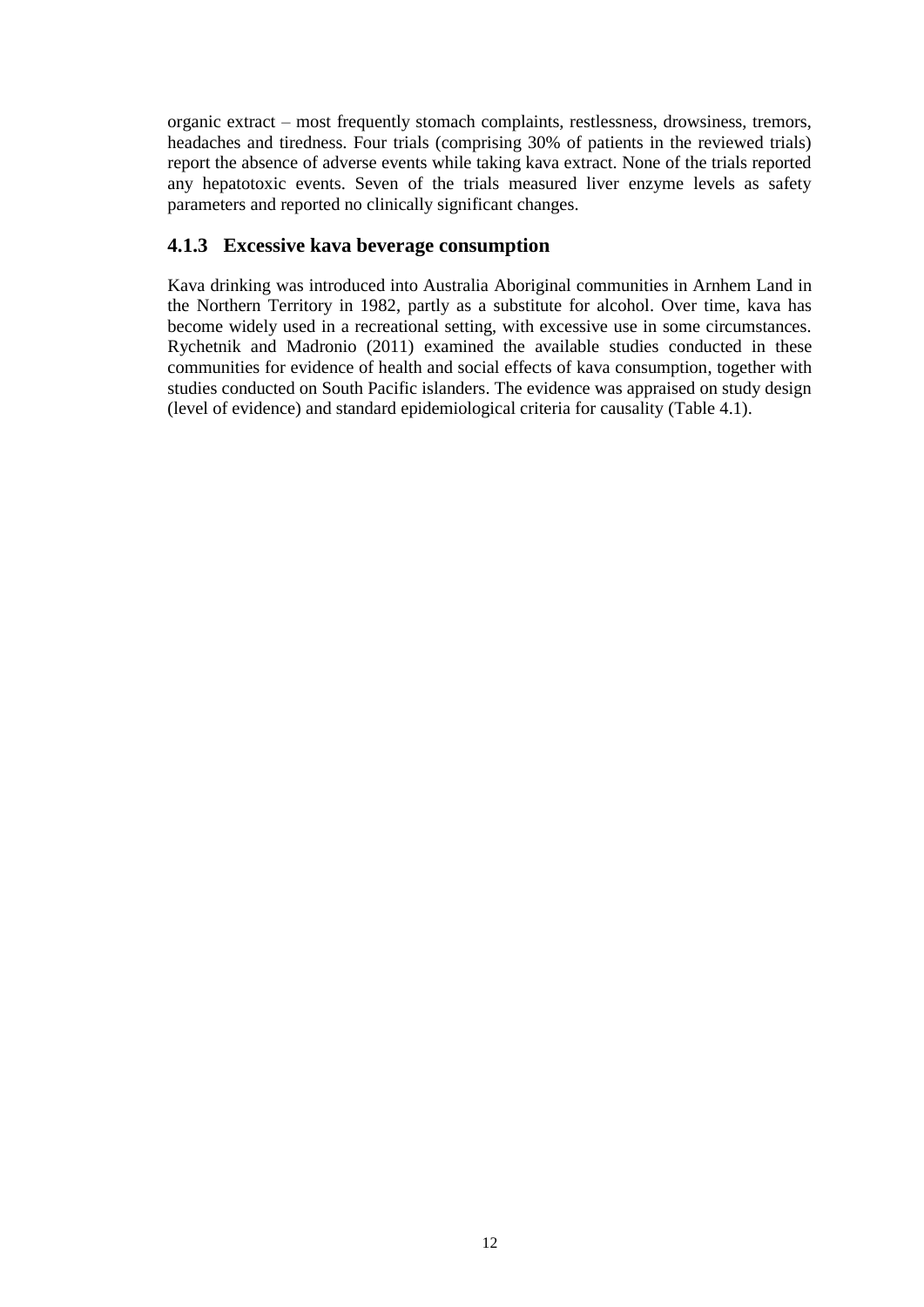organic extract – most frequently stomach complaints, restlessness, drowsiness, tremors, headaches and tiredness. Four trials (comprising 30% of patients in the reviewed trials) report the absence of adverse events while taking kava extract. None of the trials reported any hepatotoxic events. Seven of the trials measured liver enzyme levels as safety parameters and reported no clinically significant changes.

### 4.1.3 Excessive kava beverage consumption

Kava drinking was introduced into Australia Aboriginal communities in Arnhem Land in the Northern Territory in 1982, partly as a substitute for alcohol. Over time, kava has become widely used in a recreational setting, with excessive use in some circumstances. Rychetnik and Madronio (2011) examined the available studies conducted in these communities for evidence of health and social effects of kava consumption, together with studies conducted on South Pacific islanders. The evidence was appraised on study design (level of evidence) and standard epidemiological criteria for causality (Table 4.1).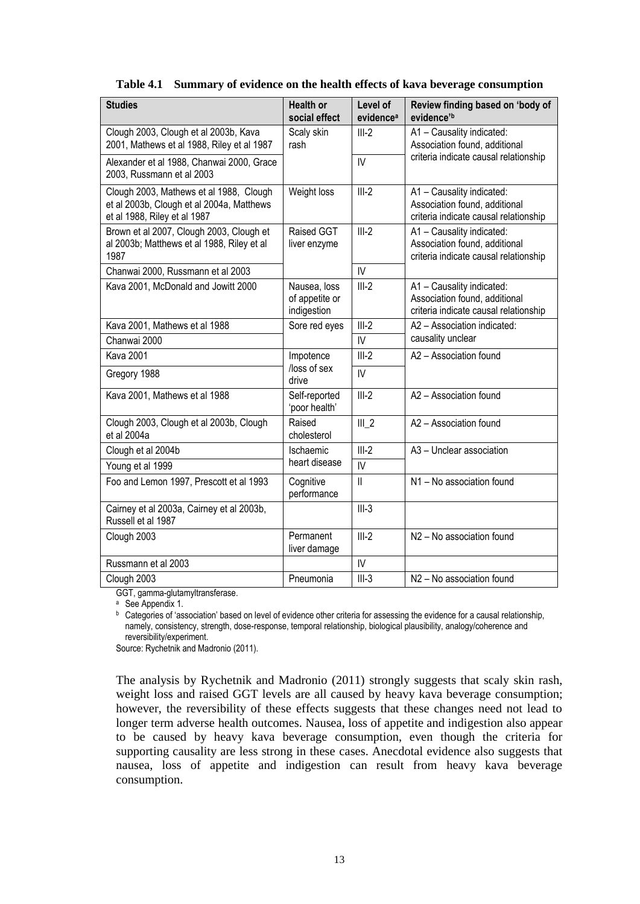**Table 4.1 Summary of evidence on the health effects of kava beverage consumption**

| Studies | Health or social effect | Level of evidence[a] | Review finding based on 'body of evidence'[b] |
|---|---|---|---|
| Clough 2003, Clough et al 2003b, Kava 2001, Mathews et al 1988, Riley et al 1987 | Scaly skin rash | III-2 | A1 – Causality indicated: Association found, additional criteria indicate causal relationship |
| Alexander et al 1988, Chanwai 2000, Grace 2003, Russmann et al 2003 | | IV | |
| Clough 2003, Mathews et al 1988, Clough et al 2003b, Clough et al 2004a, Matthews et al 1988, Riley et al 1987 | Weight loss | III-2 | A1 – Causality indicated: Association found, additional criteria indicate causal relationship |
| Brown et al 2007, Clough 2003, Clough et al 2003b; Matthews et al 1988, Riley et al 1987 | Raised GGT liver enzyme | III-2 | A1 – Causality indicated: Association found, additional criteria indicate causal relationship |
| Chanwai 2000, Russmann et al 2003 | | IV | |
| Kava 2001, McDonald and Jowitt 2000 | Nausea, loss of appetite or indigestion | III-2 | A1 – Causality indicated: Association found, additional criteria indicate causal relationship |
| Kava 2001, Mathews et al 1988 | Sore red eyes | III-2 | A2 – Association indicated: causality unclear |
| Chanwai 2000 | | IV | |
| Kava 2001 | Impotence /loss of sex drive | III-2 | A2 – Association found |
| Gregory 1988 | | IV | |
| Kava 2001, Mathews et al 1988 | Self-reported 'poor health' | III-2 | A2 – Association found |
| Clough 2003, Clough et al 2003b, Clough et al 2004a | Raised cholesterol | III_2 | A2 – Association found |
| Clough et al 2004b | Ischaemic heart disease | III-2 | A3 – Unclear association |
| Young et al 1999 | | IV | |
| Foo and Lemon 1997, Prescott et al 1993 | Cognitive performance | II | N1 – No association found |
| Cairney et al 2003a, Cairney et al 2003b, Russell et al 1987 | | III-3 | |
| Clough 2003 | Permanent liver damage | III-2 | N2 – No association found |
| Russmann et al 2003 | | IV | |
| Clough 2003 | Pneumonia | III-3 | N2 – No association found |

GGT, gamma-glutamyltransferase.

[a] See Appendix 1.

[b] Categories of 'association' based on level of evidence other criteria for assessing the evidence for a causal relationship, namely, consistency, strength, dose-response, temporal relationship, biological plausibility, analogy/coherence and reversibility/experiment.

Source: Rychetnik and Madronio (2011).

The analysis by Rychetnik and Madronio (2011) strongly suggests that scaly skin rash, weight loss and raised GGT levels are all caused by heavy kava beverage consumption; however, the reversibility of these effects suggests that these changes need not lead to longer term adverse health outcomes. Nausea, loss of appetite and indigestion also appear to be caused by heavy kava beverage consumption, even though the criteria for supporting causality are less strong in these cases. Anecdotal evidence also suggests that nausea, loss of appetite and indigestion can result from heavy kava beverage consumption.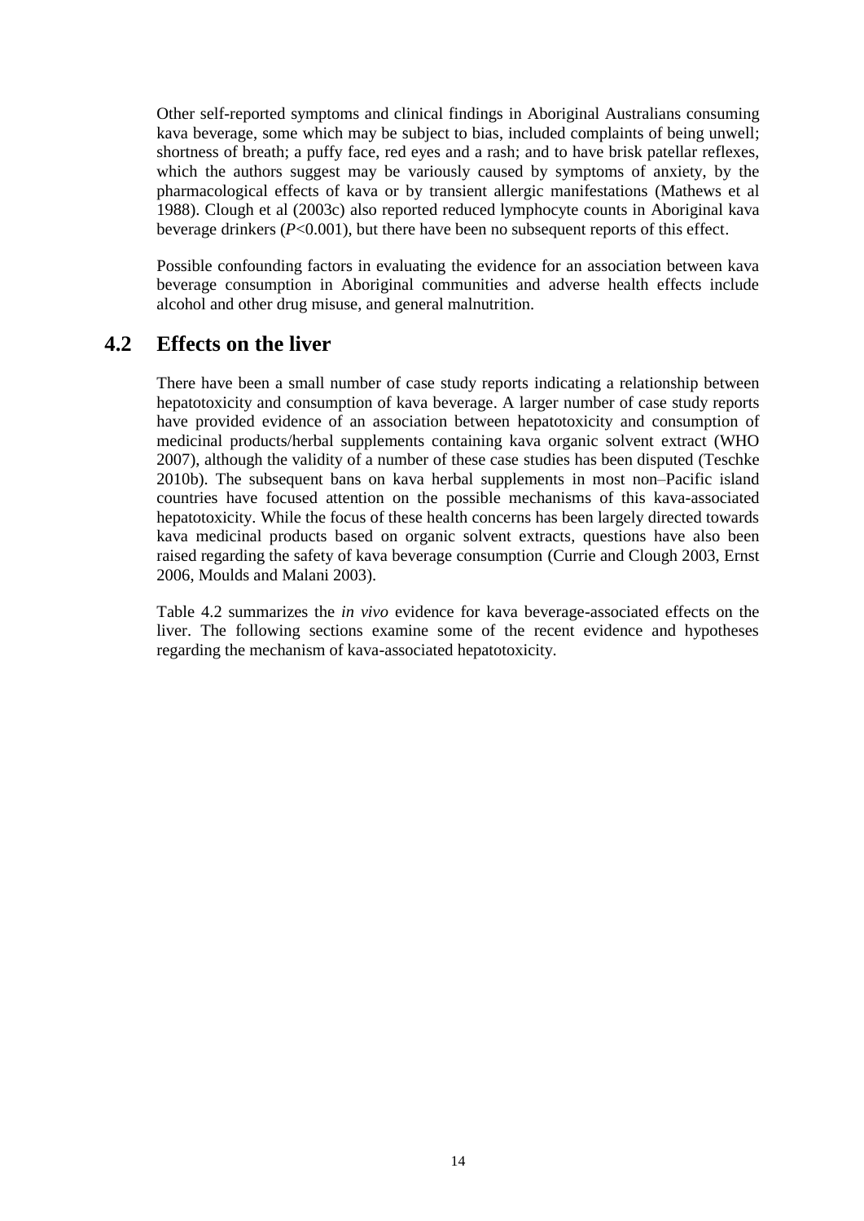Other self-reported symptoms and clinical findings in Aboriginal Australians consuming kava beverage, some which may be subject to bias, included complaints of being unwell; shortness of breath; a puffy face, red eyes and a rash; and to have brisk patellar reflexes, which the authors suggest may be variously caused by symptoms of anxiety, by the pharmacological effects of kava or by transient allergic manifestations (Mathews et al 1988). Clough et al (2003c) also reported reduced lymphocyte counts in Aboriginal kava beverage drinkers ($P<0.001$), but there have been no subsequent reports of this effect.

Possible confounding factors in evaluating the evidence for an association between kava beverage consumption in Aboriginal communities and adverse health effects include alcohol and other drug misuse, and general malnutrition.

## 4.2 Effects on the liver

There have been a small number of case study reports indicating a relationship between hepatotoxicity and consumption of kava beverage. A larger number of case study reports have provided evidence of an association between hepatotoxicity and consumption of medicinal products/herbal supplements containing kava organic solvent extract (WHO 2007), although the validity of a number of these case studies has been disputed (Teschke 2010b). The subsequent bans on kava herbal supplements in most non–Pacific island countries have focused attention on the possible mechanisms of this kava-associated hepatotoxicity. While the focus of these health concerns has been largely directed towards kava medicinal products based on organic solvent extracts, questions have also been raised regarding the safety of kava beverage consumption (Currie and Clough 2003, Ernst 2006, Moulds and Malani 2003).

Table 4.2 summarizes the *in vivo* evidence for kava beverage-associated effects on the liver. The following sections examine some of the recent evidence and hypotheses regarding the mechanism of kava-associated hepatotoxicity.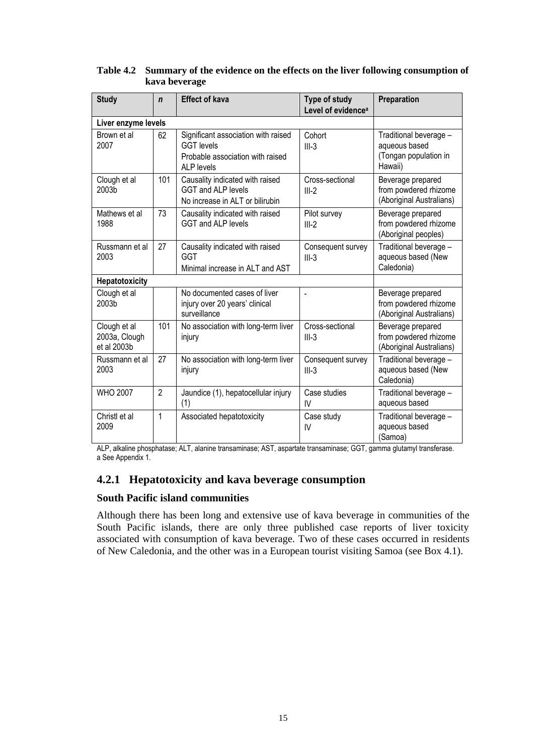**Table 4.2 Summary of the evidence on the effects on the liver following consumption of kava beverage**

| Study | *n* | Effect of kava | Type of study Level of evidence[a] | Preparation |
|---|---|---|---|---|
| **Liver enzyme levels** | | | | |
| Brown et al 2007 | 62 | Significant association with raised GGT levels Probable association with raised ALP levels | Cohort III-3 | Traditional beverage – aqueous based (Tongan population in Hawaii) |
| Clough et al 2003b | 101 | Causality indicated with raised GGT and ALP levels No increase in ALT or bilirubin | Cross-sectional III-2 | Beverage prepared from powdered rhizome (Aboriginal Australians) |
| Mathews et al 1988 | 73 | Causality indicated with raised GGT and ALP levels | Pilot survey III-2 | Beverage prepared from powdered rhizome (Aboriginal peoples) |
| Russmann et al 2003 | 27 | Causality indicated with raised GGT Minimal increase in ALT and AST | Consequent survey III-3 | Traditional beverage – aqueous based (New Caledonia) |
| **Hepatotoxicity** | | | | |
| Clough et al 2003b | | No documented cases of liver injury over 20 years' clinical surveillance | - | Beverage prepared from powdered rhizome (Aboriginal Australians) |
| Clough et al 2003a, Clough et al 2003b | 101 | No association with long-term liver injury | Cross-sectional III-3 | Beverage prepared from powdered rhizome (Aboriginal Australians) |
| Russmann et al 2003 | 27 | No association with long-term liver injury | Consequent survey III-3 | Traditional beverage – aqueous based (New Caledonia) |
| WHO 2007 | 2 | Jaundice (1), hepatocellular injury (1) | Case studies IV | Traditional beverage – aqueous based |
| Christl et al 2009 | 1 | Associated hepatotoxicity | Case study IV | Traditional beverage – aqueous based (Samoa) |

ALP, alkaline phosphatase; ALT, alanine transaminase; AST, aspartate transaminase; GGT, gamma glutamyl transferase.
a See Appendix 1.

### 4.2.1 Hepatotoxicity and kava beverage consumption

**South Pacific island communities**

Although there has been long and extensive use of kava beverage in communities of the South Pacific islands, there are only three published case reports of liver toxicity associated with consumption of kava beverage. Two of these cases occurred in residents of New Caledonia, and the other was in a European tourist visiting Samoa (see Box 4.1).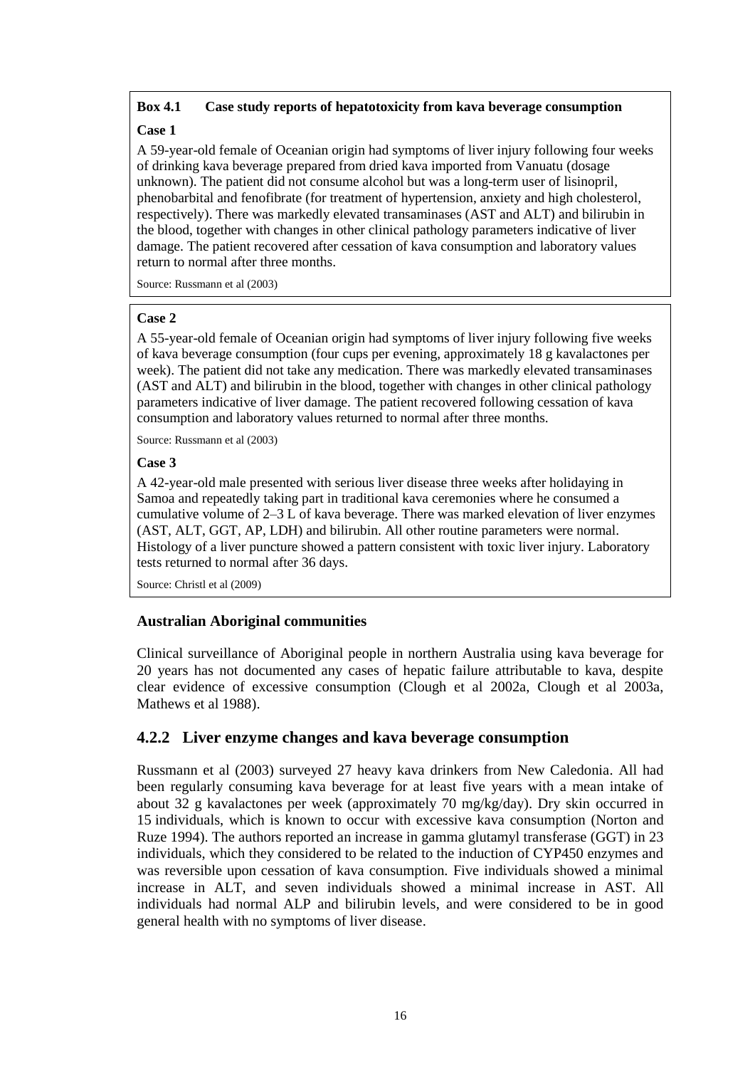**Box 4.1 Case study reports of hepatotoxicity from kava beverage consumption**

**Case 1**

A 59-year-old female of Oceanian origin had symptoms of liver injury following four weeks of drinking kava beverage prepared from dried kava imported from Vanuatu (dosage unknown). The patient did not consume alcohol but was a long-term user of lisinopril, phenobarbital and fenofibrate (for treatment of hypertension, anxiety and high cholesterol, respectively). There was markedly elevated transaminases (AST and ALT) and bilirubin in the blood, together with changes in other clinical pathology parameters indicative of liver damage. The patient recovered after cessation of kava consumption and laboratory values return to normal after three months.

Source: Russmann et al (2003)

**Case 2**

A 55-year-old female of Oceanian origin had symptoms of liver injury following five weeks of kava beverage consumption (four cups per evening, approximately 18 g kavalactones per week). The patient did not take any medication. There was markedly elevated transaminases (AST and ALT) and bilirubin in the blood, together with changes in other clinical pathology parameters indicative of liver damage. The patient recovered following cessation of kava consumption and laboratory values returned to normal after three months.

Source: Russmann et al (2003)

**Case 3**

A 42-year-old male presented with serious liver disease three weeks after holidaying in Samoa and repeatedly taking part in traditional kava ceremonies where he consumed a cumulative volume of 2–3 L of kava beverage. There was marked elevation of liver enzymes (AST, ALT, GGT, AP, LDH) and bilirubin. All other routine parameters were normal. Histology of a liver puncture showed a pattern consistent with toxic liver injury. Laboratory tests returned to normal after 36 days.

Source: Christl et al (2009)

### Australian Aboriginal communities

Clinical surveillance of Aboriginal people in northern Australia using kava beverage for 20 years has not documented any cases of hepatic failure attributable to kava, despite clear evidence of excessive consumption (Clough et al 2002a, Clough et al 2003a, Mathews et al 1988).

## 4.2.2 Liver enzyme changes and kava beverage consumption

Russmann et al (2003) surveyed 27 heavy kava drinkers from New Caledonia. All had been regularly consuming kava beverage for at least five years with a mean intake of about 32 g kavalactones per week (approximately 70 mg/kg/day). Dry skin occurred in 15 individuals, which is known to occur with excessive kava consumption (Norton and Ruze 1994). The authors reported an increase in gamma glutamyl transferase (GGT) in 23 individuals, which they considered to be related to the induction of CYP450 enzymes and was reversible upon cessation of kava consumption. Five individuals showed a minimal increase in ALT, and seven individuals showed a minimal increase in AST. All individuals had normal ALP and bilirubin levels, and were considered to be in good general health with no symptoms of liver disease.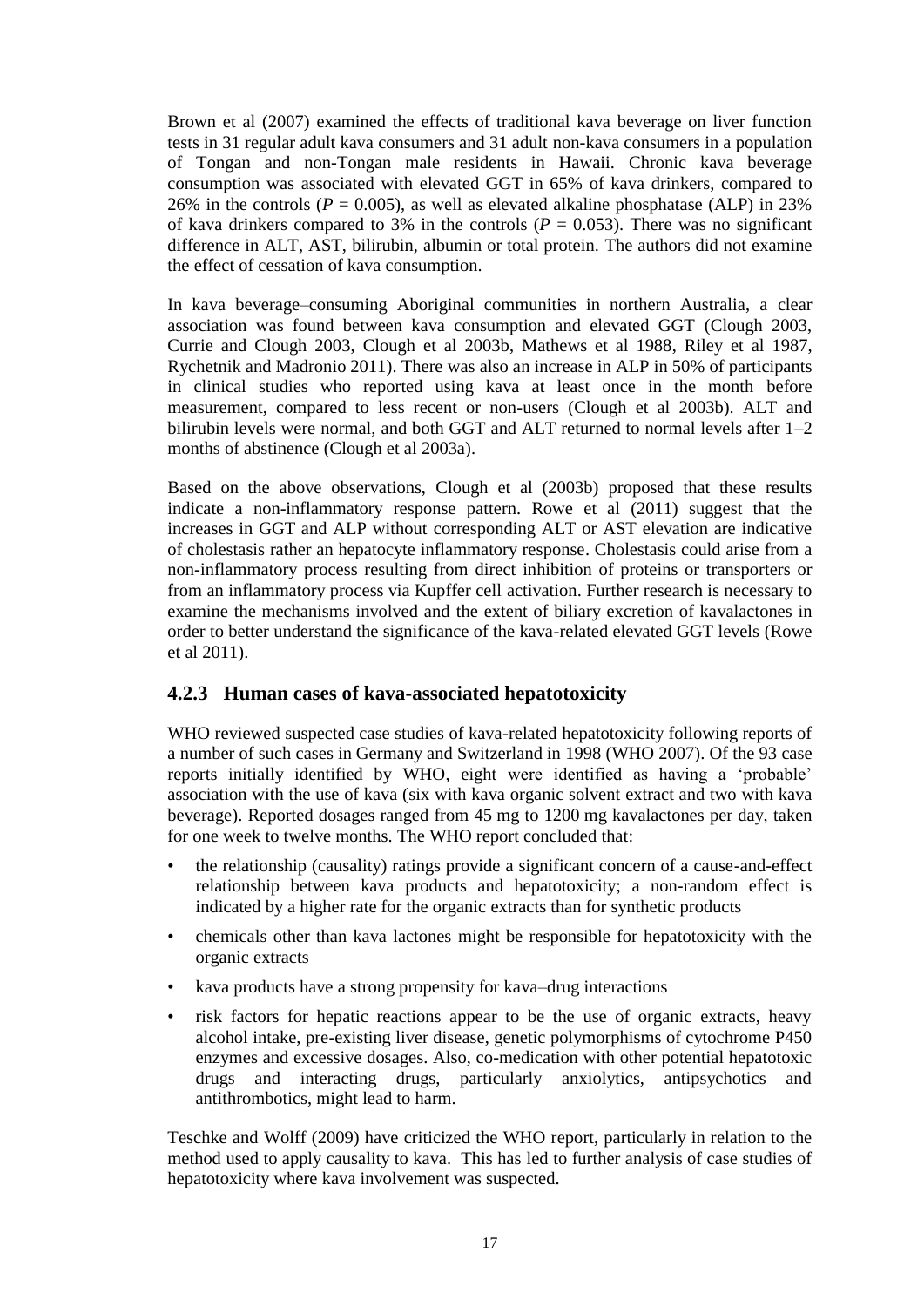Brown et al (2007) examined the effects of traditional kava beverage on liver function tests in 31 regular adult kava consumers and 31 adult non-kava consumers in a population of Tongan and non-Tongan male residents in Hawaii. Chronic kava beverage consumption was associated with elevated GGT in 65% of kava drinkers, compared to 26% in the controls ($P = 0.005$), as well as elevated alkaline phosphatase (ALP) in 23% of kava drinkers compared to 3% in the controls ($P = 0.053$). There was no significant difference in ALT, AST, bilirubin, albumin or total protein. The authors did not examine the effect of cessation of kava consumption.

In kava beverage–consuming Aboriginal communities in northern Australia, a clear association was found between kava consumption and elevated GGT (Clough 2003, Currie and Clough 2003, Clough et al 2003b, Mathews et al 1988, Riley et al 1987, Rychetnik and Madronio 2011). There was also an increase in ALP in 50% of participants in clinical studies who reported using kava at least once in the month before measurement, compared to less recent or non-users (Clough et al 2003b). ALT and bilirubin levels were normal, and both GGT and ALT returned to normal levels after 1–2 months of abstinence (Clough et al 2003a).

Based on the above observations, Clough et al (2003b) proposed that these results indicate a non-inflammatory response pattern. Rowe et al (2011) suggest that the increases in GGT and ALP without corresponding ALT or AST elevation are indicative of cholestasis rather an hepatocyte inflammatory response. Cholestasis could arise from a non-inflammatory process resulting from direct inhibition of proteins or transporters or from an inflammatory process via Kupffer cell activation. Further research is necessary to examine the mechanisms involved and the extent of biliary excretion of kavalactones in order to better understand the significance of the kava-related elevated GGT levels (Rowe et al 2011).

### 4.2.3 Human cases of kava-associated hepatotoxicity

WHO reviewed suspected case studies of kava-related hepatotoxicity following reports of a number of such cases in Germany and Switzerland in 1998 (WHO 2007). Of the 93 case reports initially identified by WHO, eight were identified as having a 'probable' association with the use of kava (six with kava organic solvent extract and two with kava beverage). Reported dosages ranged from 45 mg to 1200 mg kavalactones per day, taken for one week to twelve months. The WHO report concluded that:

- the relationship (causality) ratings provide a significant concern of a cause-and-effect relationship between kava products and hepatotoxicity; a non-random effect is indicated by a higher rate for the organic extracts than for synthetic products
- chemicals other than kava lactones might be responsible for hepatotoxicity with the organic extracts
- kava products have a strong propensity for kava–drug interactions
- risk factors for hepatic reactions appear to be the use of organic extracts, heavy alcohol intake, pre-existing liver disease, genetic polymorphisms of cytochrome P450 enzymes and excessive dosages. Also, co-medication with other potential hepatotoxic drugs and interacting drugs, particularly anxiolytics, antipsychotics and antithrombotics, might lead to harm.

Teschke and Wolff (2009) have criticized the WHO report, particularly in relation to the method used to apply causality to kava. This has led to further analysis of case studies of hepatotoxicity where kava involvement was suspected.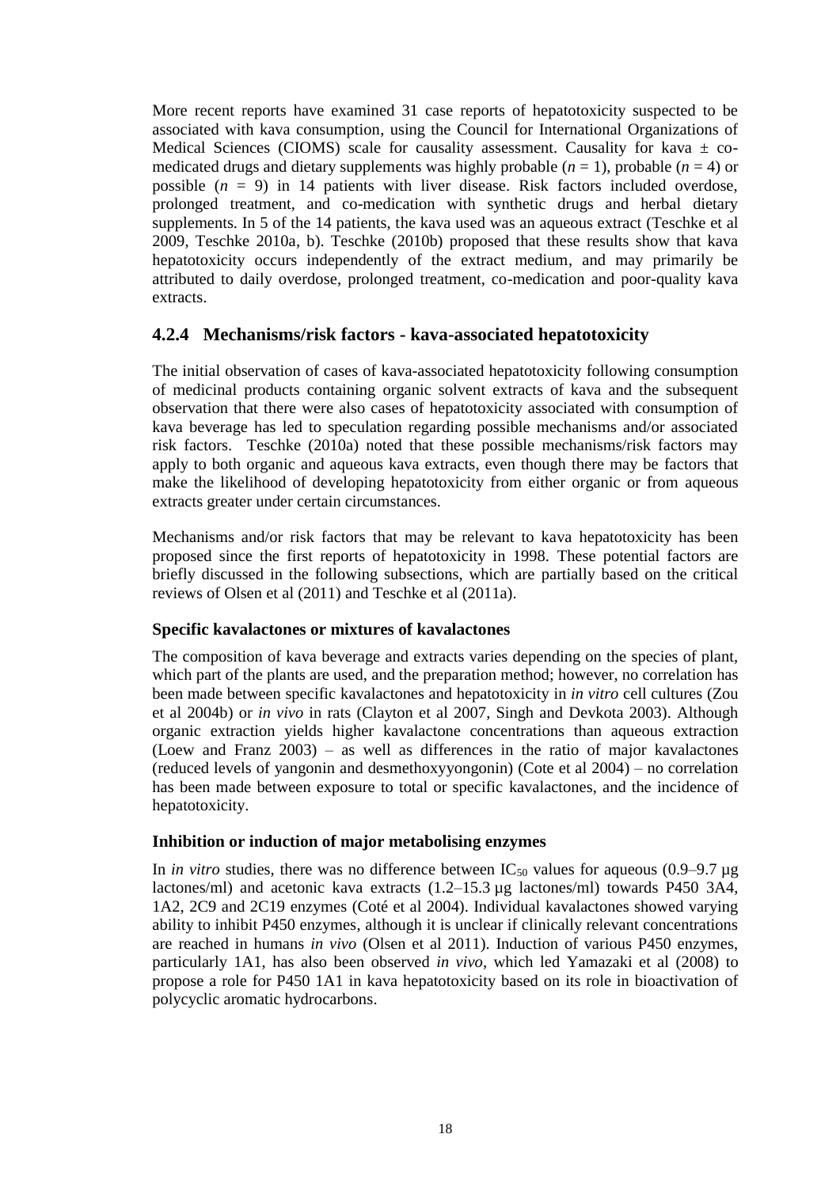More recent reports have examined 31 case reports of hepatotoxicity suspected to be associated with kava consumption, using the Council for International Organizations of Medical Sciences (CIOMS) scale for causality assessment. Causality for kava ± co-medicated drugs and dietary supplements was highly probable (*n* = 1), probable (*n* = 4) or possible (*n* = 9) in 14 patients with liver disease. Risk factors included overdose, prolonged treatment, and co-medication with synthetic drugs and herbal dietary supplements. In 5 of the 14 patients, the kava used was an aqueous extract (Teschke et al 2009, Teschke 2010a, b). Teschke (2010b) proposed that these results show that kava hepatotoxicity occurs independently of the extract medium, and may primarily be attributed to daily overdose, prolonged treatment, co-medication and poor-quality kava extracts.

### 4.2.4 Mechanisms/risk factors - kava-associated hepatotoxicity

The initial observation of cases of kava-associated hepatotoxicity following consumption of medicinal products containing organic solvent extracts of kava and the subsequent observation that there were also cases of hepatotoxicity associated with consumption of kava beverage has led to speculation regarding possible mechanisms and/or associated risk factors. Teschke (2010a) noted that these possible mechanisms/risk factors may apply to both organic and aqueous kava extracts, even though there may be factors that make the likelihood of developing hepatotoxicity from either organic or from aqueous extracts greater under certain circumstances.

Mechanisms and/or risk factors that may be relevant to kava hepatotoxicity has been proposed since the first reports of hepatotoxicity in 1998. These potential factors are briefly discussed in the following subsections, which are partially based on the critical reviews of Olsen et al (2011) and Teschke et al (2011a).

#### Specific kavalactones or mixtures of kavalactones

The composition of kava beverage and extracts varies depending on the species of plant, which part of the plants are used, and the preparation method; however, no correlation has been made between specific kavalactones and hepatotoxicity in *in vitro* cell cultures (Zou et al 2004b) or *in vivo* in rats (Clayton et al 2007, Singh and Devkota 2003). Although organic extraction yields higher kavalactone concentrations than aqueous extraction (Loew and Franz 2003) – as well as differences in the ratio of major kavalactones (reduced levels of yangonin and desmethoxyyongonin) (Cote et al 2004) – no correlation has been made between exposure to total or specific kavalactones, and the incidence of hepatotoxicity.

#### Inhibition or induction of major metabolising enzymes

In *in vitro* studies, there was no difference between $IC_{50}$ values for aqueous (0.9–9.7 µg lactones/ml) and acetonic kava extracts (1.2–15.3 µg lactones/ml) towards P450 3A4, 1A2, 2C9 and 2C19 enzymes (Coté et al 2004). Individual kavalactones showed varying ability to inhibit P450 enzymes, although it is unclear if clinically relevant concentrations are reached in humans *in vivo* (Olsen et al 2011). Induction of various P450 enzymes, particularly 1A1, has also been observed *in vivo*, which led Yamazaki et al (2008) to propose a role for P450 1A1 in kava hepatotoxicity based on its role in bioactivation of polycyclic aromatic hydrocarbons.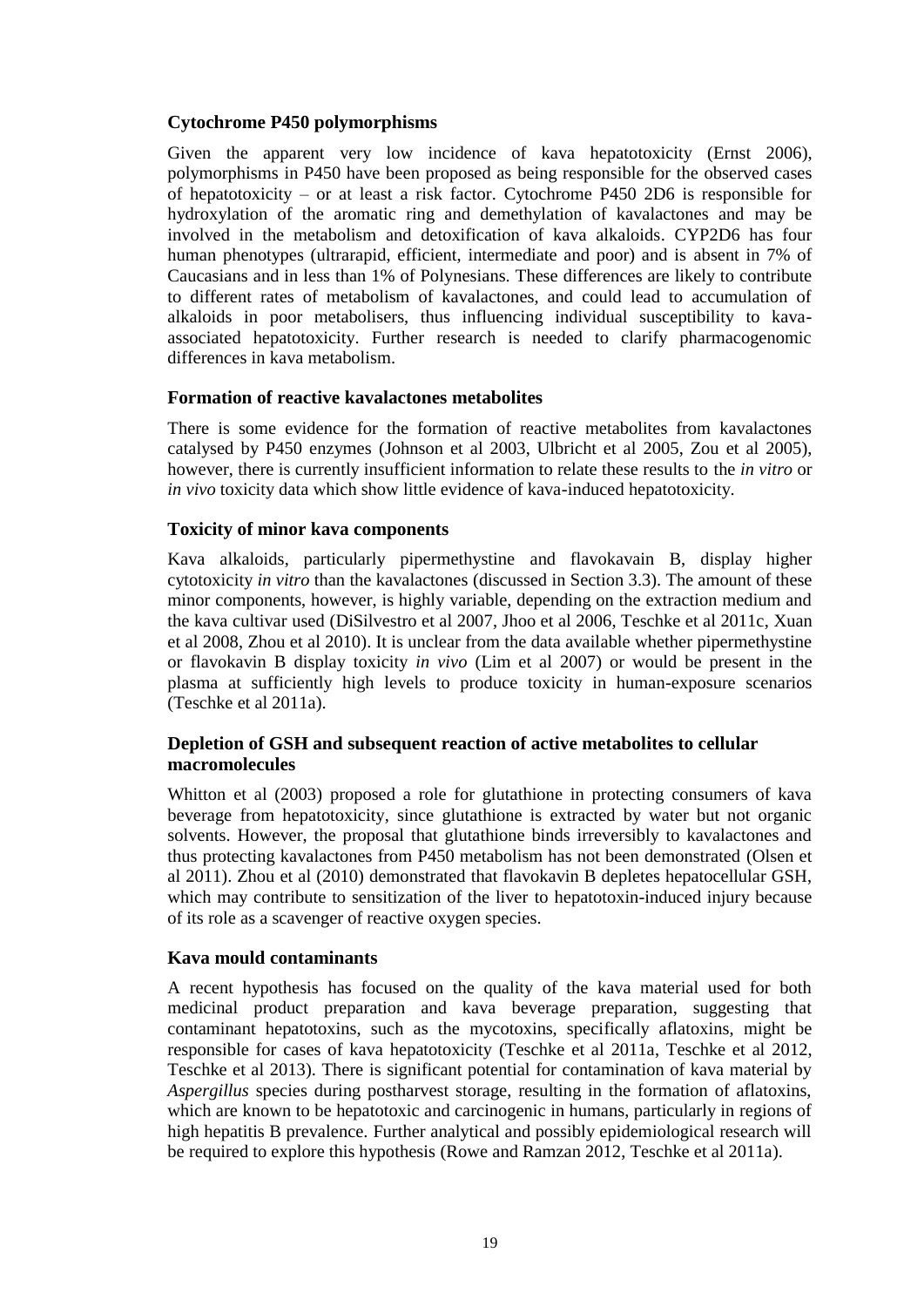### Cytochrome P450 polymorphisms

Given the apparent very low incidence of kava hepatotoxicity (Ernst 2006), polymorphisms in P450 have been proposed as being responsible for the observed cases of hepatotoxicity – or at least a risk factor. Cytochrome P450 2D6 is responsible for hydroxylation of the aromatic ring and demethylation of kavalactones and may be involved in the metabolism and detoxification of kava alkaloids. CYP2D6 has four human phenotypes (ultrarapid, efficient, intermediate and poor) and is absent in 7% of Caucasians and in less than 1% of Polynesians. These differences are likely to contribute to different rates of metabolism of kavalactones, and could lead to accumulation of alkaloids in poor metabolisers, thus influencing individual susceptibility to kava-associated hepatotoxicity. Further research is needed to clarify pharmacogenomic differences in kava metabolism.

### Formation of reactive kavalactones metabolites

There is some evidence for the formation of reactive metabolites from kavalactones catalysed by P450 enzymes (Johnson et al 2003, Ulbricht et al 2005, Zou et al 2005), however, there is currently insufficient information to relate these results to the *in vitro* or *in vivo* toxicity data which show little evidence of kava-induced hepatotoxicity.

### Toxicity of minor kava components

Kava alkaloids, particularly pipermethystine and flavokavain B, display higher cytotoxicity *in vitro* than the kavalactones (discussed in Section 3.3). The amount of these minor components, however, is highly variable, depending on the extraction medium and the kava cultivar used (DiSilvestro et al 2007, Jhoo et al 2006, Teschke et al 2011c, Xuan et al 2008, Zhou et al 2010). It is unclear from the data available whether pipermethystine or flavokavin B display toxicity *in vivo* (Lim et al 2007) or would be present in the plasma at sufficiently high levels to produce toxicity in human-exposure scenarios (Teschke et al 2011a).

### Depletion of GSH and subsequent reaction of active metabolites to cellular macromolecules

Whitton et al (2003) proposed a role for glutathione in protecting consumers of kava beverage from hepatotoxicity, since glutathione is extracted by water but not organic solvents. However, the proposal that glutathione binds irreversibly to kavalactones and thus protecting kavalactones from P450 metabolism has not been demonstrated (Olsen et al 2011). Zhou et al (2010) demonstrated that flavokavin B depletes hepatocellular GSH, which may contribute to sensitization of the liver to hepatotoxin-induced injury because of its role as a scavenger of reactive oxygen species.

### Kava mould contaminants

A recent hypothesis has focused on the quality of the kava material used for both medicinal product preparation and kava beverage preparation, suggesting that contaminant hepatotoxins, such as the mycotoxins, specifically aflatoxins, might be responsible for cases of kava hepatotoxicity (Teschke et al 2011a, Teschke et al 2012, Teschke et al 2013). There is significant potential for contamination of kava material by *Aspergillus* species during postharvest storage, resulting in the formation of aflatoxins, which are known to be hepatotoxic and carcinogenic in humans, particularly in regions of high hepatitis B prevalence. Further analytical and possibly epidemiological research will be required to explore this hypothesis (Rowe and Ramzan 2012, Teschke et al 2011a).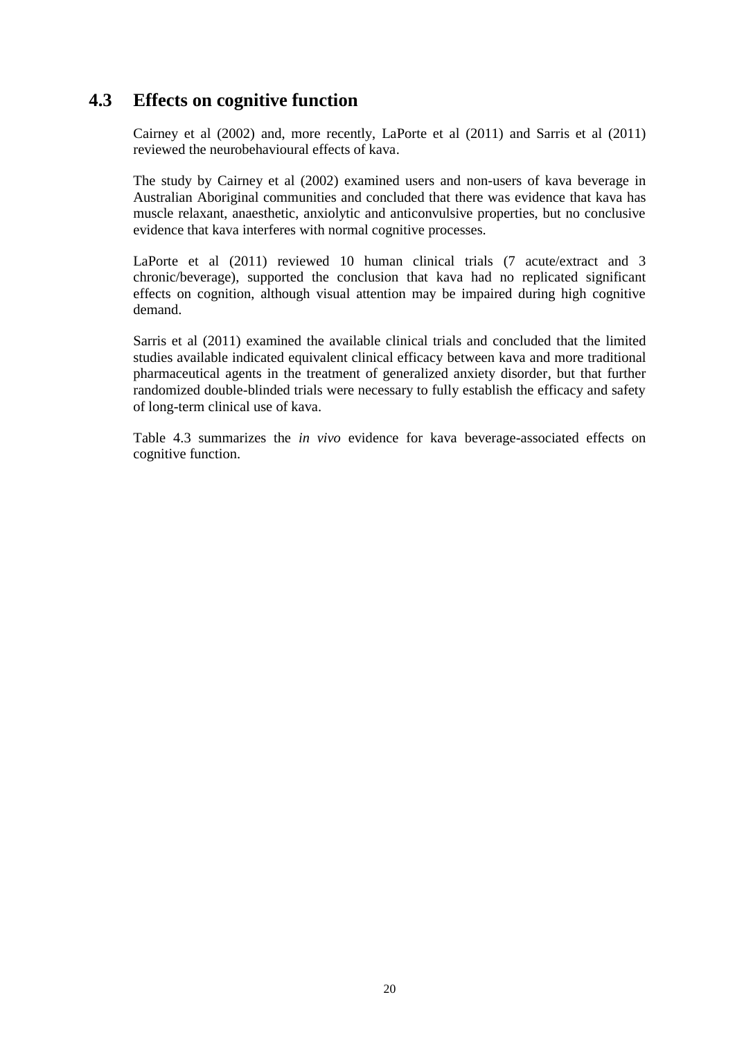## 4.3 Effects on cognitive function

Cairney et al (2002) and, more recently, LaPorte et al (2011) and Sarris et al (2011) reviewed the neurobehavioural effects of kava.

The study by Cairney et al (2002) examined users and non-users of kava beverage in Australian Aboriginal communities and concluded that there was evidence that kava has muscle relaxant, anaesthetic, anxiolytic and anticonvulsive properties, but no conclusive evidence that kava interferes with normal cognitive processes.

LaPorte et al (2011) reviewed 10 human clinical trials (7 acute/extract and 3 chronic/beverage), supported the conclusion that kava had no replicated significant effects on cognition, although visual attention may be impaired during high cognitive demand.

Sarris et al (2011) examined the available clinical trials and concluded that the limited studies available indicated equivalent clinical efficacy between kava and more traditional pharmaceutical agents in the treatment of generalized anxiety disorder, but that further randomized double-blinded trials were necessary to fully establish the efficacy and safety of long-term clinical use of kava.

Table 4.3 summarizes the *in vivo* evidence for kava beverage-associated effects on cognitive function.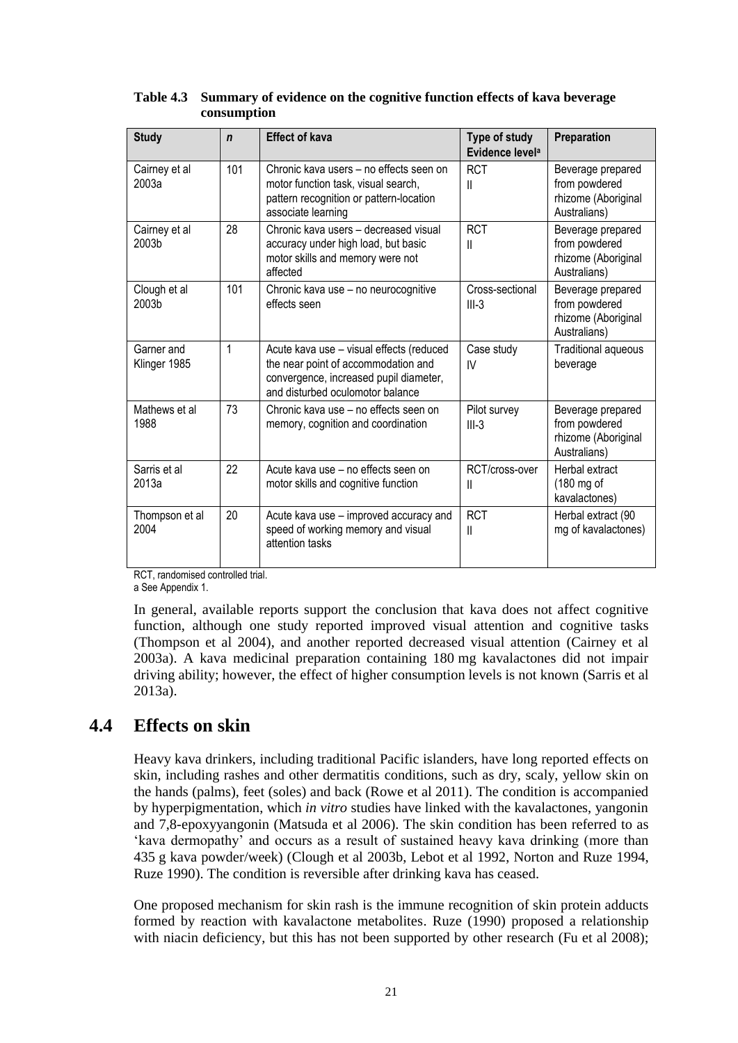**Table 4.3 Summary of evidence on the cognitive function effects of kava beverage consumption**

| Study | *n* | Effect of kava | Type of study Evidence level[a] | Preparation |
|---|---|---|---|---|
| Cairney et al 2003a | 101 | Chronic kava users – no effects seen on motor function task, visual search, pattern recognition or pattern-location associate learning | RCT II | Beverage prepared from powdered rhizome (Aboriginal Australians) |
| Cairney et al 2003b | 28 | Chronic kava users – decreased visual accuracy under high load, but basic motor skills and memory were not affected | RCT II | Beverage prepared from powdered rhizome (Aboriginal Australians) |
| Clough et al 2003b | 101 | Chronic kava use – no neurocognitive effects seen | Cross-sectional III-3 | Beverage prepared from powdered rhizome (Aboriginal Australians) |
| Garner and Klinger 1985 | 1 | Acute kava use – visual effects (reduced the near point of accommodation and convergence, increased pupil diameter, and disturbed oculomotor balance | Case study IV | Traditional aqueous beverage |
| Mathews et al 1988 | 73 | Chronic kava use – no effects seen on memory, cognition and coordination | Pilot survey III-3 | Beverage prepared from powdered rhizome (Aboriginal Australians) |
| Sarris et al 2013a | 22 | Acute kava use – no effects seen on motor skills and cognitive function | RCT/cross-over II | Herbal extract (180 mg of kavalactones) |
| Thompson et al 2004 | 20 | Acute kava use – improved accuracy and speed of working memory and visual attention tasks | RCT II | Herbal extract (90 mg of kavalactones) |

RCT, randomised controlled trial.
a See Appendix 1.

In general, available reports support the conclusion that kava does not affect cognitive function, although one study reported improved visual attention and cognitive tasks (Thompson et al 2004), and another reported decreased visual attention (Cairney et al 2003a). A kava medicinal preparation containing 180 mg kavalactones did not impair driving ability; however, the effect of higher consumption levels is not known (Sarris et al 2013a).

## 4.4 Effects on skin

Heavy kava drinkers, including traditional Pacific islanders, have long reported effects on skin, including rashes and other dermatitis conditions, such as dry, scaly, yellow skin on the hands (palms), feet (soles) and back (Rowe et al 2011). The condition is accompanied by hyperpigmentation, which *in vitro* studies have linked with the kavalactones, yangonin and 7,8-epoxyyangonin (Matsuda et al 2006). The skin condition has been referred to as 'kava dermopathy' and occurs as a result of sustained heavy kava drinking (more than 435 g kava powder/week) (Clough et al 2003b, Lebot et al 1992, Norton and Ruze 1994, Ruze 1990). The condition is reversible after drinking kava has ceased.

One proposed mechanism for skin rash is the immune recognition of skin protein adducts formed by reaction with kavalactone metabolites. Ruze (1990) proposed a relationship with niacin deficiency, but this has not been supported by other research (Fu et al 2008);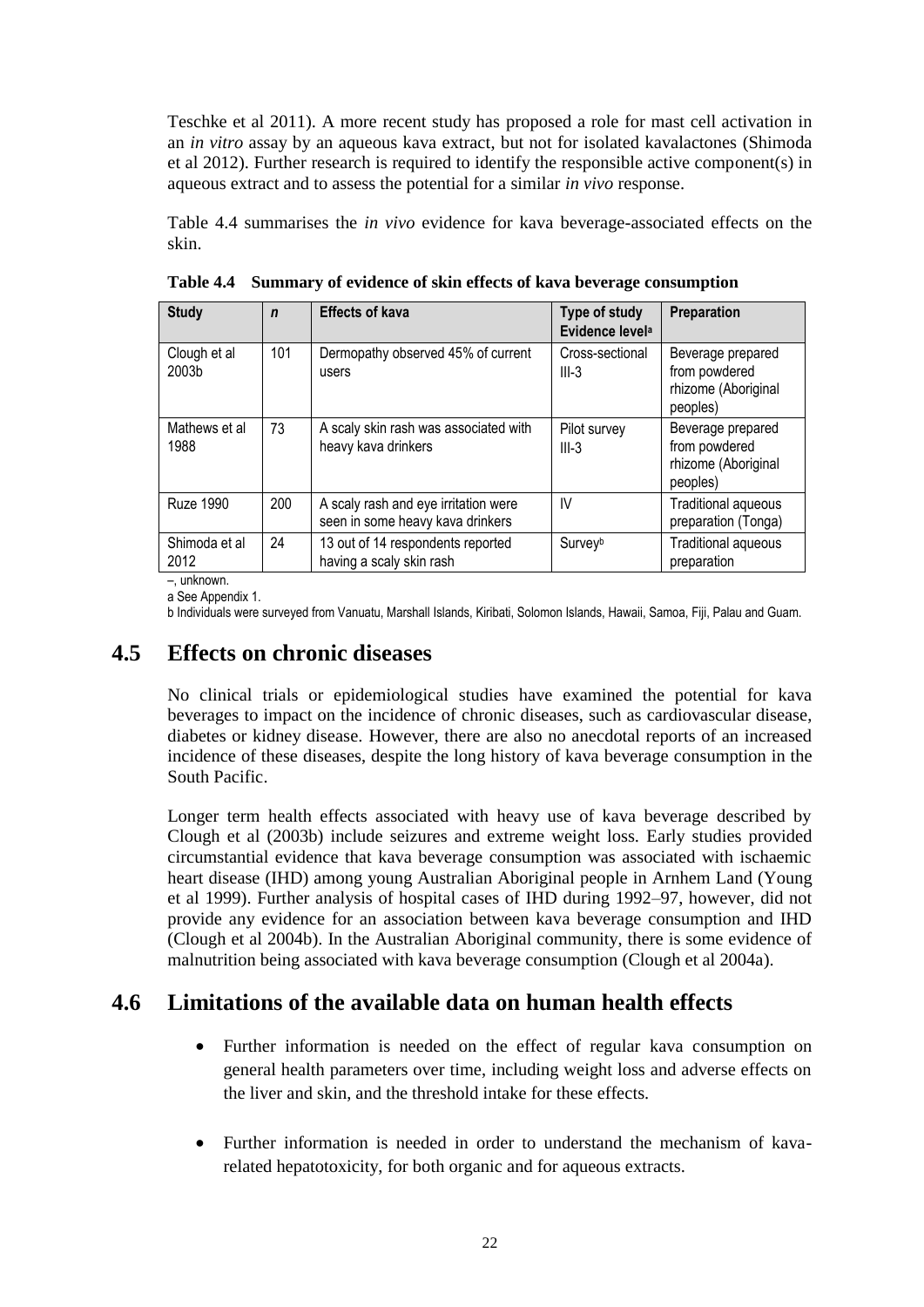Teschke et al 2011). A more recent study has proposed a role for mast cell activation in an *in vitro* assay by an aqueous kava extract, but not for isolated kavalactones (Shimoda et al 2012). Further research is required to identify the responsible active component(s) in aqueous extract and to assess the potential for a similar *in vivo* response.

Table 4.4 summarises the *in vivo* evidence for kava beverage-associated effects on the skin.

**Table 4.4 Summary of evidence of skin effects of kava beverage consumption**

| Study | *n* | Effects of kava | Type of study Evidence level[a] | Preparation |
|---|---|---|---|---|
| Clough et al 2003b | 101 | Dermopathy observed 45% of current users | Cross-sectional III-3 | Beverage prepared from powdered rhizome (Aboriginal peoples) |
| Mathews et al 1988 | 73 | A scaly skin rash was associated with heavy kava drinkers | Pilot survey III-3 | Beverage prepared from powdered rhizome (Aboriginal peoples) |
| Ruze 1990 | 200 | A scaly rash and eye irritation were seen in some heavy kava drinkers | IV | Traditional aqueous preparation (Tonga) |
| Shimoda et al 2012 | 24 | 13 out of 14 respondents reported having a scaly skin rash | Survey[b] | Traditional aqueous preparation |

–, unknown.

a See Appendix 1.

b Individuals were surveyed from Vanuatu, Marshall Islands, Kiribati, Solomon Islands, Hawaii, Samoa, Fiji, Palau and Guam.

## 4.5 Effects on chronic diseases

No clinical trials or epidemiological studies have examined the potential for kava beverages to impact on the incidence of chronic diseases, such as cardiovascular disease, diabetes or kidney disease. However, there are also no anecdotal reports of an increased incidence of these diseases, despite the long history of kava beverage consumption in the South Pacific.

Longer term health effects associated with heavy use of kava beverage described by Clough et al (2003b) include seizures and extreme weight loss. Early studies provided circumstantial evidence that kava beverage consumption was associated with ischaemic heart disease (IHD) among young Australian Aboriginal people in Arnhem Land (Young et al 1999). Further analysis of hospital cases of IHD during 1992–97, however, did not provide any evidence for an association between kava beverage consumption and IHD (Clough et al 2004b). In the Australian Aboriginal community, there is some evidence of malnutrition being associated with kava beverage consumption (Clough et al 2004a).

## 4.6 Limitations of the available data on human health effects

- Further information is needed on the effect of regular kava consumption on general health parameters over time, including weight loss and adverse effects on the liver and skin, and the threshold intake for these effects.
- Further information is needed in order to understand the mechanism of kava-related hepatotoxicity, for both organic and for aqueous extracts.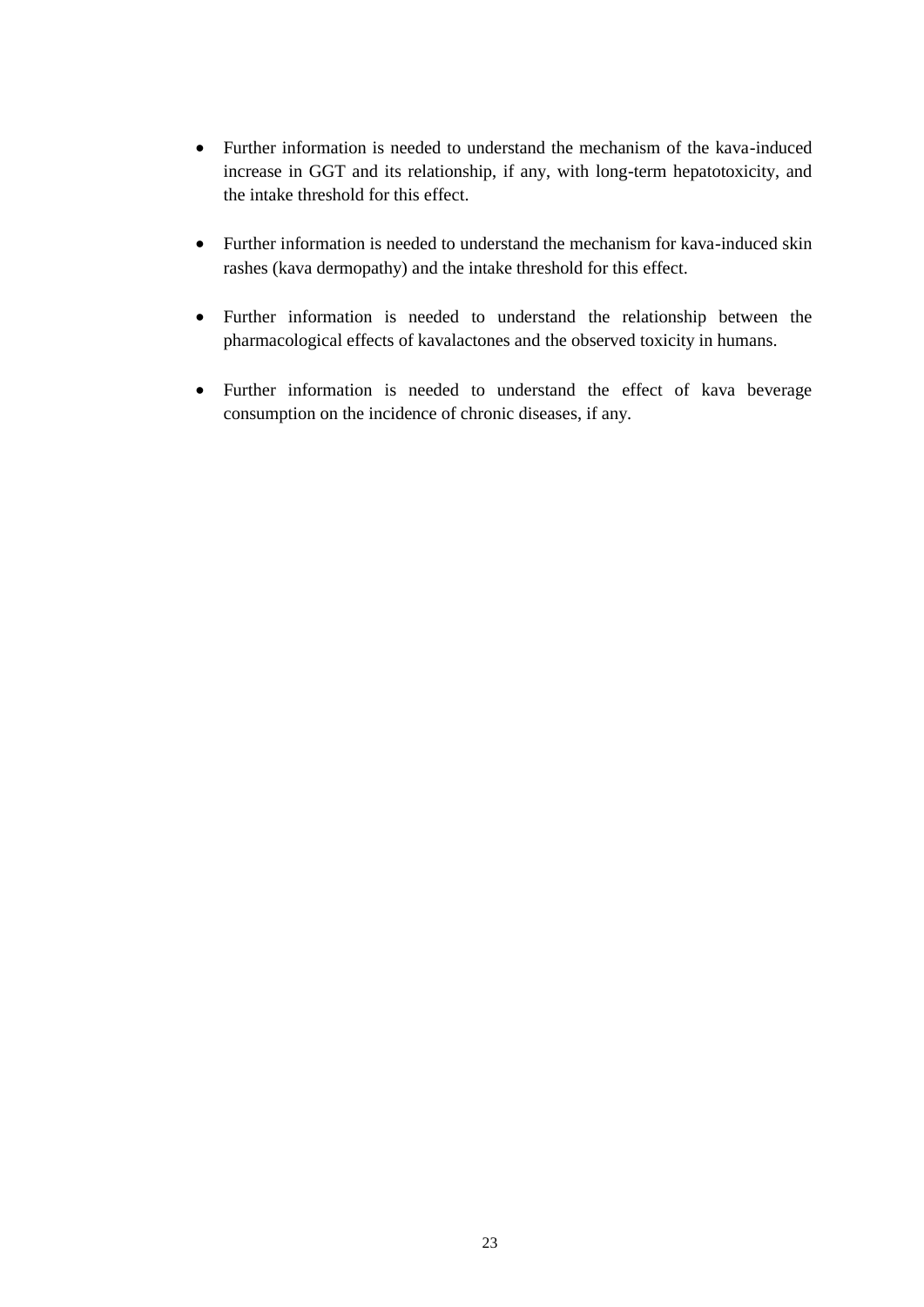- Further information is needed to understand the mechanism of the kava-induced increase in GGT and its relationship, if any, with long-term hepatotoxicity, and the intake threshold for this effect.

- Further information is needed to understand the mechanism for kava-induced skin rashes (kava dermopathy) and the intake threshold for this effect.

- Further information is needed to understand the relationship between the pharmacological effects of kavalactones and the observed toxicity in humans.

- Further information is needed to understand the effect of kava beverage consumption on the incidence of chronic diseases, if any.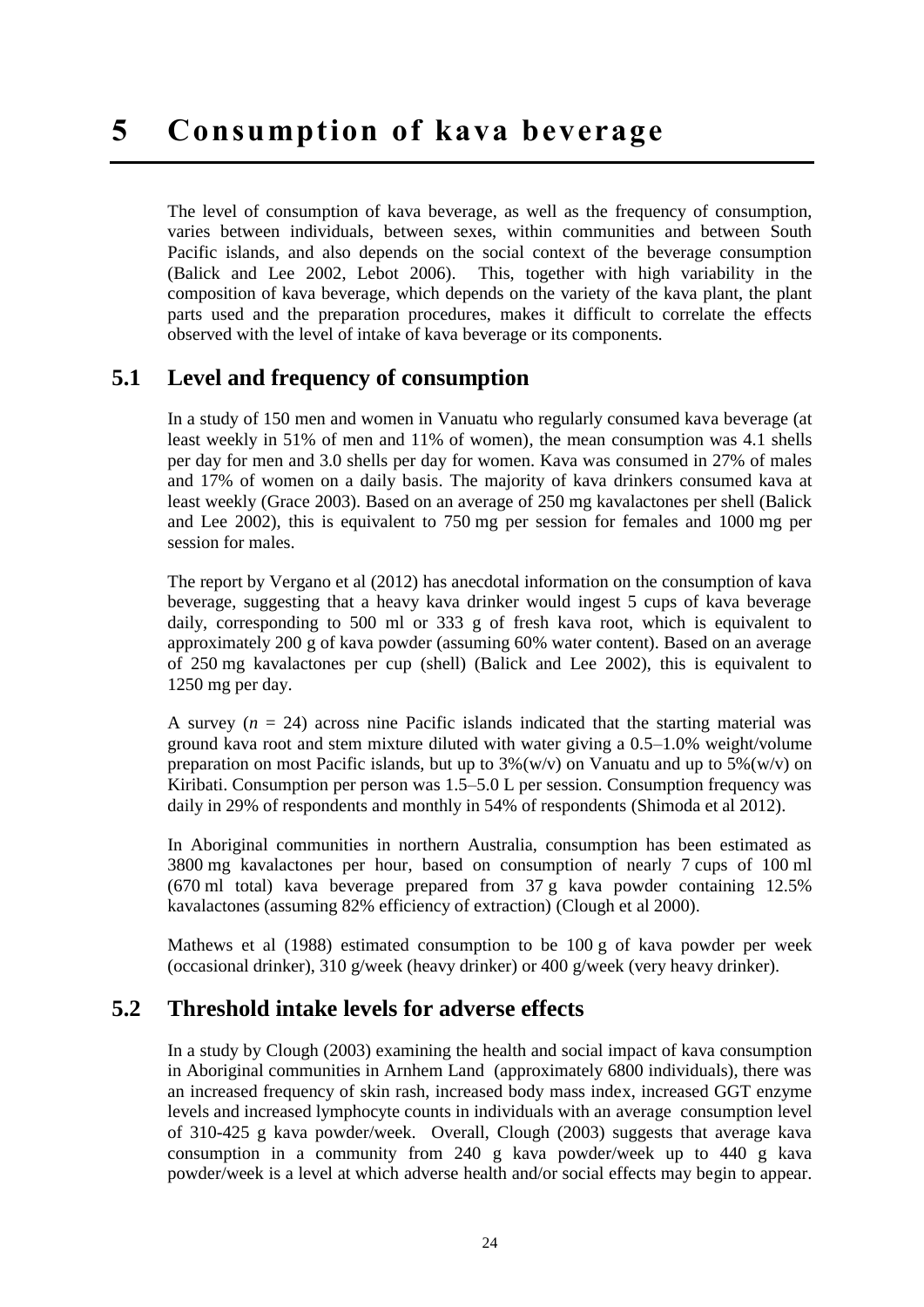# 5 Consumption of kava beverage

The level of consumption of kava beverage, as well as the frequency of consumption, varies between individuals, between sexes, within communities and between South Pacific islands, and also depends on the social context of the beverage consumption (Balick and Lee 2002, Lebot 2006). This, together with high variability in the composition of kava beverage, which depends on the variety of the kava plant, the plant parts used and the preparation procedures, makes it difficult to correlate the effects observed with the level of intake of kava beverage or its components.

## 5.1 Level and frequency of consumption

In a study of 150 men and women in Vanuatu who regularly consumed kava beverage (at least weekly in 51% of men and 11% of women), the mean consumption was 4.1 shells per day for men and 3.0 shells per day for women. Kava was consumed in 27% of males and 17% of women on a daily basis. The majority of kava drinkers consumed kava at least weekly (Grace 2003). Based on an average of 250 mg kavalactones per shell (Balick and Lee 2002), this is equivalent to 750 mg per session for females and 1000 mg per session for males.

The report by Vergano et al (2012) has anecdotal information on the consumption of kava beverage, suggesting that a heavy kava drinker would ingest 5 cups of kava beverage daily, corresponding to 500 ml or 333 g of fresh kava root, which is equivalent to approximately 200 g of kava powder (assuming 60% water content). Based on an average of 250 mg kavalactones per cup (shell) (Balick and Lee 2002), this is equivalent to 1250 mg per day.

A survey ($n$ = 24) across nine Pacific islands indicated that the starting material was ground kava root and stem mixture diluted with water giving a 0.5–1.0% weight/volume preparation on most Pacific islands, but up to 3%(w/v) on Vanuatu and up to 5%(w/v) on Kiribati. Consumption per person was 1.5–5.0 L per session. Consumption frequency was daily in 29% of respondents and monthly in 54% of respondents (Shimoda et al 2012).

In Aboriginal communities in northern Australia, consumption has been estimated as 3800 mg kavalactones per hour, based on consumption of nearly 7 cups of 100 ml (670 ml total) kava beverage prepared from 37 g kava powder containing 12.5% kavalactones (assuming 82% efficiency of extraction) (Clough et al 2000).

Mathews et al (1988) estimated consumption to be 100 g of kava powder per week (occasional drinker), 310 g/week (heavy drinker) or 400 g/week (very heavy drinker).

## 5.2 Threshold intake levels for adverse effects

In a study by Clough (2003) examining the health and social impact of kava consumption in Aboriginal communities in Arnhem Land (approximately 6800 individuals), there was an increased frequency of skin rash, increased body mass index, increased GGT enzyme levels and increased lymphocyte counts in individuals with an average consumption level of 310-425 g kava powder/week. Overall, Clough (2003) suggests that average kava consumption in a community from 240 g kava powder/week up to 440 g kava powder/week is a level at which adverse health and/or social effects may begin to appear.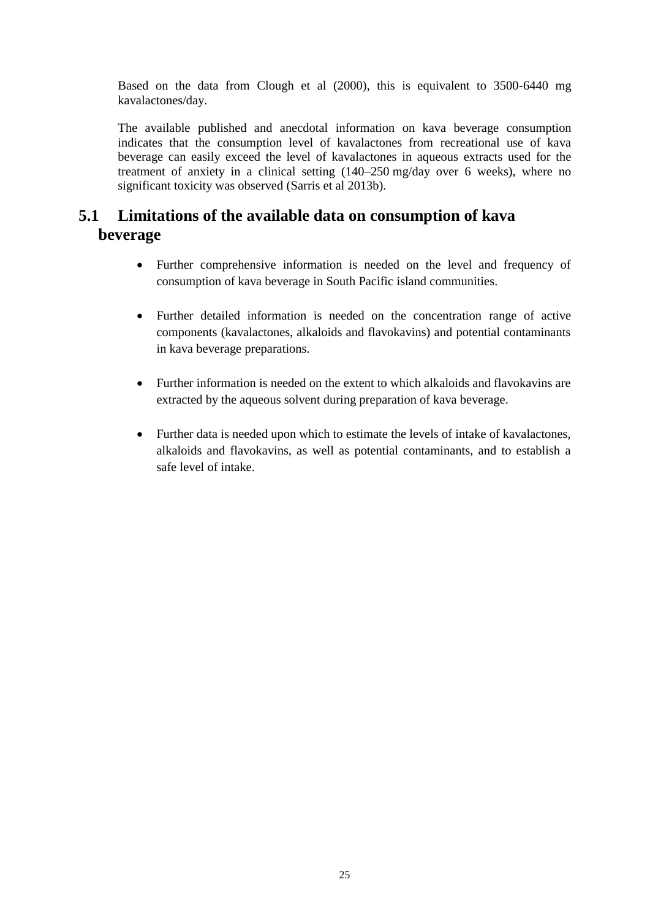Based on the data from Clough et al (2000), this is equivalent to 3500-6440 mg kavalactones/day.

The available published and anecdotal information on kava beverage consumption indicates that the consumption level of kavalactones from recreational use of kava beverage can easily exceed the level of kavalactones in aqueous extracts used for the treatment of anxiety in a clinical setting (140–250 mg/day over 6 weeks), where no significant toxicity was observed (Sarris et al 2013b).

## 5.1 Limitations of the available data on consumption of kava beverage

- Further comprehensive information is needed on the level and frequency of consumption of kava beverage in South Pacific island communities.
- Further detailed information is needed on the concentration range of active components (kavalactones, alkaloids and flavokavins) and potential contaminants in kava beverage preparations.
- Further information is needed on the extent to which alkaloids and flavokavins are extracted by the aqueous solvent during preparation of kava beverage.
- Further data is needed upon which to estimate the levels of intake of kavalactones, alkaloids and flavokavins, as well as potential contaminants, and to establish a safe level of intake.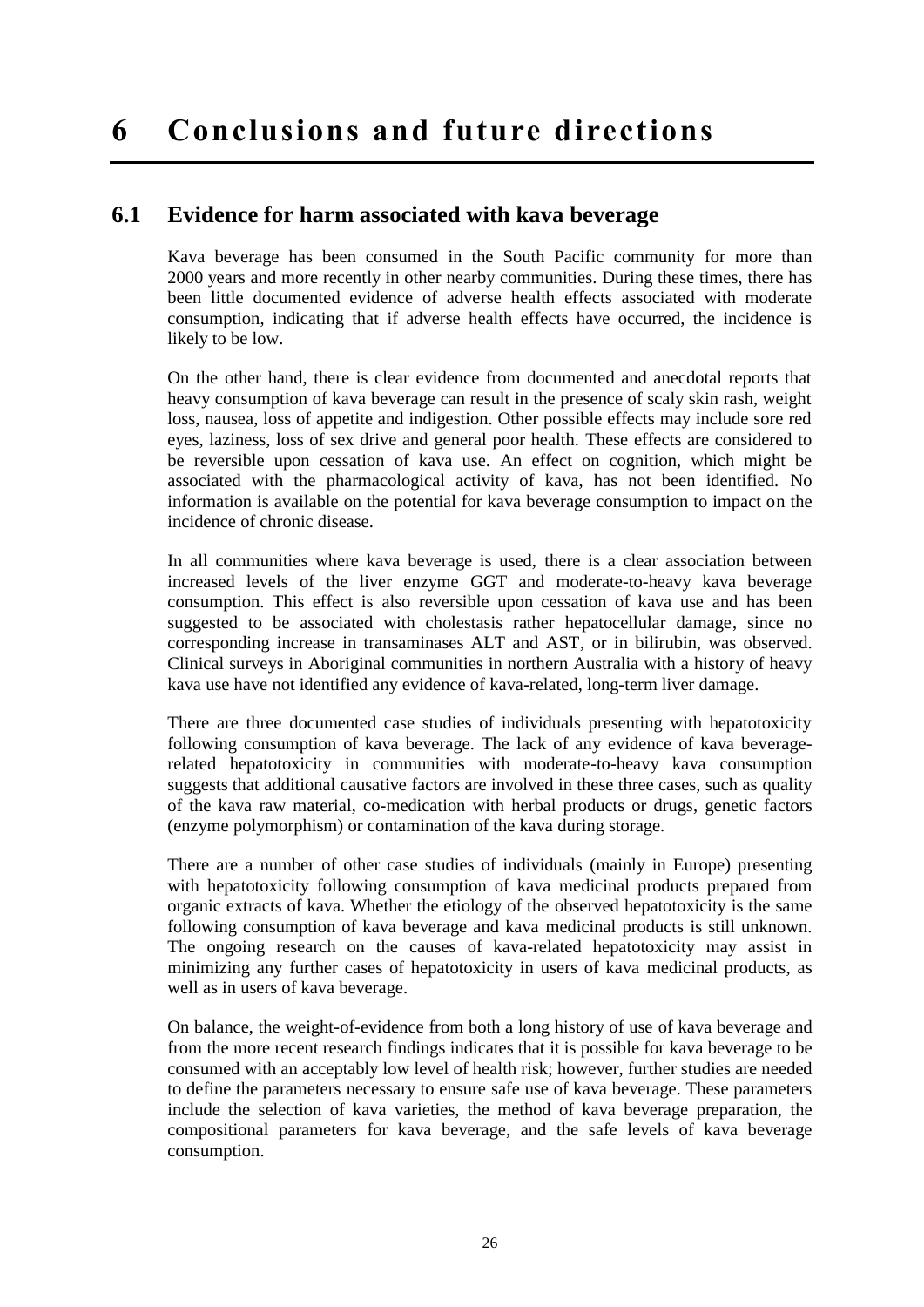# 6 Conclusions and future directions

## 6.1 Evidence for harm associated with kava beverage

Kava beverage has been consumed in the South Pacific community for more than 2000 years and more recently in other nearby communities. During these times, there has been little documented evidence of adverse health effects associated with moderate consumption, indicating that if adverse health effects have occurred, the incidence is likely to be low.

On the other hand, there is clear evidence from documented and anecdotal reports that heavy consumption of kava beverage can result in the presence of scaly skin rash, weight loss, nausea, loss of appetite and indigestion. Other possible effects may include sore red eyes, laziness, loss of sex drive and general poor health. These effects are considered to be reversible upon cessation of kava use. An effect on cognition, which might be associated with the pharmacological activity of kava, has not been identified. No information is available on the potential for kava beverage consumption to impact on the incidence of chronic disease.

In all communities where kava beverage is used, there is a clear association between increased levels of the liver enzyme GGT and moderate-to-heavy kava beverage consumption. This effect is also reversible upon cessation of kava use and has been suggested to be associated with cholestasis rather hepatocellular damage, since no corresponding increase in transaminases ALT and AST, or in bilirubin, was observed. Clinical surveys in Aboriginal communities in northern Australia with a history of heavy kava use have not identified any evidence of kava-related, long-term liver damage.

There are three documented case studies of individuals presenting with hepatotoxicity following consumption of kava beverage. The lack of any evidence of kava beverage-related hepatotoxicity in communities with moderate-to-heavy kava consumption suggests that additional causative factors are involved in these three cases, such as quality of the kava raw material, co-medication with herbal products or drugs, genetic factors (enzyme polymorphism) or contamination of the kava during storage.

There are a number of other case studies of individuals (mainly in Europe) presenting with hepatotoxicity following consumption of kava medicinal products prepared from organic extracts of kava. Whether the etiology of the observed hepatotoxicity is the same following consumption of kava beverage and kava medicinal products is still unknown. The ongoing research on the causes of kava-related hepatotoxicity may assist in minimizing any further cases of hepatotoxicity in users of kava medicinal products, as well as in users of kava beverage.

On balance, the weight-of-evidence from both a long history of use of kava beverage and from the more recent research findings indicates that it is possible for kava beverage to be consumed with an acceptably low level of health risk; however, further studies are needed to define the parameters necessary to ensure safe use of kava beverage. These parameters include the selection of kava varieties, the method of kava beverage preparation, the compositional parameters for kava beverage, and the safe levels of kava beverage consumption.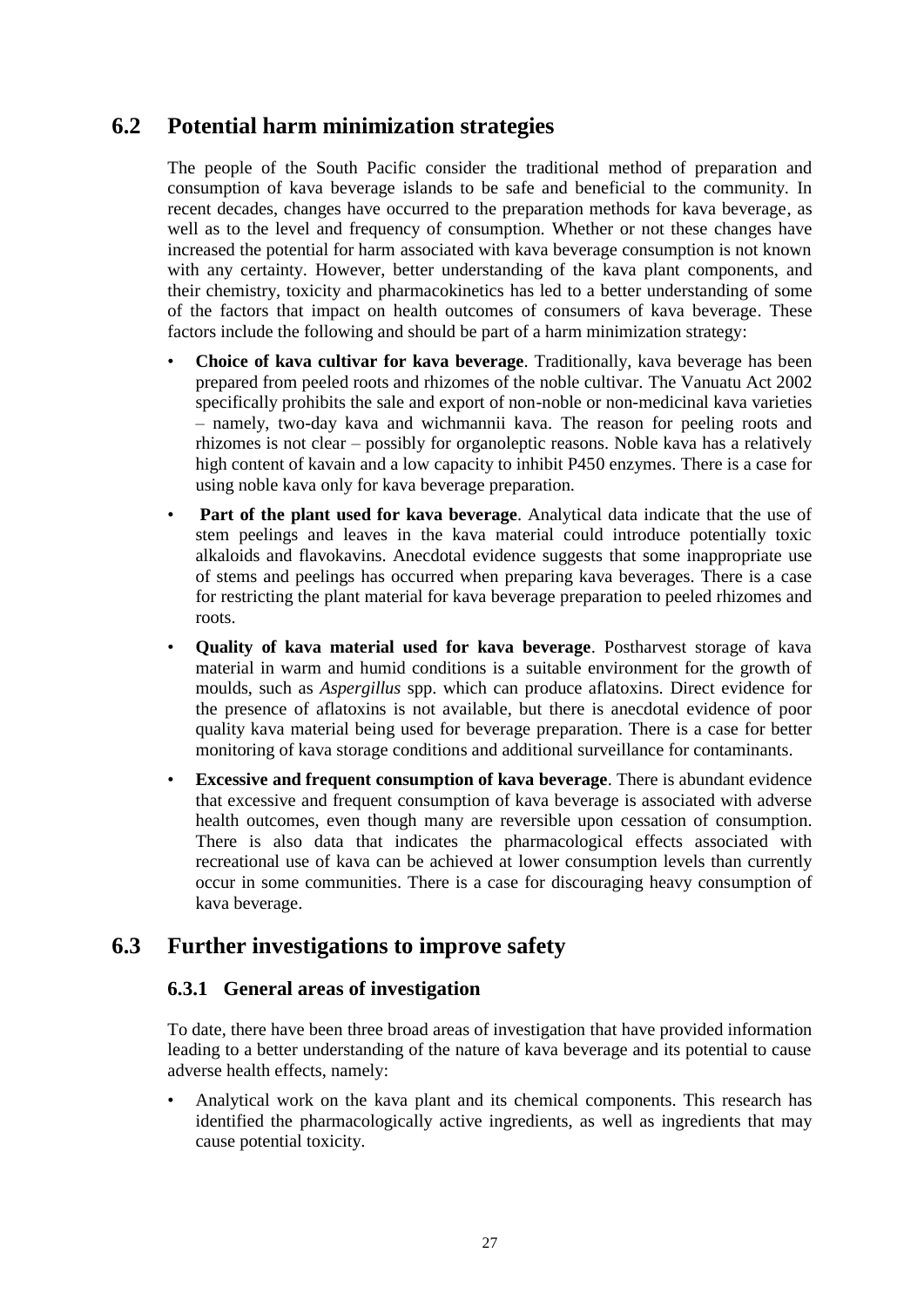## 6.2 Potential harm minimization strategies

The people of the South Pacific consider the traditional method of preparation and consumption of kava beverage islands to be safe and beneficial to the community. In recent decades, changes have occurred to the preparation methods for kava beverage, as well as to the level and frequency of consumption. Whether or not these changes have increased the potential for harm associated with kava beverage consumption is not known with any certainty. However, better understanding of the kava plant components, and their chemistry, toxicity and pharmacokinetics has led to a better understanding of some of the factors that impact on health outcomes of consumers of kava beverage. These factors include the following and should be part of a harm minimization strategy:

- **Choice of kava cultivar for kava beverage**. Traditionally, kava beverage has been prepared from peeled roots and rhizomes of the noble cultivar. The Vanuatu Act 2002 specifically prohibits the sale and export of non-noble or non-medicinal kava varieties – namely, two-day kava and wichmannii kava. The reason for peeling roots and rhizomes is not clear – possibly for organoleptic reasons. Noble kava has a relatively high content of kavain and a low capacity to inhibit P450 enzymes. There is a case for using noble kava only for kava beverage preparation.
- **Part of the plant used for kava beverage**. Analytical data indicate that the use of stem peelings and leaves in the kava material could introduce potentially toxic alkaloids and flavokavins. Anecdotal evidence suggests that some inappropriate use of stems and peelings has occurred when preparing kava beverages. There is a case for restricting the plant material for kava beverage preparation to peeled rhizomes and roots.
- **Quality of kava material used for kava beverage**. Postharvest storage of kava material in warm and humid conditions is a suitable environment for the growth of moulds, such as *Aspergillus* spp. which can produce aflatoxins. Direct evidence for the presence of aflatoxins is not available, but there is anecdotal evidence of poor quality kava material being used for beverage preparation. There is a case for better monitoring of kava storage conditions and additional surveillance for contaminants.
- **Excessive and frequent consumption of kava beverage**. There is abundant evidence that excessive and frequent consumption of kava beverage is associated with adverse health outcomes, even though many are reversible upon cessation of consumption. There is also data that indicates the pharmacological effects associated with recreational use of kava can be achieved at lower consumption levels than currently occur in some communities. There is a case for discouraging heavy consumption of kava beverage.

## 6.3 Further investigations to improve safety

### 6.3.1 General areas of investigation

To date, there have been three broad areas of investigation that have provided information leading to a better understanding of the nature of kava beverage and its potential to cause adverse health effects, namely:

- Analytical work on the kava plant and its chemical components. This research has identified the pharmacologically active ingredients, as well as ingredients that may cause potential toxicity.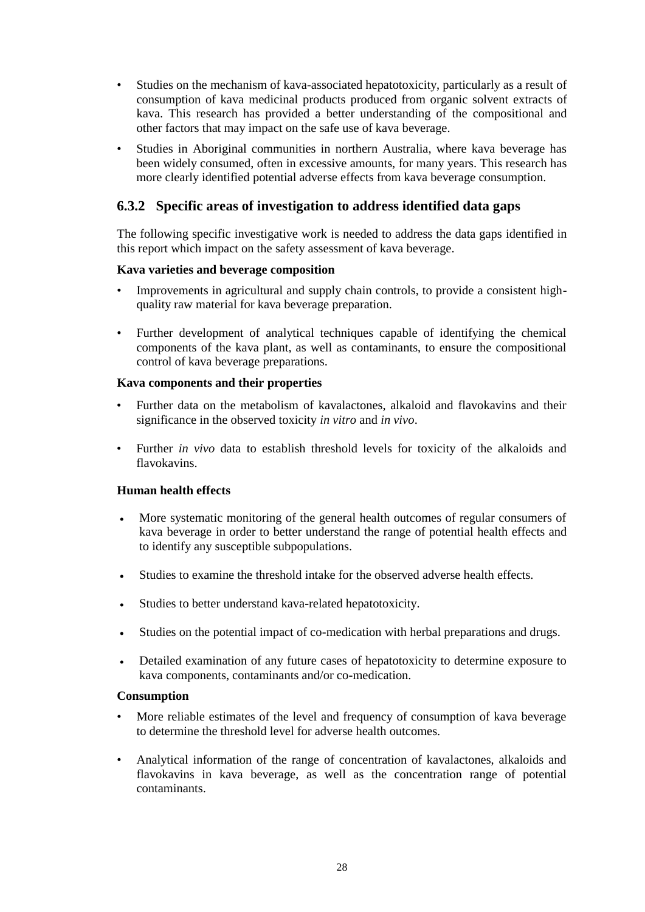- Studies on the mechanism of kava-associated hepatotoxicity, particularly as a result of consumption of kava medicinal products produced from organic solvent extracts of kava. This research has provided a better understanding of the compositional and other factors that may impact on the safe use of kava beverage.
- Studies in Aboriginal communities in northern Australia, where kava beverage has been widely consumed, often in excessive amounts, for many years. This research has more clearly identified potential adverse effects from kava beverage consumption.

### 6.3.2 Specific areas of investigation to address identified data gaps

The following specific investigative work is needed to address the data gaps identified in this report which impact on the safety assessment of kava beverage.

**Kava varieties and beverage composition**

- Improvements in agricultural and supply chain controls, to provide a consistent high-quality raw material for kava beverage preparation.
- Further development of analytical techniques capable of identifying the chemical components of the kava plant, as well as contaminants, to ensure the compositional control of kava beverage preparations.

**Kava components and their properties**

- Further data on the metabolism of kavalactones, alkaloid and flavokavins and their significance in the observed toxicity *in vitro* and *in vivo*.
- Further *in vivo* data to establish threshold levels for toxicity of the alkaloids and flavokavins.

**Human health effects**

- More systematic monitoring of the general health outcomes of regular consumers of kava beverage in order to better understand the range of potential health effects and to identify any susceptible subpopulations.
- Studies to examine the threshold intake for the observed adverse health effects.
- Studies to better understand kava-related hepatotoxicity.
- Studies on the potential impact of co-medication with herbal preparations and drugs.
- Detailed examination of any future cases of hepatotoxicity to determine exposure to kava components, contaminants and/or co-medication.

**Consumption**

- More reliable estimates of the level and frequency of consumption of kava beverage to determine the threshold level for adverse health outcomes.
- Analytical information of the range of concentration of kavalactones, alkaloids and flavokavins in kava beverage, as well as the concentration range of potential contaminants.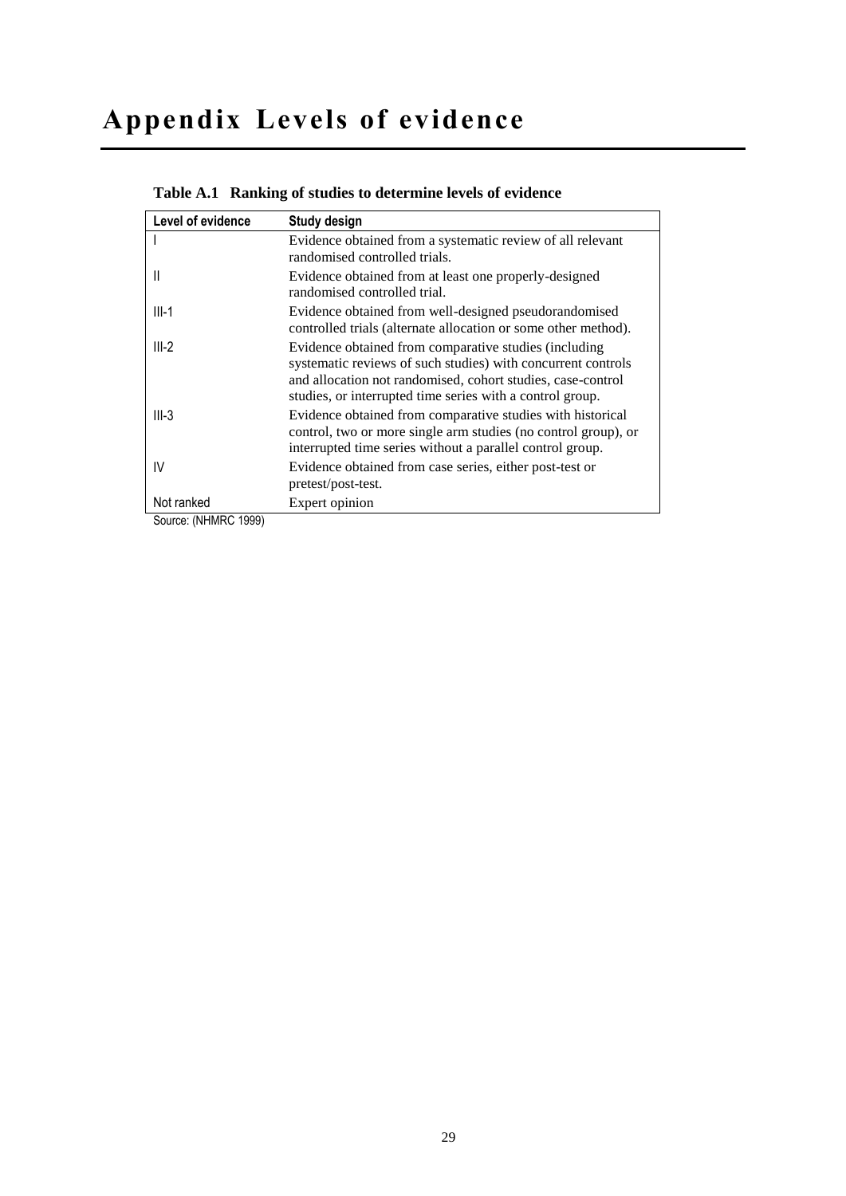# Appendix Levels of evidence

**Table A.1 Ranking of studies to determine levels of evidence**

| Level of evidence | Study design |
|---|---|
| I | Evidence obtained from a systematic review of all relevant randomised controlled trials. |
| II | Evidence obtained from at least one properly-designed randomised controlled trial. |
| III-1 | Evidence obtained from well-designed pseudorandomised controlled trials (alternate allocation or some other method). |
| III-2 | Evidence obtained from comparative studies (including systematic reviews of such studies) with concurrent controls and allocation not randomised, cohort studies, case-control studies, or interrupted time series with a control group. |
| III-3 | Evidence obtained from comparative studies with historical control, two or more single arm studies (no control group), or interrupted time series without a parallel control group. |
| IV | Evidence obtained from case series, either post-test or pretest/post-test. |
| Not ranked | Expert opinion |

Source: (NHMRC 1999)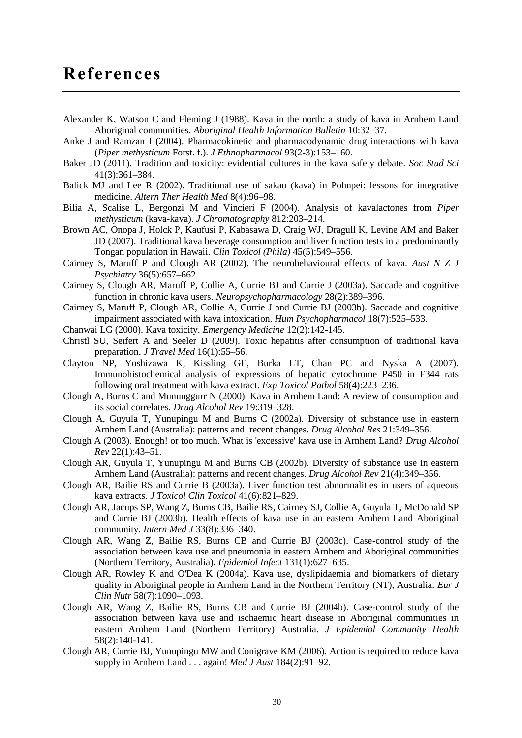# References

Alexander K, Watson C and Fleming J (1988). Kava in the north: a study of kava in Arnhem Land Aboriginal communities. *Aboriginal Health Information Bulletin* 10:32–37.

Anke J and Ramzan I (2004). Pharmacokinetic and pharmacodynamic drug interactions with kava (*Piper methysticum* Forst. f.). *J Ethnopharmacol* 93(2-3):153–160.

Baker JD (2011). Tradition and toxicity: evidential cultures in the kava safety debate. *Soc Stud Sci* 41(3):361–384.

Balick MJ and Lee R (2002). Traditional use of sakau (kava) in Pohnpei: lessons for integrative medicine. *Altern Ther Health Med* 8(4):96–98.

Bilia A, Scalise L, Bergonzi M and Vincieri F (2004). Analysis of kavalactones from *Piper methysticum* (kava-kava). *J Chromatography* 812:203–214.

Brown AC, Onopa J, Holck P, Kaufusi P, Kabasawa D, Craig WJ, Dragull K, Levine AM and Baker JD (2007). Traditional kava beverage consumption and liver function tests in a predominantly Tongan population in Hawaii. *Clin Toxicol (Phila)* 45(5):549–556.

Cairney S, Maruff P and Clough AR (2002). The neurobehavioural effects of kava. *Aust N Z J Psychiatry* 36(5):657–662.

Cairney S, Clough AR, Maruff P, Collie A, Currie BJ and Currie J (2003a). Saccade and cognitive function in chronic kava users. *Neuropsychopharmacology* 28(2):389–396.

Cairney S, Maruff P, Clough AR, Collie A, Currie J and Currie BJ (2003b). Saccade and cognitive impairment associated with kava intoxication. *Hum Psychopharmacol* 18(7):525–533.

Chanwai LG (2000). Kava toxicity. *Emergency Medicine* 12(2):142-145.

Christl SU, Seifert A and Seeler D (2009). Toxic hepatitis after consumption of traditional kava preparation. *J Travel Med* 16(1):55–56.

Clayton NP, Yoshizawa K, Kissling GE, Burka LT, Chan PC and Nyska A (2007). Immunohistochemical analysis of expressions of hepatic cytochrome P450 in F344 rats following oral treatment with kava extract. *Exp Toxicol Pathol* 58(4):223–236.

Clough A, Burns C and Mununggurr N (2000). Kava in Arnhem Land: A review of consumption and its social correlates. *Drug Alcohol Rev* 19:319–328.

Clough A, Guyula T, Yunupingu M and Burns C (2002a). Diversity of substance use in eastern Arnhem Land (Australia): patterns and recent changes. *Drug Alcohol Res* 21:349–356.

Clough A (2003). Enough! or too much. What is 'excessive' kava use in Arnhem Land? *Drug Alcohol Rev* 22(1):43–51.

Clough AR, Guyula T, Yunupingu M and Burns CB (2002b). Diversity of substance use in eastern Arnhem Land (Australia): patterns and recent changes. *Drug Alcohol Rev* 21(4):349–356.

Clough AR, Bailie RS and Currie B (2003a). Liver function test abnormalities in users of aqueous kava extracts. *J Toxicol Clin Toxicol* 41(6):821–829.

Clough AR, Jacups SP, Wang Z, Burns CB, Bailie RS, Cairney SJ, Collie A, Guyula T, McDonald SP and Currie BJ (2003b). Health effects of kava use in an eastern Arnhem Land Aboriginal community. *Intern Med J* 33(8):336–340.

Clough AR, Wang Z, Bailie RS, Burns CB and Currie BJ (2003c). Case-control study of the association between kava use and pneumonia in eastern Arnhem and Aboriginal communities (Northern Territory, Australia). *Epidemiol Infect* 131(1):627–635.

Clough AR, Rowley K and O'Dea K (2004a). Kava use, dyslipidaemia and biomarkers of dietary quality in Aboriginal people in Arnhem Land in the Northern Territory (NT), Australia. *Eur J Clin Nutr* 58(7):1090–1093.

Clough AR, Wang Z, Bailie RS, Burns CB and Currie BJ (2004b). Case-control study of the association between kava use and ischaemic heart disease in Aboriginal communities in eastern Arnhem Land (Northern Territory) Australia. *J Epidemiol Community Health* 58(2):140-141.

Clough AR, Currie BJ, Yunupingu MW and Conigrave KM (2006). Action is required to reduce kava supply in Arnhem Land . . . again! *Med J Aust* 184(2):91–92.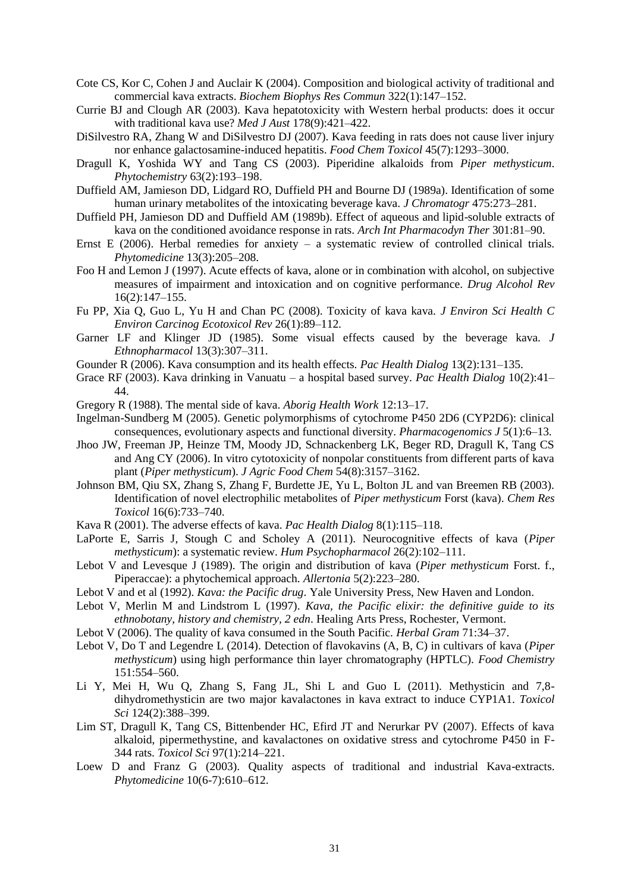Cote CS, Kor C, Cohen J and Auclair K (2004). Composition and biological activity of traditional and commercial kava extracts. *Biochem Biophys Res Commun* 322(1):147–152.

Currie BJ and Clough AR (2003). Kava hepatotoxicity with Western herbal products: does it occur with traditional kava use? *Med J Aust* 178(9):421–422.

DiSilvestro RA, Zhang W and DiSilvestro DJ (2007). Kava feeding in rats does not cause liver injury nor enhance galactosamine-induced hepatitis. *Food Chem Toxicol* 45(7):1293–3000.

Dragull K, Yoshida WY and Tang CS (2003). Piperidine alkaloids from *Piper methysticum*. *Phytochemistry* 63(2):193–198.

Duffield AM, Jamieson DD, Lidgard RO, Duffield PH and Bourne DJ (1989a). Identification of some human urinary metabolites of the intoxicating beverage kava. *J Chromatogr* 475:273–281.

Duffield PH, Jamieson DD and Duffield AM (1989b). Effect of aqueous and lipid-soluble extracts of kava on the conditioned avoidance response in rats. *Arch Int Pharmacodyn Ther* 301:81–90.

Ernst E (2006). Herbal remedies for anxiety – a systematic review of controlled clinical trials. *Phytomedicine* 13(3):205–208.

Foo H and Lemon J (1997). Acute effects of kava, alone or in combination with alcohol, on subjective measures of impairment and intoxication and on cognitive performance. *Drug Alcohol Rev* 16(2):147–155.

Fu PP, Xia Q, Guo L, Yu H and Chan PC (2008). Toxicity of kava kava. *J Environ Sci Health C Environ Carcinog Ecotoxicol Rev* 26(1):89–112.

Garner LF and Klinger JD (1985). Some visual effects caused by the beverage kava. *J Ethnopharmacol* 13(3):307–311.

Gounder R (2006). Kava consumption and its health effects. *Pac Health Dialog* 13(2):131–135.

Grace RF (2003). Kava drinking in Vanuatu – a hospital based survey. *Pac Health Dialog* 10(2):41–44.

Gregory R (1988). The mental side of kava. *Aborig Health Work* 12:13–17.

Ingelman-Sundberg M (2005). Genetic polymorphisms of cytochrome P450 2D6 (CYP2D6): clinical consequences, evolutionary aspects and functional diversity. *Pharmacogenomics J* 5(1):6–13.

Jhoo JW, Freeman JP, Heinze TM, Moody JD, Schnackenberg LK, Beger RD, Dragull K, Tang CS and Ang CY (2006). In vitro cytotoxicity of nonpolar constituents from different parts of kava plant (*Piper methysticum*). *J Agric Food Chem* 54(8):3157–3162.

Johnson BM, Qiu SX, Zhang S, Zhang F, Burdette JE, Yu L, Bolton JL and van Breemen RB (2003). Identification of novel electrophilic metabolites of *Piper methysticum* Forst (kava). *Chem Res Toxicol* 16(6):733–740.

Kava R (2001). The adverse effects of kava. *Pac Health Dialog* 8(1):115–118.

LaPorte E, Sarris J, Stough C and Scholey A (2011). Neurocognitive effects of kava (*Piper methysticum*): a systematic review. *Hum Psychopharmacol* 26(2):102–111.

Lebot V and Levesque J (1989). The origin and distribution of kava (*Piper methysticum* Forst. f., Piperaccae): a phytochemical approach. *Allertonia* 5(2):223–280.

Lebot V and et al (1992). *Kava: the Pacific drug*. Yale University Press, New Haven and London.

Lebot V, Merlin M and Lindstrom L (1997). *Kava, the Pacific elixir: the definitive guide to its ethnobotany, history and chemistry, 2 edn*. Healing Arts Press, Rochester, Vermont.

Lebot V (2006). The quality of kava consumed in the South Pacific. *Herbal Gram* 71:34–37.

Lebot V, Do T and Legendre L (2014). Detection of flavokavins (A, B, C) in cultivars of kava (*Piper methysticum*) using high performance thin layer chromatography (HPTLC). *Food Chemistry* 151:554–560.

Li Y, Mei H, Wu Q, Zhang S, Fang JL, Shi L and Guo L (2011). Methysticin and 7,8-dihydromethysticin are two major kavalactones in kava extract to induce CYP1A1. *Toxicol Sci* 124(2):388–399.

Lim ST, Dragull K, Tang CS, Bittenbender HC, Efird JT and Nerurkar PV (2007). Effects of kava alkaloid, pipermethystine, and kavalactones on oxidative stress and cytochrome P450 in F-344 rats. *Toxicol Sci* 97(1):214–221.

Loew D and Franz G (2003). Quality aspects of traditional and industrial Kava-extracts. *Phytomedicine* 10(6-7):610–612.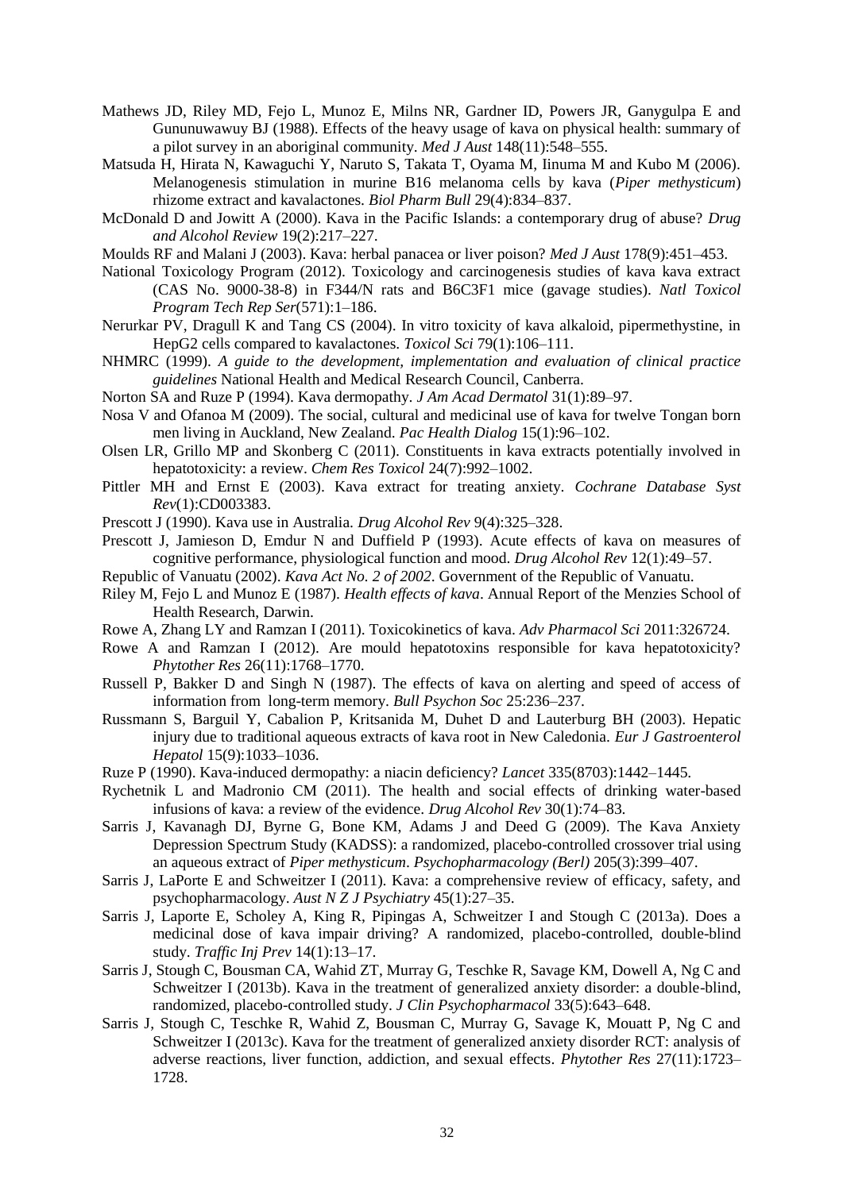Mathews JD, Riley MD, Fejo L, Munoz E, Milns NR, Gardner ID, Powers JR, Ganygulpa E and Gununuwawuy BJ (1988). Effects of the heavy usage of kava on physical health: summary of a pilot survey in an aboriginal community. *Med J Aust* 148(11):548–555.

Matsuda H, Hirata N, Kawaguchi Y, Naruto S, Takata T, Oyama M, Iinuma M and Kubo M (2006). Melanogenesis stimulation in murine B16 melanoma cells by kava (*Piper methysticum*) rhizome extract and kavalactones. *Biol Pharm Bull* 29(4):834–837.

McDonald D and Jowitt A (2000). Kava in the Pacific Islands: a contemporary drug of abuse? *Drug and Alcohol Review* 19(2):217–227.

Moulds RF and Malani J (2003). Kava: herbal panacea or liver poison? *Med J Aust* 178(9):451–453.

National Toxicology Program (2012). Toxicology and carcinogenesis studies of kava kava extract (CAS No. 9000-38-8) in F344/N rats and B6C3F1 mice (gavage studies). *Natl Toxicol Program Tech Rep Ser*(571):1–186.

Nerurkar PV, Dragull K and Tang CS (2004). In vitro toxicity of kava alkaloid, pipermethystine, in HepG2 cells compared to kavalactones. *Toxicol Sci* 79(1):106–111.

NHMRC (1999). *A guide to the development, implementation and evaluation of clinical practice guidelines* National Health and Medical Research Council, Canberra.

Norton SA and Ruze P (1994). Kava dermopathy. *J Am Acad Dermatol* 31(1):89–97.

Nosa V and Ofanoa M (2009). The social, cultural and medicinal use of kava for twelve Tongan born men living in Auckland, New Zealand. *Pac Health Dialog* 15(1):96–102.

Olsen LR, Grillo MP and Skonberg C (2011). Constituents in kava extracts potentially involved in hepatotoxicity: a review. *Chem Res Toxicol* 24(7):992–1002.

Pittler MH and Ernst E (2003). Kava extract for treating anxiety. *Cochrane Database Syst Rev*(1):CD003383.

Prescott J (1990). Kava use in Australia. *Drug Alcohol Rev* 9(4):325–328.

Prescott J, Jamieson D, Emdur N and Duffield P (1993). Acute effects of kava on measures of cognitive performance, physiological function and mood. *Drug Alcohol Rev* 12(1):49–57.

Republic of Vanuatu (2002). *Kava Act No. 2 of 2002*. Government of the Republic of Vanuatu.

Riley M, Fejo L and Munoz E (1987). *Health effects of kava*. Annual Report of the Menzies School of Health Research, Darwin.

Rowe A, Zhang LY and Ramzan I (2011). Toxicokinetics of kava. *Adv Pharmacol Sci* 2011:326724.

Rowe A and Ramzan I (2012). Are mould hepatotoxins responsible for kava hepatotoxicity? *Phytother Res* 26(11):1768–1770.

Russell P, Bakker D and Singh N (1987). The effects of kava on alerting and speed of access of information from long-term memory. *Bull Psychon Soc* 25:236–237.

Russmann S, Barguil Y, Cabalion P, Kritsanida M, Duhet D and Lauterburg BH (2003). Hepatic injury due to traditional aqueous extracts of kava root in New Caledonia. *Eur J Gastroenterol Hepatol* 15(9):1033–1036.

Ruze P (1990). Kava-induced dermopathy: a niacin deficiency? *Lancet* 335(8703):1442–1445.

Rychetnik L and Madronio CM (2011). The health and social effects of drinking water-based infusions of kava: a review of the evidence. *Drug Alcohol Rev* 30(1):74–83.

Sarris J, Kavanagh DJ, Byrne G, Bone KM, Adams J and Deed G (2009). The Kava Anxiety Depression Spectrum Study (KADSS): a randomized, placebo-controlled crossover trial using an aqueous extract of *Piper methysticum*. *Psychopharmacology (Berl)* 205(3):399–407.

Sarris J, LaPorte E and Schweitzer I (2011). Kava: a comprehensive review of efficacy, safety, and psychopharmacology. *Aust N Z J Psychiatry* 45(1):27–35.

Sarris J, Laporte E, Scholey A, King R, Pipingas A, Schweitzer I and Stough C (2013a). Does a medicinal dose of kava impair driving? A randomized, placebo-controlled, double-blind study. *Traffic Inj Prev* 14(1):13–17.

Sarris J, Stough C, Bousman CA, Wahid ZT, Murray G, Teschke R, Savage KM, Dowell A, Ng C and Schweitzer I (2013b). Kava in the treatment of generalized anxiety disorder: a double-blind, randomized, placebo-controlled study. *J Clin Psychopharmacol* 33(5):643–648.

Sarris J, Stough C, Teschke R, Wahid Z, Bousman C, Murray G, Savage K, Mouatt P, Ng C and Schweitzer I (2013c). Kava for the treatment of generalized anxiety disorder RCT: analysis of adverse reactions, liver function, addiction, and sexual effects. *Phytother Res* 27(11):1723–1728.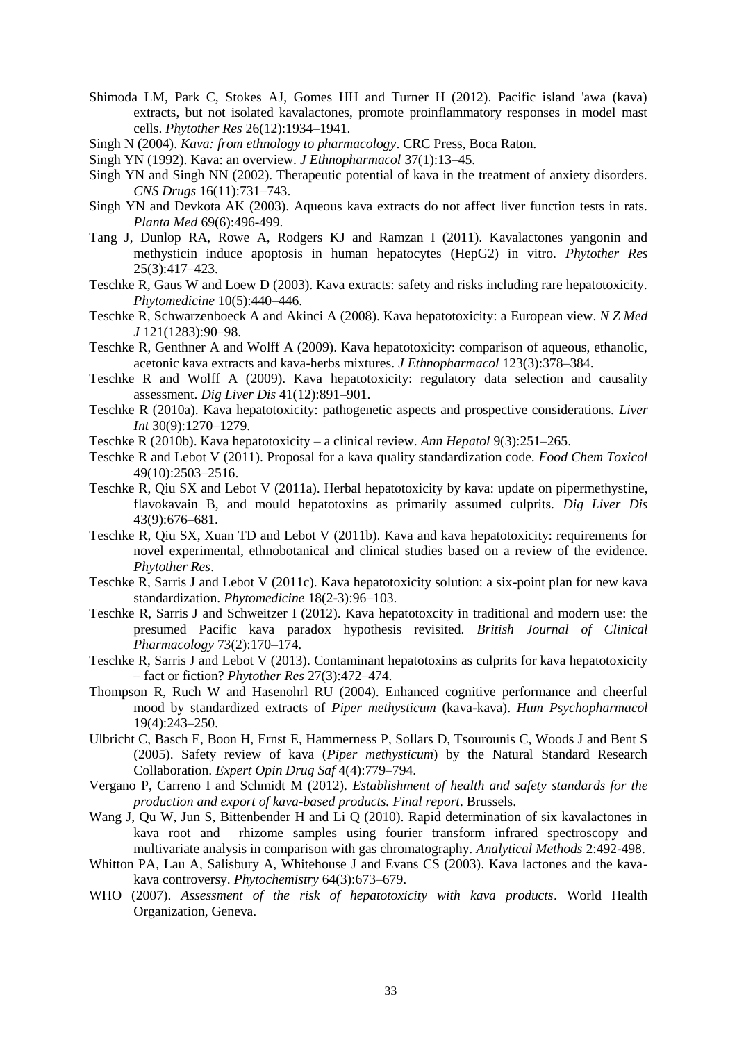Shimoda LM, Park C, Stokes AJ, Gomes HH and Turner H (2012). Pacific island 'awa (kava) extracts, but not isolated kavalactones, promote proinflammatory responses in model mast cells. *Phytother Res* 26(12):1934–1941.

Singh N (2004). *Kava: from ethnology to pharmacology*. CRC Press, Boca Raton.

Singh YN (1992). Kava: an overview. *J Ethnopharmacol* 37(1):13–45.

Singh YN and Singh NN (2002). Therapeutic potential of kava in the treatment of anxiety disorders. *CNS Drugs* 16(11):731–743.

Singh YN and Devkota AK (2003). Aqueous kava extracts do not affect liver function tests in rats. *Planta Med* 69(6):496-499.

Tang J, Dunlop RA, Rowe A, Rodgers KJ and Ramzan I (2011). Kavalactones yangonin and methysticin induce apoptosis in human hepatocytes (HepG2) in vitro. *Phytother Res* 25(3):417–423.

Teschke R, Gaus W and Loew D (2003). Kava extracts: safety and risks including rare hepatotoxicity. *Phytomedicine* 10(5):440–446.

Teschke R, Schwarzenboeck A and Akinci A (2008). Kava hepatotoxicity: a European view. *N Z Med J* 121(1283):90–98.

Teschke R, Genthner A and Wolff A (2009). Kava hepatotoxicity: comparison of aqueous, ethanolic, acetonic kava extracts and kava-herbs mixtures. *J Ethnopharmacol* 123(3):378–384.

Teschke R and Wolff A (2009). Kava hepatotoxicity: regulatory data selection and causality assessment. *Dig Liver Dis* 41(12):891–901.

Teschke R (2010a). Kava hepatotoxicity: pathogenetic aspects and prospective considerations. *Liver Int* 30(9):1270–1279.

Teschke R (2010b). Kava hepatotoxicity – a clinical review. *Ann Hepatol* 9(3):251–265.

Teschke R and Lebot V (2011). Proposal for a kava quality standardization code. *Food Chem Toxicol* 49(10):2503–2516.

Teschke R, Qiu SX and Lebot V (2011a). Herbal hepatotoxicity by kava: update on pipermethystine, flavokavain B, and mould hepatotoxins as primarily assumed culprits. *Dig Liver Dis* 43(9):676–681.

Teschke R, Qiu SX, Xuan TD and Lebot V (2011b). Kava and kava hepatotoxicity: requirements for novel experimental, ethnobotanical and clinical studies based on a review of the evidence. *Phytother Res*.

Teschke R, Sarris J and Lebot V (2011c). Kava hepatotoxicity solution: a six-point plan for new kava standardization. *Phytomedicine* 18(2-3):96–103.

Teschke R, Sarris J and Schweitzer I (2012). Kava hepatotoxcity in traditional and modern use: the presumed Pacific kava paradox hypothesis revisited. *British Journal of Clinical Pharmacology* 73(2):170–174.

Teschke R, Sarris J and Lebot V (2013). Contaminant hepatotoxins as culprits for kava hepatotoxicity – fact or fiction? *Phytother Res* 27(3):472–474.

Thompson R, Ruch W and Hasenohrl RU (2004). Enhanced cognitive performance and cheerful mood by standardized extracts of *Piper methysticum* (kava-kava). *Hum Psychopharmacol* 19(4):243–250.

Ulbricht C, Basch E, Boon H, Ernst E, Hammerness P, Sollars D, Tsourounis C, Woods J and Bent S (2005). Safety review of kava (*Piper methysticum*) by the Natural Standard Research Collaboration. *Expert Opin Drug Saf* 4(4):779–794.

Vergano P, Carreno I and Schmidt M (2012). *Establishment of health and safety standards for the production and export of kava-based products. Final report*. Brussels.

Wang J, Qu W, Jun S, Bittenbender H and Li Q (2010). Rapid determination of six kavalactones in kava root and rhizome samples using fourier transform infrared spectroscopy and multivariate analysis in comparison with gas chromatography. *Analytical Methods* 2:492-498.

Whitton PA, Lau A, Salisbury A, Whitehouse J and Evans CS (2003). Kava lactones and the kava-kava controversy. *Phytochemistry* 64(3):673–679.

WHO (2007). *Assessment of the risk of hepatotoxicity with kava products*. World Health Organization, Geneva.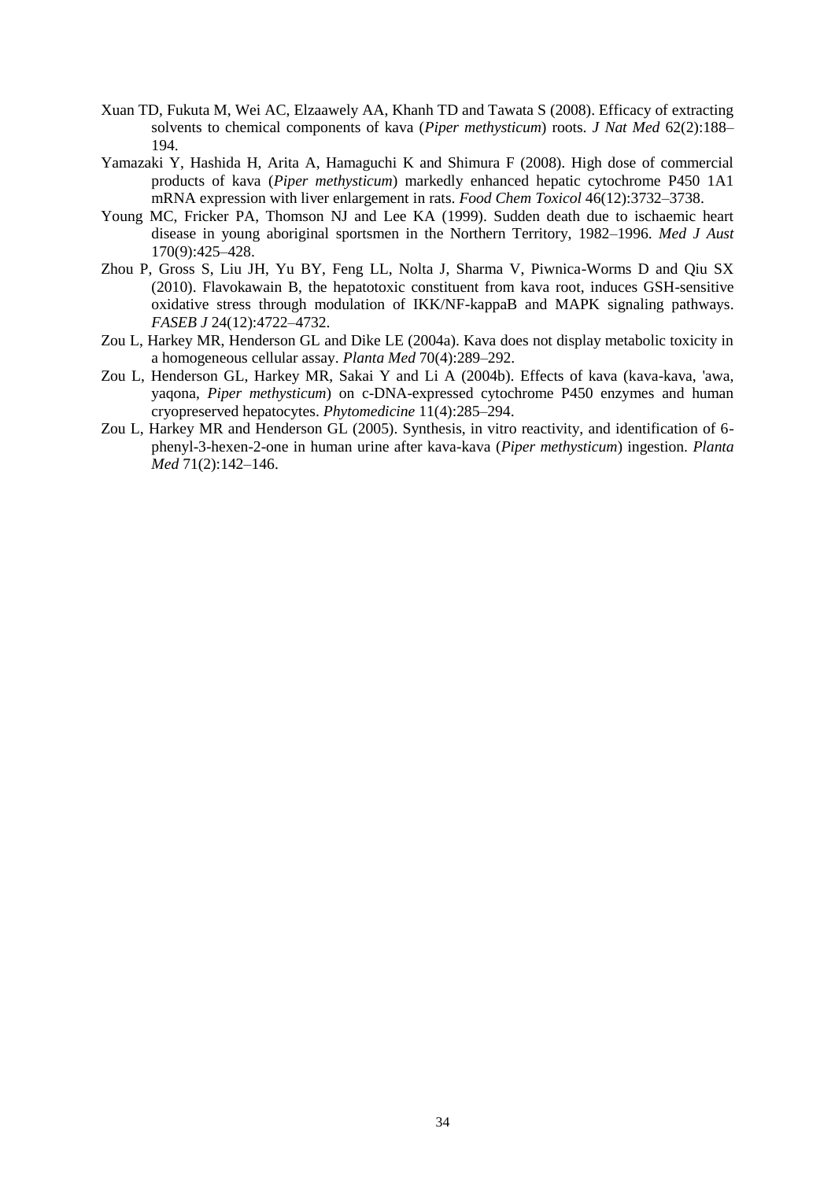Xuan TD, Fukuta M, Wei AC, Elzaawely AA, Khanh TD and Tawata S (2008). Efficacy of extracting solvents to chemical components of kava (*Piper methysticum*) roots. *J Nat Med* 62(2):188–194.

Yamazaki Y, Hashida H, Arita A, Hamaguchi K and Shimura F (2008). High dose of commercial products of kava (*Piper methysticum*) markedly enhanced hepatic cytochrome P450 1A1 mRNA expression with liver enlargement in rats. *Food Chem Toxicol* 46(12):3732–3738.

Young MC, Fricker PA, Thomson NJ and Lee KA (1999). Sudden death due to ischaemic heart disease in young aboriginal sportsmen in the Northern Territory, 1982–1996. *Med J Aust* 170(9):425–428.

Zhou P, Gross S, Liu JH, Yu BY, Feng LL, Nolta J, Sharma V, Piwnica-Worms D and Qiu SX (2010). Flavokawain B, the hepatotoxic constituent from kava root, induces GSH-sensitive oxidative stress through modulation of IKK/NF-kappaB and MAPK signaling pathways. *FASEB J* 24(12):4722–4732.

Zou L, Harkey MR, Henderson GL and Dike LE (2004a). Kava does not display metabolic toxicity in a homogeneous cellular assay. *Planta Med* 70(4):289–292.

Zou L, Henderson GL, Harkey MR, Sakai Y and Li A (2004b). Effects of kava (kava-kava, 'awa, yaqona, *Piper methysticum*) on c-DNA-expressed cytochrome P450 enzymes and human cryopreserved hepatocytes. *Phytomedicine* 11(4):285–294.

Zou L, Harkey MR and Henderson GL (2005). Synthesis, in vitro reactivity, and identification of 6-phenyl-3-hexen-2-one in human urine after kava-kava (*Piper methysticum*) ingestion. *Planta Med* 71(2):142–146.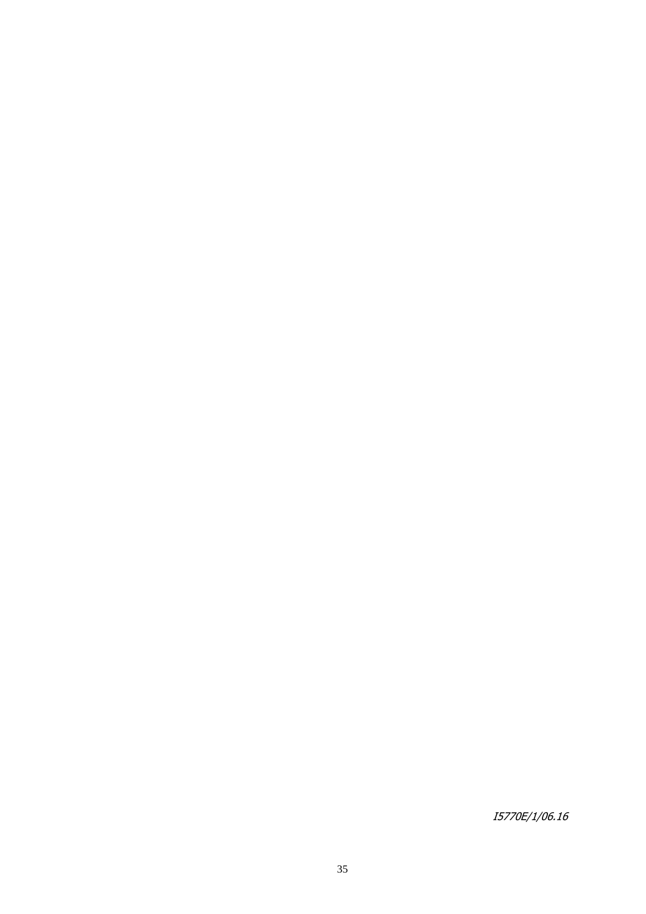*I5770E/1/06.16*